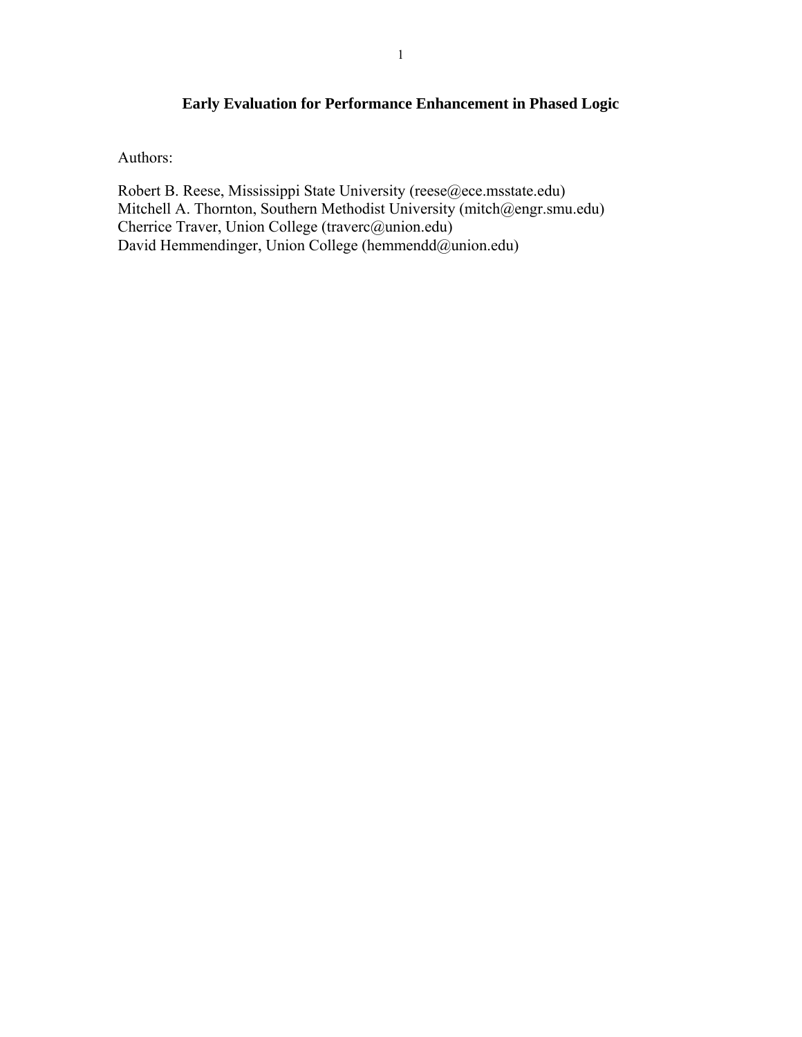# Early Evaluation for Performance Enhancement in Phased Logic

Authors:

Robert B. Reese, Mississippi State University (reese@ece.msstate.edu)
Mitchell A. Thornton, Southern Methodist University (mitch@engr.smu.edu)
Cherrice Traver, Union College (traverc@union.edu)
David Hemmendinger, Union College (hemmendd@union.edu)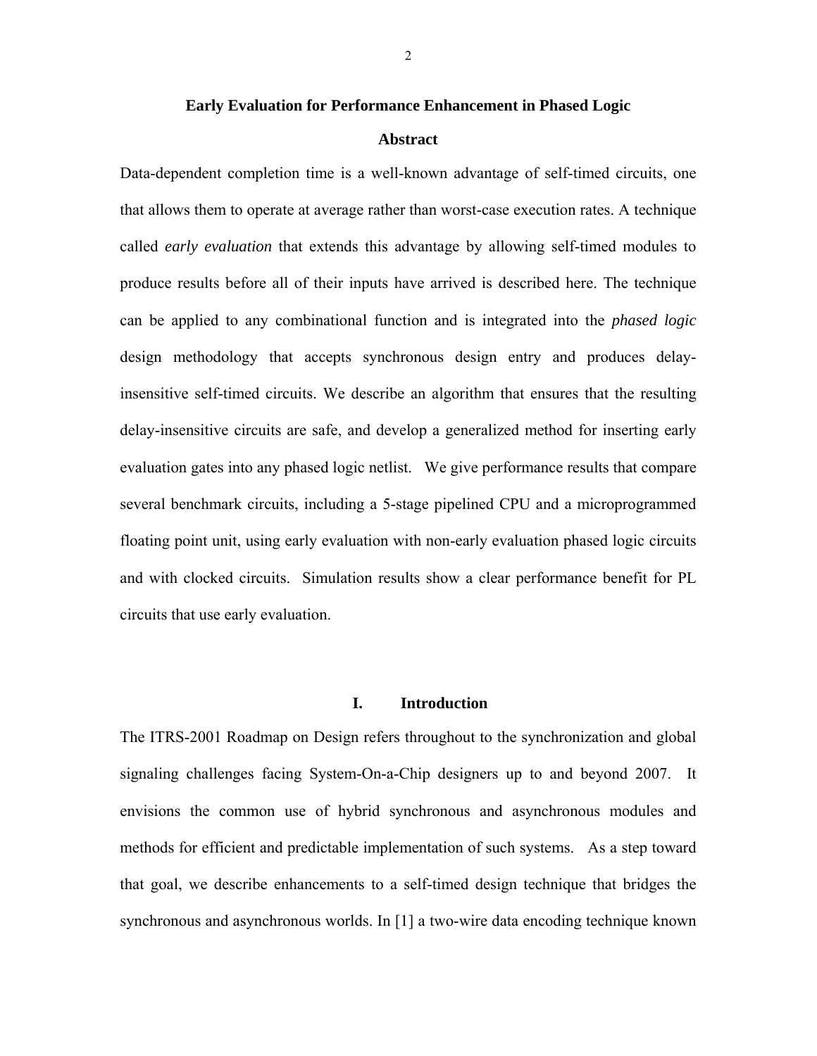# Early Evaluation for Performance Enhancement in Phased Logic

## Abstract

Data-dependent completion time is a well-known advantage of self-timed circuits, one that allows them to operate at average rather than worst-case execution rates. A technique called *early evaluation* that extends this advantage by allowing self-timed modules to produce results before all of their inputs have arrived is described here. The technique can be applied to any combinational function and is integrated into the *phased logic* design methodology that accepts synchronous design entry and produces delay-insensitive self-timed circuits. We describe an algorithm that ensures that the resulting delay-insensitive circuits are safe, and develop a generalized method for inserting early evaluation gates into any phased logic netlist. We give performance results that compare several benchmark circuits, including a 5-stage pipelined CPU and a microprogrammed floating point unit, using early evaluation with non-early evaluation phased logic circuits and with clocked circuits. Simulation results show a clear performance benefit for PL circuits that use early evaluation.

## I. Introduction

The ITRS-2001 Roadmap on Design refers throughout to the synchronization and global signaling challenges facing System-On-a-Chip designers up to and beyond 2007. It envisions the common use of hybrid synchronous and asynchronous modules and methods for efficient and predictable implementation of such systems. As a step toward that goal, we describe enhancements to a self-timed design technique that bridges the synchronous and asynchronous worlds. In [1] a two-wire data encoding technique known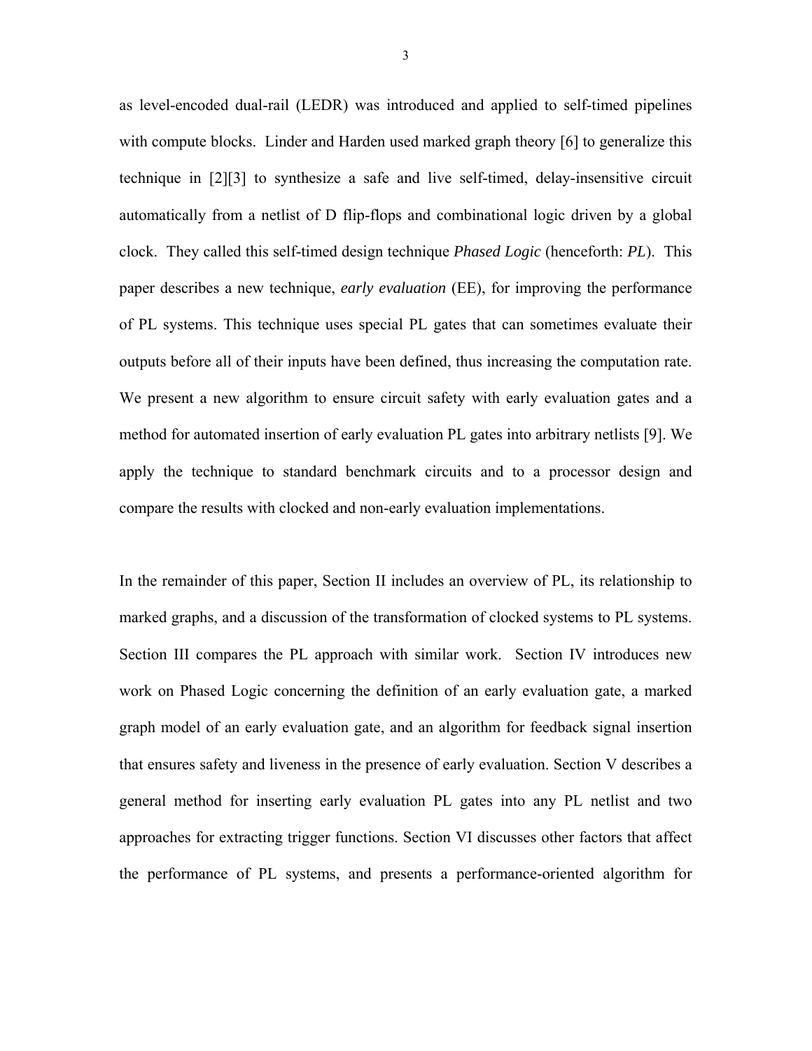as level-encoded dual-rail (LEDR) was introduced and applied to self-timed pipelines with compute blocks. Linder and Harden used marked graph theory [6] to generalize this technique in [2][3] to synthesize a safe and live self-timed, delay-insensitive circuit automatically from a netlist of D flip-flops and combinational logic driven by a global clock. They called this self-timed design technique *Phased Logic* (henceforth: *PL*). This paper describes a new technique, *early evaluation* (EE), for improving the performance of PL systems. This technique uses special PL gates that can sometimes evaluate their outputs before all of their inputs have been defined, thus increasing the computation rate. We present a new algorithm to ensure circuit safety with early evaluation gates and a method for automated insertion of early evaluation PL gates into arbitrary netlists [9]. We apply the technique to standard benchmark circuits and to a processor design and compare the results with clocked and non-early evaluation implementations.

In the remainder of this paper, Section II includes an overview of PL, its relationship to marked graphs, and a discussion of the transformation of clocked systems to PL systems. Section III compares the PL approach with similar work. Section IV introduces new work on Phased Logic concerning the definition of an early evaluation gate, a marked graph model of an early evaluation gate, and an algorithm for feedback signal insertion that ensures safety and liveness in the presence of early evaluation. Section V describes a general method for inserting early evaluation PL gates into any PL netlist and two approaches for extracting trigger functions. Section VI discusses other factors that affect the performance of PL systems, and presents a performance-oriented algorithm for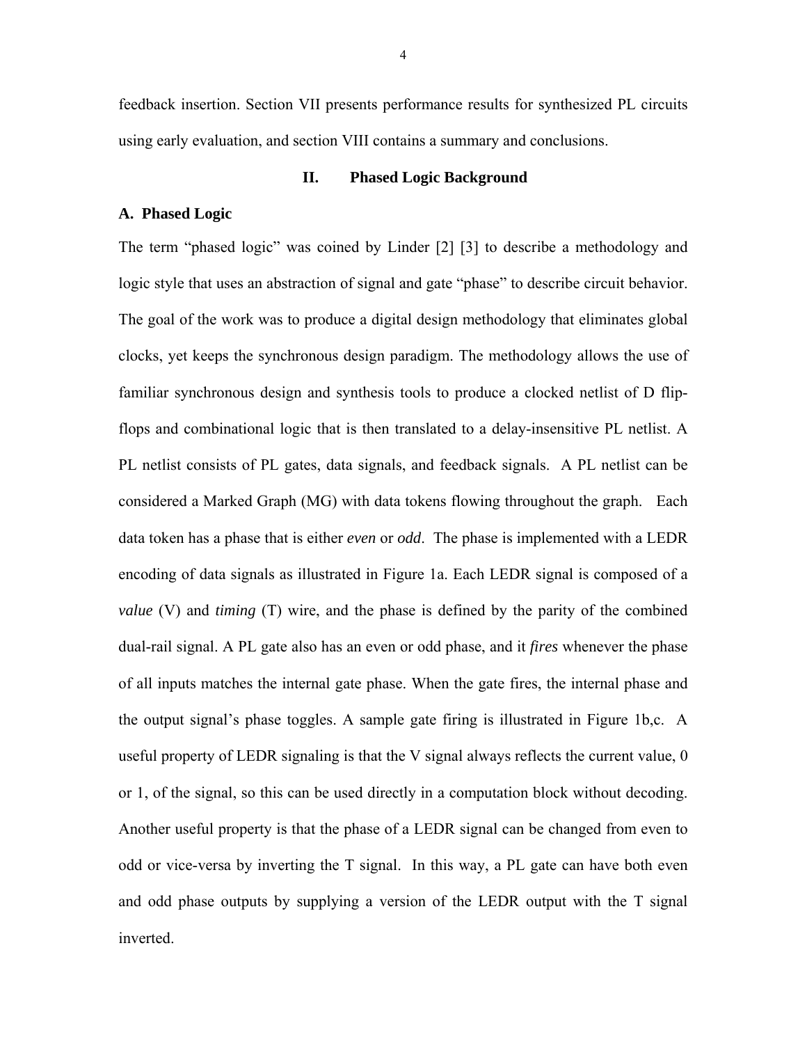feedback insertion. Section VII presents performance results for synthesized PL circuits using early evaluation, and section VIII contains a summary and conclusions.

## II. Phased Logic Background

### A. Phased Logic

The term "phased logic" was coined by Linder [2] [3] to describe a methodology and logic style that uses an abstraction of signal and gate "phase" to describe circuit behavior. The goal of the work was to produce a digital design methodology that eliminates global clocks, yet keeps the synchronous design paradigm. The methodology allows the use of familiar synchronous design and synthesis tools to produce a clocked netlist of D flip-flops and combinational logic that is then translated to a delay-insensitive PL netlist. A PL netlist consists of PL gates, data signals, and feedback signals. A PL netlist can be considered a Marked Graph (MG) with data tokens flowing throughout the graph. Each data token has a phase that is either *even* or *odd*. The phase is implemented with a LEDR encoding of data signals as illustrated in Figure 1a. Each LEDR signal is composed of a *value* (V) and *timing* (T) wire, and the phase is defined by the parity of the combined dual-rail signal. A PL gate also has an even or odd phase, and it *fires* whenever the phase of all inputs matches the internal gate phase. When the gate fires, the internal phase and the output signal's phase toggles. A sample gate firing is illustrated in Figure 1b,c. A useful property of LEDR signaling is that the V signal always reflects the current value, 0 or 1, of the signal, so this can be used directly in a computation block without decoding. Another useful property is that the phase of a LEDR signal can be changed from even to odd or vice-versa by inverting the T signal. In this way, a PL gate can have both even and odd phase outputs by supplying a version of the LEDR output with the T signal inverted.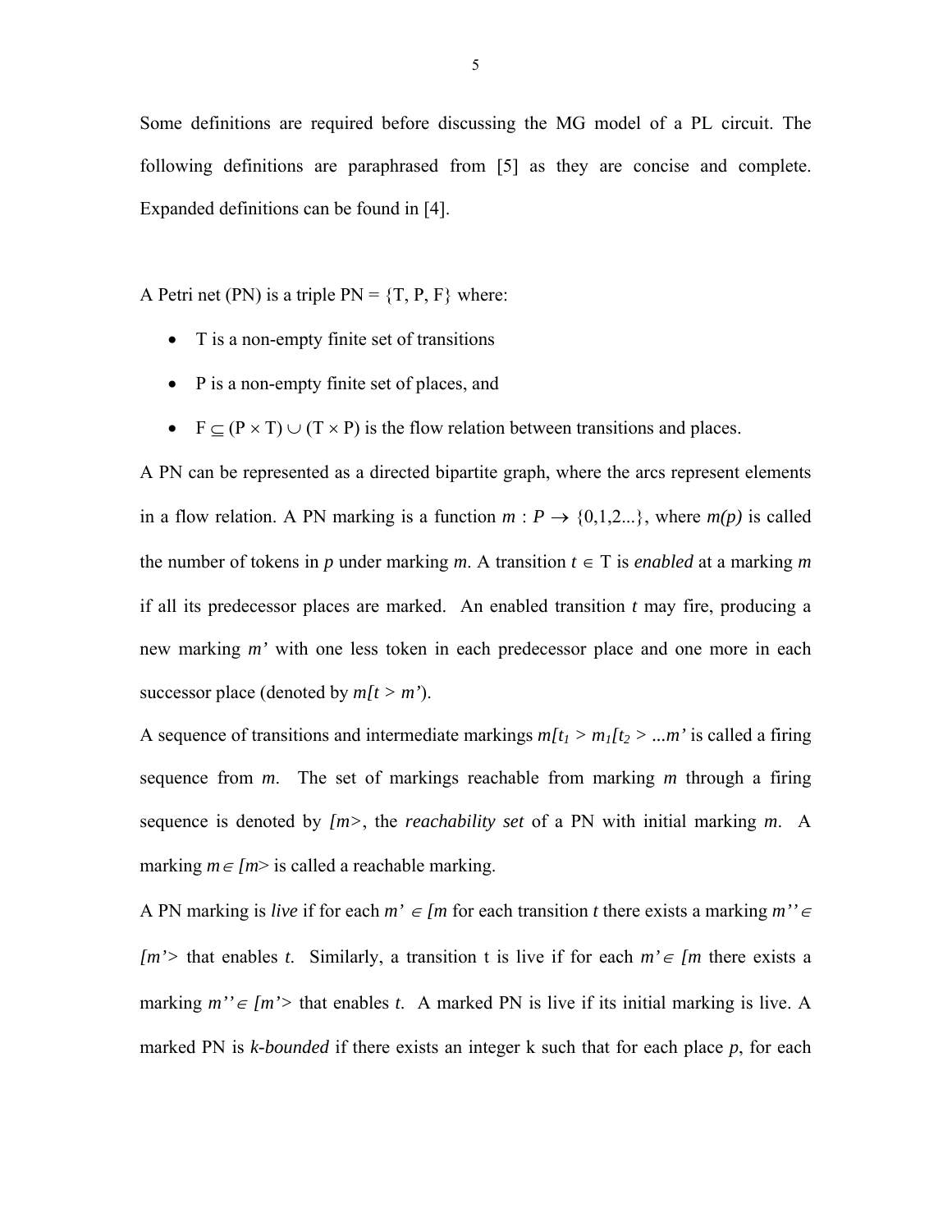Some definitions are required before discussing the MG model of a PL circuit. The following definitions are paraphrased from [5] as they are concise and complete. Expanded definitions can be found in [4].

A Petri net (PN) is a triple PN = {T, P, F} where:

- T is a non-empty finite set of transitions
- P is a non-empty finite set of places, and
- $F \subseteq (P \times T) \cup (T \times P)$ is the flow relation between transitions and places.

A PN can be represented as a directed bipartite graph, where the arcs represent elements in a flow relation. A PN marking is a function $m : P \rightarrow \{0,1,2...\}$, where $m(p)$ is called the number of tokens in $p$ under marking $m$. A transition $t \in T$ is *enabled* at a marking $m$ if all its predecessor places are marked. An enabled transition $t$ may fire, producing a new marking $m'$ with one less token in each predecessor place and one more in each successor place (denoted by $m[t > m'$).

A sequence of transitions and intermediate markings $m[t_1 > m_1[t_2 > ...m'$ is called a firing sequence from $m$. The set of markings reachable from marking $m$ through a firing sequence is denoted by $[m>$, the *reachability set* of a PN with initial marking $m$. A marking $m \in [m>$ is called a reachable marking.

A PN marking is *live* if for each $m' \in [m$ for each transition $t$ there exists a marking $m'' \in [m'>$ that enables $t$. Similarly, a transition t is live if for each $m' \in [m$ there exists a marking $m'' \in [m'>$ that enables $t$. A marked PN is live if its initial marking is live. A marked PN is *k-bounded* if there exists an integer k such that for each place $p$, for each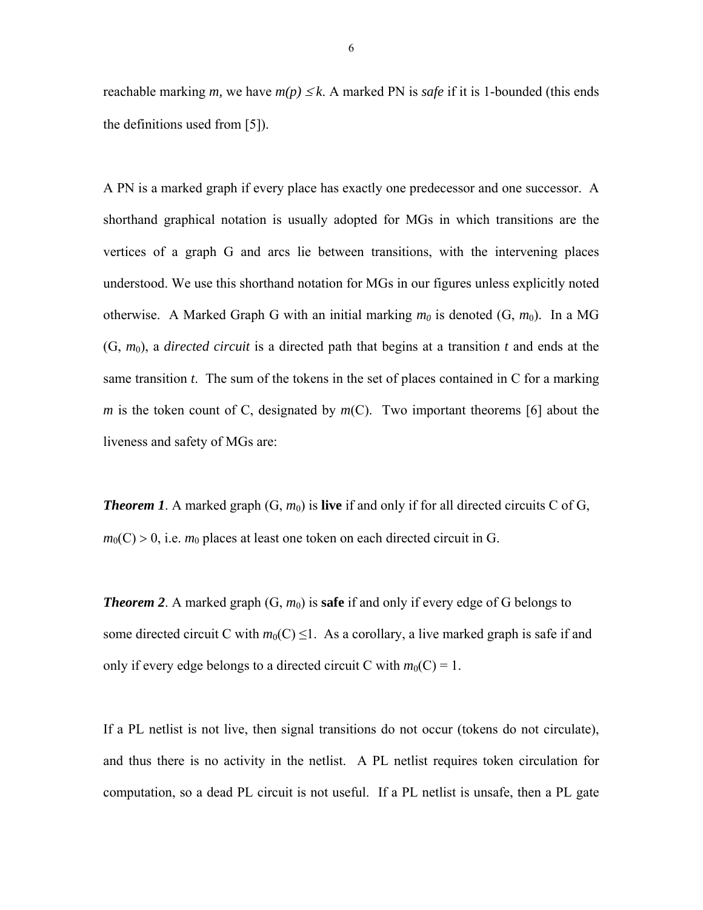reachable marking *m,* we have $m(p) \leq k$. A marked PN is *safe* if it is 1-bounded (this ends the definitions used from [5]).

A PN is a marked graph if every place has exactly one predecessor and one successor. A shorthand graphical notation is usually adopted for MGs in which transitions are the vertices of a graph G and arcs lie between transitions, with the intervening places understood. We use this shorthand notation for MGs in our figures unless explicitly noted otherwise. A Marked Graph G with an initial marking $m_0$ is denoted (G, $m_0$). In a MG (G, $m_0$), a *directed circuit* is a directed path that begins at a transition *t* and ends at the same transition *t*. The sum of the tokens in the set of places contained in C for a marking *m* is the token count of C, designated by $m$(C). Two important theorems [6] about the liveness and safety of MGs are:

***Theorem 1***. A marked graph (G, $m_0$) is **live** if and only if for all directed circuits C of G, $m_0(C) > 0$, i.e. $m_0$ places at least one token on each directed circuit in G.

***Theorem 2***. A marked graph (G, $m_0$) is **safe** if and only if every edge of G belongs to some directed circuit C with $m_0(C) \leq 1$. As a corollary, a live marked graph is safe if and only if every edge belongs to a directed circuit C with $m_0(C) = 1$.

If a PL netlist is not live, then signal transitions do not occur (tokens do not circulate), and thus there is no activity in the netlist. A PL netlist requires token circulation for computation, so a dead PL circuit is not useful. If a PL netlist is unsafe, then a PL gate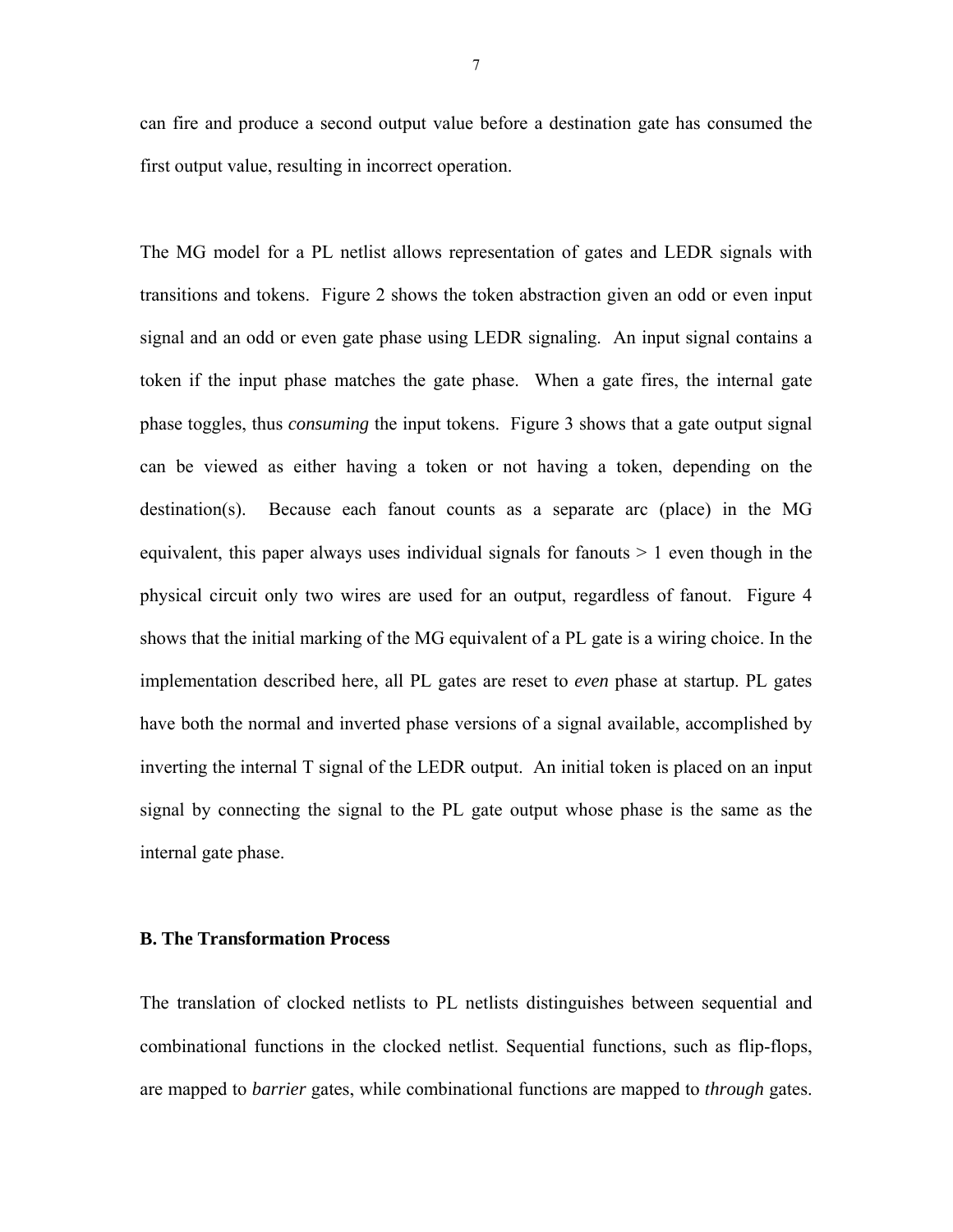can fire and produce a second output value before a destination gate has consumed the first output value, resulting in incorrect operation.

The MG model for a PL netlist allows representation of gates and LEDR signals with transitions and tokens. Figure 2 shows the token abstraction given an odd or even input signal and an odd or even gate phase using LEDR signaling. An input signal contains a token if the input phase matches the gate phase. When a gate fires, the internal gate phase toggles, thus *consuming* the input tokens. Figure 3 shows that a gate output signal can be viewed as either having a token or not having a token, depending on the destination(s). Because each fanout counts as a separate arc (place) in the MG equivalent, this paper always uses individual signals for fanouts > 1 even though in the physical circuit only two wires are used for an output, regardless of fanout. Figure 4 shows that the initial marking of the MG equivalent of a PL gate is a wiring choice. In the implementation described here, all PL gates are reset to *even* phase at startup. PL gates have both the normal and inverted phase versions of a signal available, accomplished by inverting the internal T signal of the LEDR output. An initial token is placed on an input signal by connecting the signal to the PL gate output whose phase is the same as the internal gate phase.

### B. The Transformation Process

The translation of clocked netlists to PL netlists distinguishes between sequential and combinational functions in the clocked netlist. Sequential functions, such as flip-flops, are mapped to *barrier* gates, while combinational functions are mapped to *through* gates.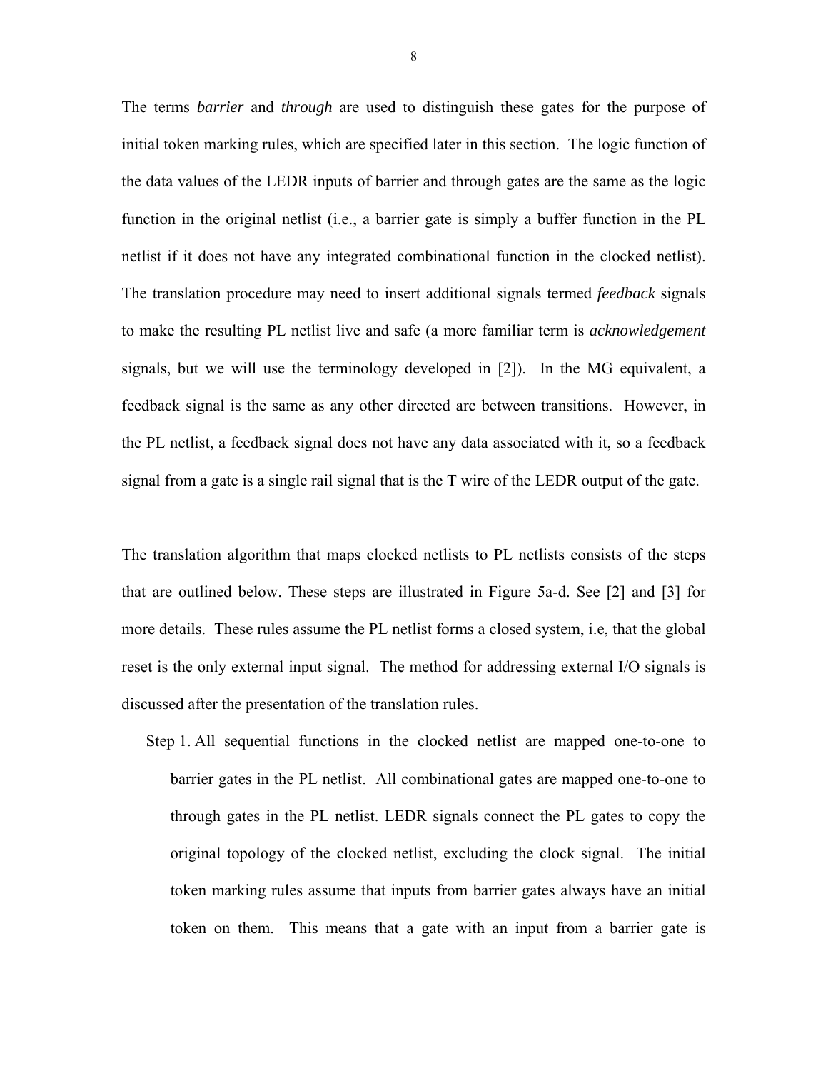The terms *barrier* and *through* are used to distinguish these gates for the purpose of initial token marking rules, which are specified later in this section. The logic function of the data values of the LEDR inputs of barrier and through gates are the same as the logic function in the original netlist (i.e., a barrier gate is simply a buffer function in the PL netlist if it does not have any integrated combinational function in the clocked netlist). The translation procedure may need to insert additional signals termed *feedback* signals to make the resulting PL netlist live and safe (a more familiar term is *acknowledgement* signals, but we will use the terminology developed in [2]). In the MG equivalent, a feedback signal is the same as any other directed arc between transitions. However, in the PL netlist, a feedback signal does not have any data associated with it, so a feedback signal from a gate is a single rail signal that is the T wire of the LEDR output of the gate.

The translation algorithm that maps clocked netlists to PL netlists consists of the steps that are outlined below. These steps are illustrated in Figure 5a-d. See [2] and [3] for more details. These rules assume the PL netlist forms a closed system, i.e, that the global reset is the only external input signal. The method for addressing external I/O signals is discussed after the presentation of the translation rules.

Step 1. All sequential functions in the clocked netlist are mapped one-to-one to barrier gates in the PL netlist. All combinational gates are mapped one-to-one to through gates in the PL netlist. LEDR signals connect the PL gates to copy the original topology of the clocked netlist, excluding the clock signal. The initial token marking rules assume that inputs from barrier gates always have an initial token on them. This means that a gate with an input from a barrier gate is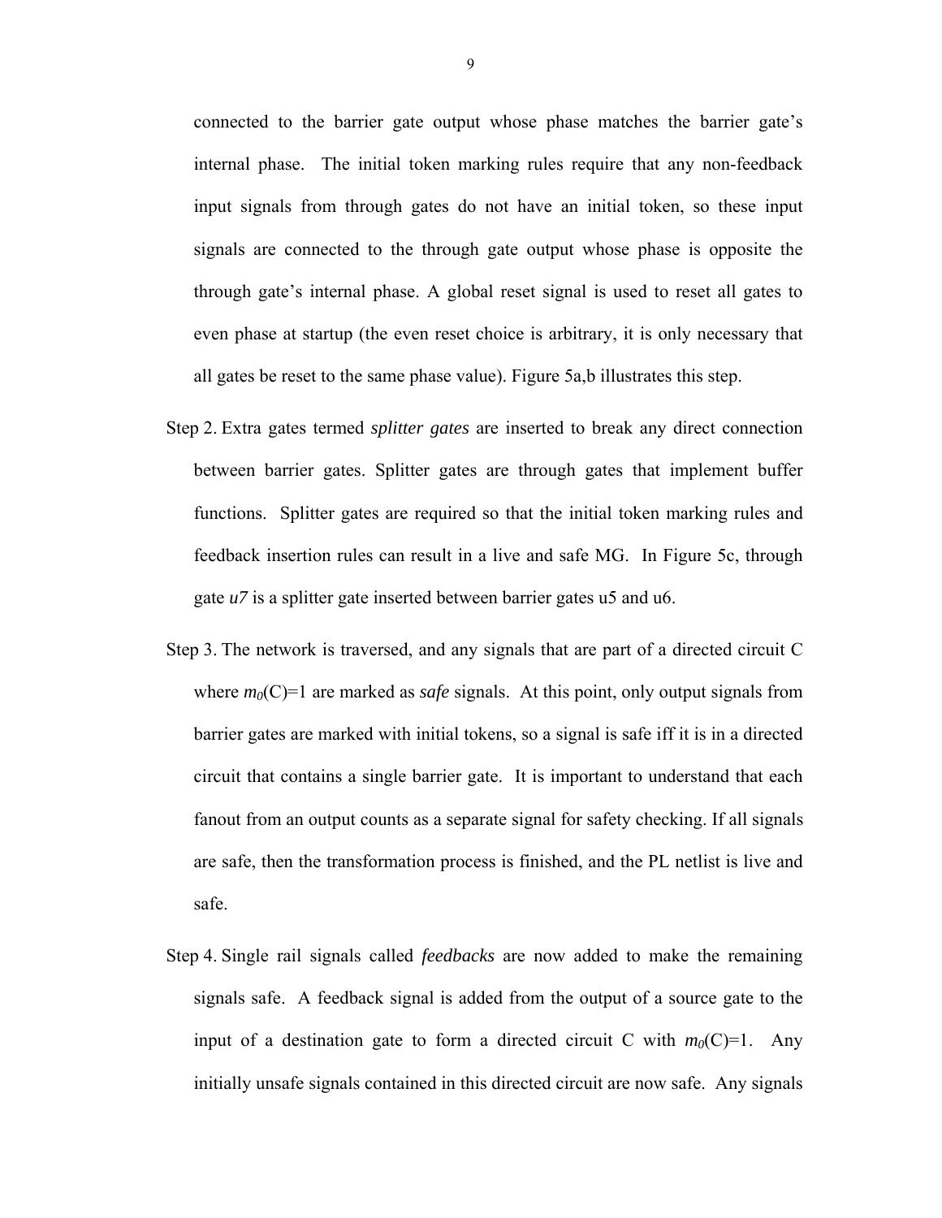connected to the barrier gate output whose phase matches the barrier gate's internal phase. The initial token marking rules require that any non-feedback input signals from through gates do not have an initial token, so these input signals are connected to the through gate output whose phase is opposite the through gate's internal phase. A global reset signal is used to reset all gates to even phase at startup (the even reset choice is arbitrary, it is only necessary that all gates be reset to the same phase value). Figure 5a,b illustrates this step.

Step 2. Extra gates termed *splitter gates* are inserted to break any direct connection between barrier gates. Splitter gates are through gates that implement buffer functions. Splitter gates are required so that the initial token marking rules and feedback insertion rules can result in a live and safe MG. In Figure 5c, through gate *u7* is a splitter gate inserted between barrier gates u5 and u6.

Step 3. The network is traversed, and any signals that are part of a directed circuit C where $m_0$(C)=1 are marked as *safe* signals. At this point, only output signals from barrier gates are marked with initial tokens, so a signal is safe iff it is in a directed circuit that contains a single barrier gate. It is important to understand that each fanout from an output counts as a separate signal for safety checking. If all signals are safe, then the transformation process is finished, and the PL netlist is live and safe.

Step 4. Single rail signals called *feedbacks* are now added to make the remaining signals safe. A feedback signal is added from the output of a source gate to the input of a destination gate to form a directed circuit C with $m_0$(C)=1. Any initially unsafe signals contained in this directed circuit are now safe. Any signals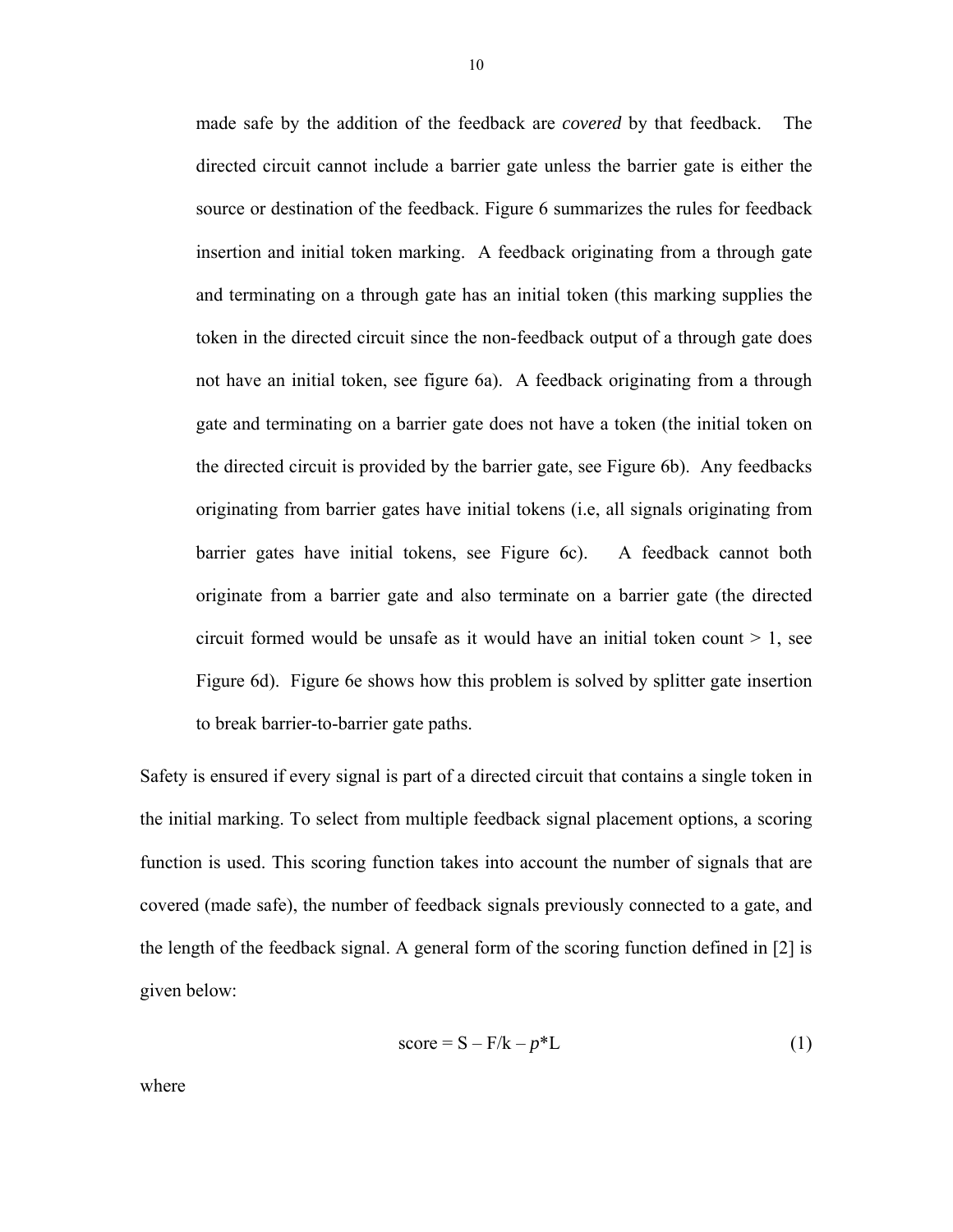made safe by the addition of the feedback are *covered* by that feedback. The directed circuit cannot include a barrier gate unless the barrier gate is either the source or destination of the feedback. Figure 6 summarizes the rules for feedback insertion and initial token marking. A feedback originating from a through gate and terminating on a through gate has an initial token (this marking supplies the token in the directed circuit since the non-feedback output of a through gate does not have an initial token, see figure 6a). A feedback originating from a through gate and terminating on a barrier gate does not have a token (the initial token on the directed circuit is provided by the barrier gate, see Figure 6b). Any feedbacks originating from barrier gates have initial tokens (i.e, all signals originating from barrier gates have initial tokens, see Figure 6c). A feedback cannot both originate from a barrier gate and also terminate on a barrier gate (the directed circuit formed would be unsafe as it would have an initial token count > 1, see Figure 6d). Figure 6e shows how this problem is solved by splitter gate insertion to break barrier-to-barrier gate paths.

Safety is ensured if every signal is part of a directed circuit that contains a single token in the initial marking. To select from multiple feedback signal placement options, a scoring function is used. This scoring function takes into account the number of signals that are covered (made safe), the number of feedback signals previously connected to a gate, and the length of the feedback signal. A general form of the scoring function defined in [2] is given below:

$$\text{score} = S - F/k - p*L \tag{1}$$

where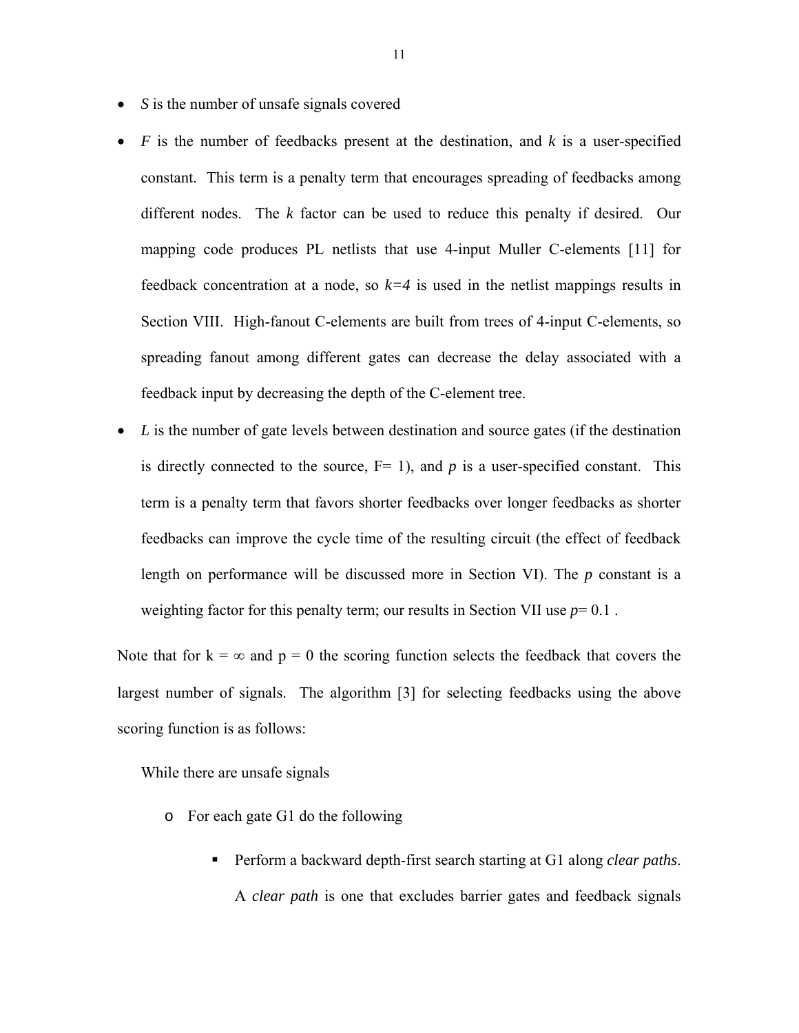- $S$ is the number of unsafe signals covered
- $F$ is the number of feedbacks present at the destination, and $k$ is a user-specified constant. This term is a penalty term that encourages spreading of feedbacks among different nodes. The $k$ factor can be used to reduce this penalty if desired. Our mapping code produces PL netlists that use 4-input Muller C-elements [11] for feedback concentration at a node, so $k=4$ is used in the netlist mappings results in Section VIII. High-fanout C-elements are built from trees of 4-input C-elements, so spreading fanout among different gates can decrease the delay associated with a feedback input by decreasing the depth of the C-element tree.
- $L$ is the number of gate levels between destination and source gates (if the destination is directly connected to the source, F= 1), and $p$ is a user-specified constant. This term is a penalty term that favors shorter feedbacks over longer feedbacks as shorter feedbacks can improve the cycle time of the resulting circuit (the effect of feedback length on performance will be discussed more in Section VI). The $p$ constant is a weighting factor for this penalty term; our results in Section VII use $p= 0.1$ .

Note that for $k = \infty$ and $p = 0$ the scoring function selects the feedback that covers the largest number of signals. The algorithm [3] for selecting feedbacks using the above scoring function is as follows:

While there are unsafe signals

- For each gate G1 do the following
  - Perform a backward depth-first search starting at G1 along *clear paths*. A *clear path* is one that excludes barrier gates and feedback signals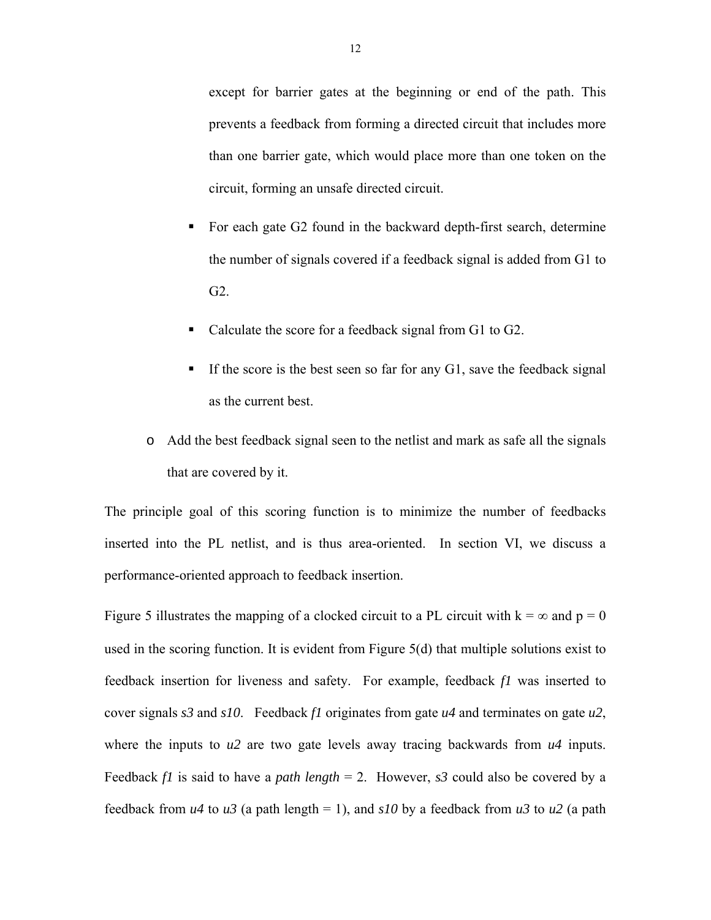except for barrier gates at the beginning or end of the path. This prevents a feedback from forming a directed circuit that includes more than one barrier gate, which would place more than one token on the circuit, forming an unsafe directed circuit.

    - For each gate G2 found in the backward depth-first search, determine the number of signals covered if a feedback signal is added from G1 to G2.
    - Calculate the score for a feedback signal from G1 to G2.
    - If the score is the best seen so far for any G1, save the feedback signal as the current best.

  - Add the best feedback signal seen to the netlist and mark as safe all the signals that are covered by it.

The principle goal of this scoring function is to minimize the number of feedbacks inserted into the PL netlist, and is thus area-oriented. In section VI, we discuss a performance-oriented approach to feedback insertion.

Figure 5 illustrates the mapping of a clocked circuit to a PL circuit with $k = \infty$ and $p = 0$ used in the scoring function. It is evident from Figure 5(d) that multiple solutions exist to feedback insertion for liveness and safety. For example, feedback *f1* was inserted to cover signals *s3* and *s10*. Feedback *f1* originates from gate *u4* and terminates on gate *u2*, where the inputs to *u2* are two gate levels away tracing backwards from *u4* inputs. Feedback *f1* is said to have a *path length* = 2. However, *s3* could also be covered by a feedback from *u4* to *u3* (a path length = 1), and *s10* by a feedback from *u3* to *u2* (a path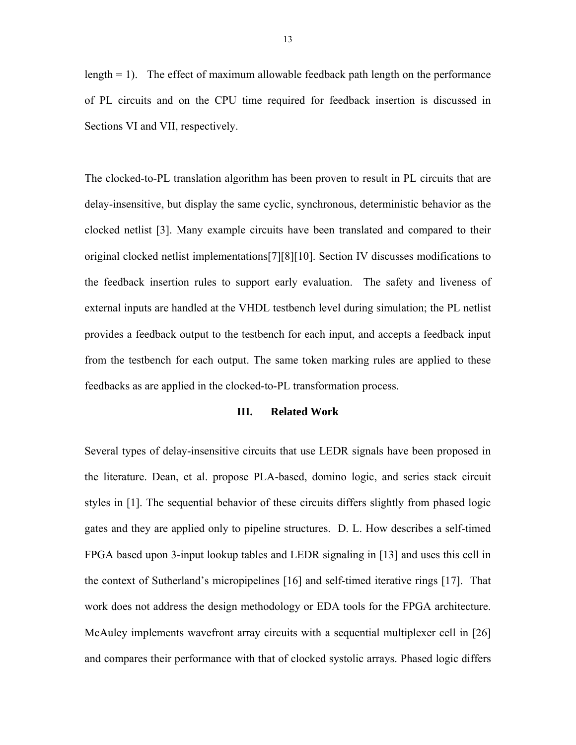length = 1). The effect of maximum allowable feedback path length on the performance of PL circuits and on the CPU time required for feedback insertion is discussed in Sections VI and VII, respectively.

The clocked-to-PL translation algorithm has been proven to result in PL circuits that are delay-insensitive, but display the same cyclic, synchronous, deterministic behavior as the clocked netlist [3]. Many example circuits have been translated and compared to their original clocked netlist implementations[7][8][10]. Section IV discusses modifications to the feedback insertion rules to support early evaluation. The safety and liveness of external inputs are handled at the VHDL testbench level during simulation; the PL netlist provides a feedback output to the testbench for each input, and accepts a feedback input from the testbench for each output. The same token marking rules are applied to these feedbacks as are applied in the clocked-to-PL transformation process.

## III. Related Work

Several types of delay-insensitive circuits that use LEDR signals have been proposed in the literature. Dean, et al. propose PLA-based, domino logic, and series stack circuit styles in [1]. The sequential behavior of these circuits differs slightly from phased logic gates and they are applied only to pipeline structures. D. L. How describes a self-timed FPGA based upon 3-input lookup tables and LEDR signaling in [13] and uses this cell in the context of Sutherland's micropipelines [16] and self-timed iterative rings [17]. That work does not address the design methodology or EDA tools for the FPGA architecture. McAuley implements wavefront array circuits with a sequential multiplexer cell in [26] and compares their performance with that of clocked systolic arrays. Phased logic differs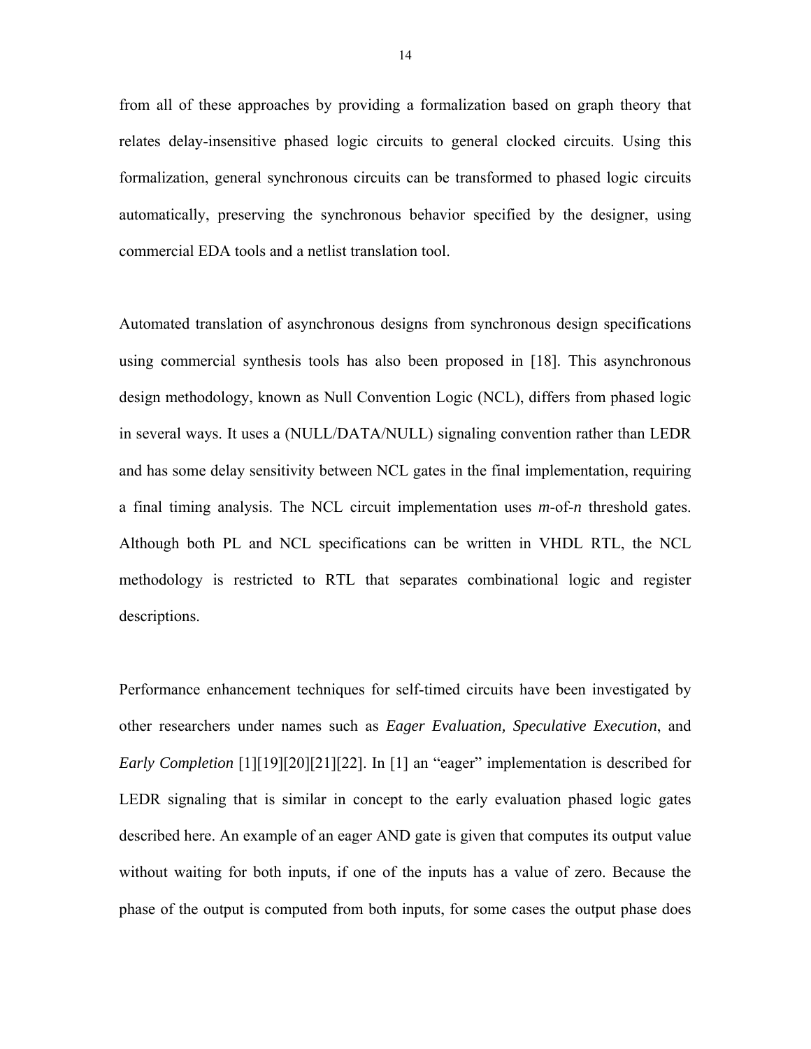from all of these approaches by providing a formalization based on graph theory that relates delay-insensitive phased logic circuits to general clocked circuits. Using this formalization, general synchronous circuits can be transformed to phased logic circuits automatically, preserving the synchronous behavior specified by the designer, using commercial EDA tools and a netlist translation tool.

Automated translation of asynchronous designs from synchronous design specifications using commercial synthesis tools has also been proposed in [18]. This asynchronous design methodology, known as Null Convention Logic (NCL), differs from phased logic in several ways. It uses a (NULL/DATA/NULL) signaling convention rather than LEDR and has some delay sensitivity between NCL gates in the final implementation, requiring a final timing analysis. The NCL circuit implementation uses *m*-of-*n* threshold gates. Although both PL and NCL specifications can be written in VHDL RTL, the NCL methodology is restricted to RTL that separates combinational logic and register descriptions.

Performance enhancement techniques for self-timed circuits have been investigated by other researchers under names such as *Eager Evaluation, Speculative Execution*, and *Early Completion* [1][19][20][21][22]. In [1] an "eager" implementation is described for LEDR signaling that is similar in concept to the early evaluation phased logic gates described here. An example of an eager AND gate is given that computes its output value without waiting for both inputs, if one of the inputs has a value of zero. Because the phase of the output is computed from both inputs, for some cases the output phase does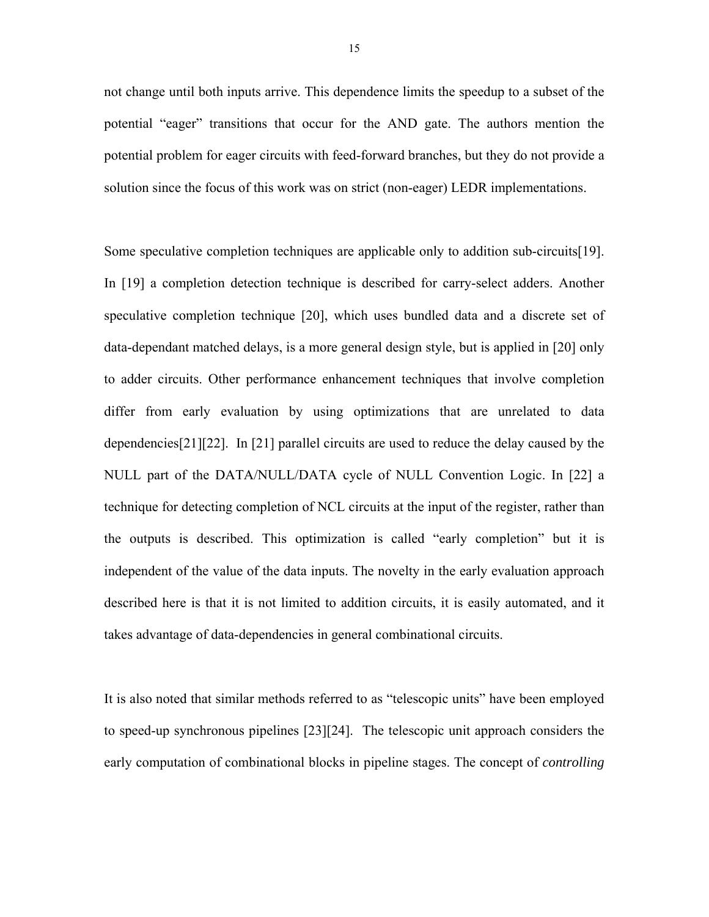not change until both inputs arrive. This dependence limits the speedup to a subset of the potential "eager" transitions that occur for the AND gate. The authors mention the potential problem for eager circuits with feed-forward branches, but they do not provide a solution since the focus of this work was on strict (non-eager) LEDR implementations.

Some speculative completion techniques are applicable only to addition sub-circuits[19]. In [19] a completion detection technique is described for carry-select adders. Another speculative completion technique [20], which uses bundled data and a discrete set of data-dependant matched delays, is a more general design style, but is applied in [20] only to adder circuits. Other performance enhancement techniques that involve completion differ from early evaluation by using optimizations that are unrelated to data dependencies[21][22]. In [21] parallel circuits are used to reduce the delay caused by the NULL part of the DATA/NULL/DATA cycle of NULL Convention Logic. In [22] a technique for detecting completion of NCL circuits at the input of the register, rather than the outputs is described. This optimization is called "early completion" but it is independent of the value of the data inputs. The novelty in the early evaluation approach described here is that it is not limited to addition circuits, it is easily automated, and it takes advantage of data-dependencies in general combinational circuits.

It is also noted that similar methods referred to as "telescopic units" have been employed to speed-up synchronous pipelines [23][24]. The telescopic unit approach considers the early computation of combinational blocks in pipeline stages. The concept of *controlling*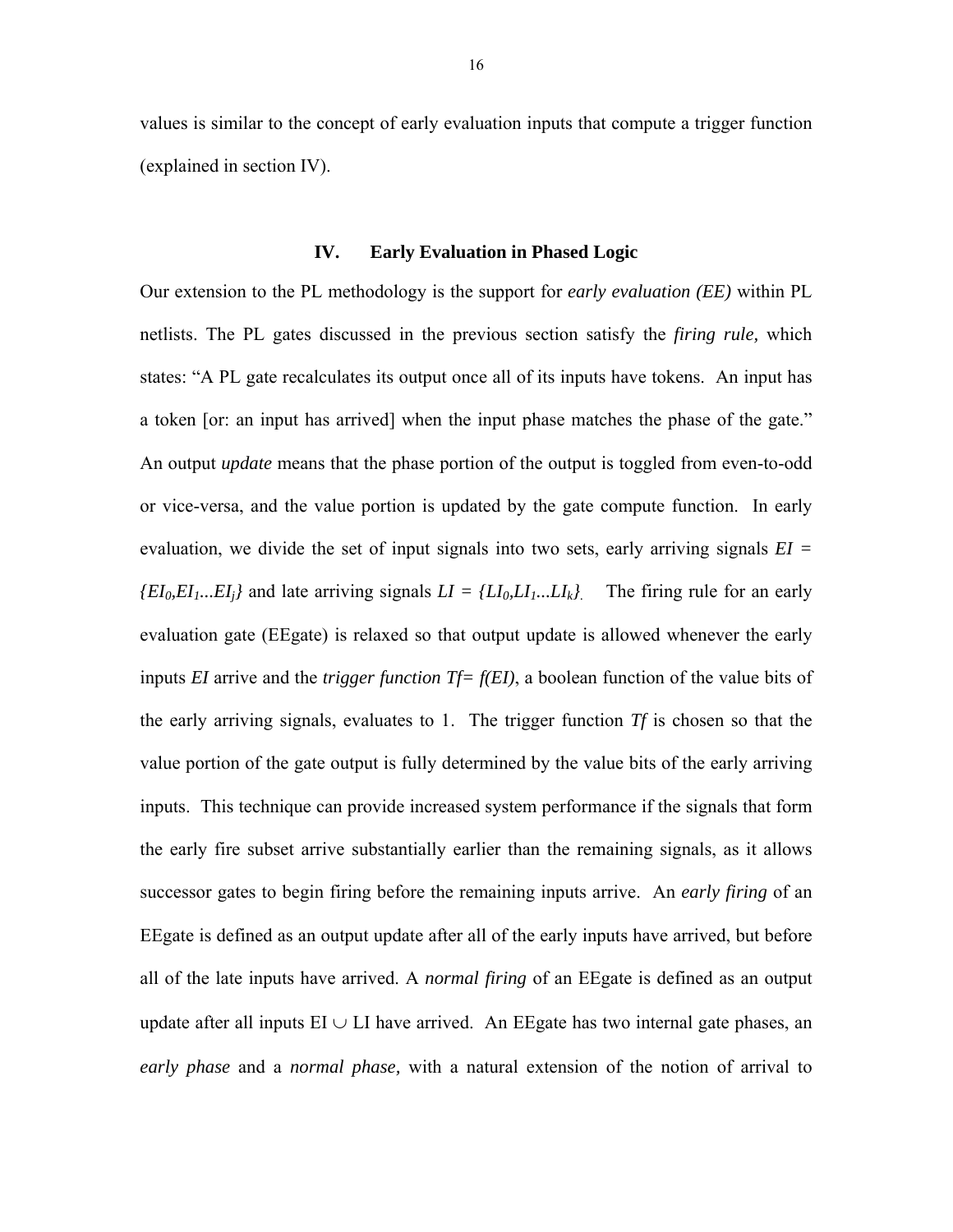values is similar to the concept of early evaluation inputs that compute a trigger function (explained in section IV).

## IV. Early Evaluation in Phased Logic

Our extension to the PL methodology is the support for *early evaluation (EE)* within PL netlists. The PL gates discussed in the previous section satisfy the *firing rule,* which states: "A PL gate recalculates its output once all of its inputs have tokens. An input has a token [or: an input has arrived] when the input phase matches the phase of the gate." An output *update* means that the phase portion of the output is toggled from even-to-odd or vice-versa, and the value portion is updated by the gate compute function. In early evaluation, we divide the set of input signals into two sets, early arriving signals $EI = \{EI_0,EI_1...EI_j\}$ and late arriving signals $LI = \{LI_0,LI_1...LI_k\}$. The firing rule for an early evaluation gate (EEgate) is relaxed so that output update is allowed whenever the early inputs *EI* arrive and the *trigger function* $Tf= f(EI)$, a boolean function of the value bits of the early arriving signals, evaluates to 1. The trigger function *Tf* is chosen so that the value portion of the gate output is fully determined by the value bits of the early arriving inputs. This technique can provide increased system performance if the signals that form the early fire subset arrive substantially earlier than the remaining signals, as it allows successor gates to begin firing before the remaining inputs arrive. An *early firing* of an EEgate is defined as an output update after all of the early inputs have arrived, but before all of the late inputs have arrived. A *normal firing* of an EEgate is defined as an output update after all inputs $EI \cup LI$ have arrived. An EEgate has two internal gate phases, an *early phase* and a *normal phase,* with a natural extension of the notion of arrival to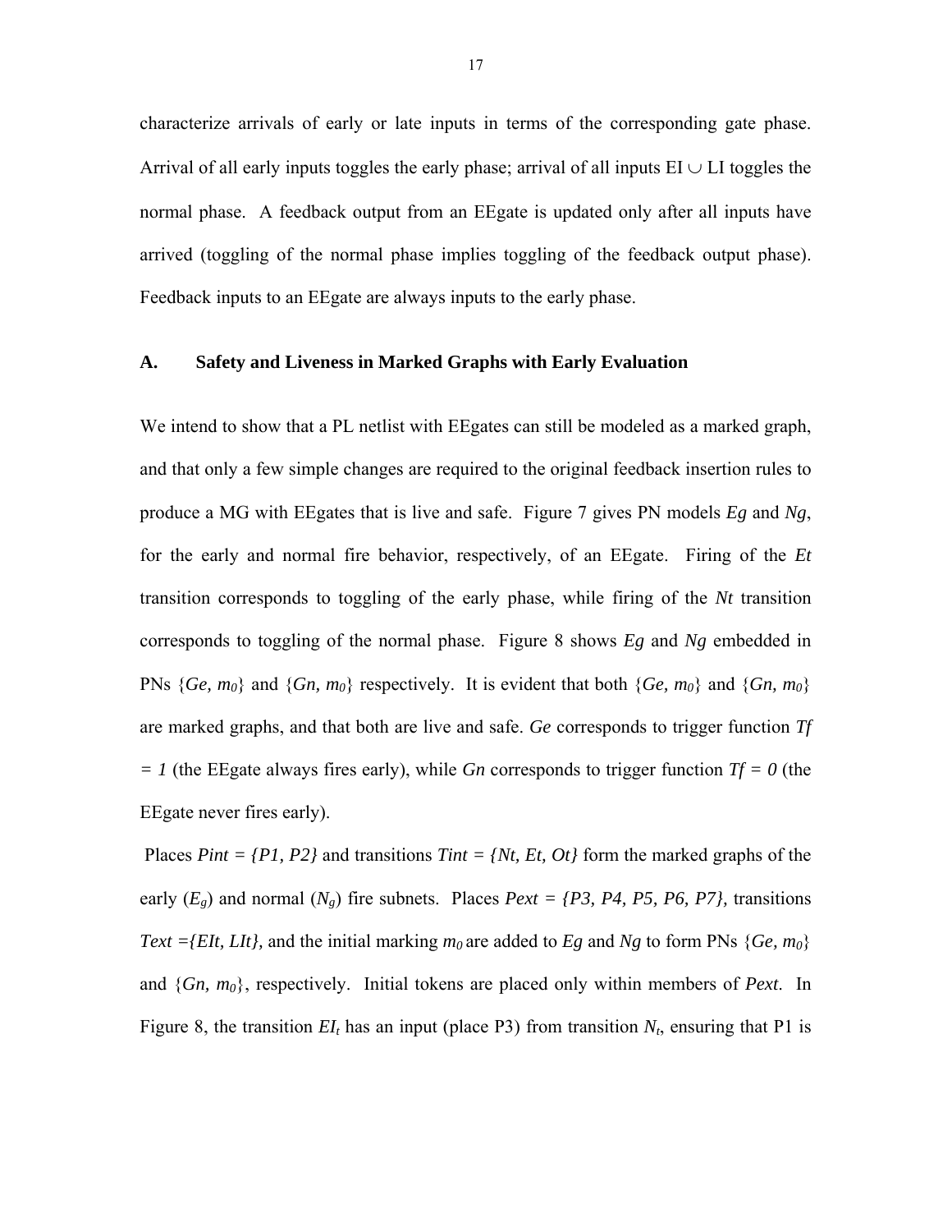characterize arrivals of early or late inputs in terms of the corresponding gate phase. Arrival of all early inputs toggles the early phase; arrival of all inputs $EI \cup LI$ toggles the normal phase. A feedback output from an EEgate is updated only after all inputs have arrived (toggling of the normal phase implies toggling of the feedback output phase). Feedback inputs to an EEgate are always inputs to the early phase.

### A. Safety and Liveness in Marked Graphs with Early Evaluation

We intend to show that a PL netlist with EEgates can still be modeled as a marked graph, and that only a few simple changes are required to the original feedback insertion rules to produce a MG with EEgates that is live and safe. Figure 7 gives PN models *Eg* and *Ng*, for the early and normal fire behavior, respectively, of an EEgate. Firing of the *Et* transition corresponds to toggling of the early phase, while firing of the *Nt* transition corresponds to toggling of the normal phase. Figure 8 shows *Eg* and *Ng* embedded in PNs $\{Ge, m_0\}$ and $\{Gn, m_0\}$ respectively. It is evident that both $\{Ge, m_0\}$ and $\{Gn, m_0\}$ are marked graphs, and that both are live and safe. *Ge* corresponds to trigger function $Tf = 1$ (the EEgate always fires early), while *Gn* corresponds to trigger function $Tf = 0$ (the EEgate never fires early).

Places $Pint = \{P1, P2\}$ and transitions $Tint = \{Nt, Et, Ot\}$ form the marked graphs of the early ($E_g$) and normal ($N_g$) fire subnets. Places $Pext = \{P3, P4, P5, P6, P7\}$, transitions $Text = \{EIt, LIt\}$, and the initial marking $m_0$ are added to *Eg* and *Ng* to form PNs $\{Ge, m_0\}$ and $\{Gn, m_0\}$, respectively. Initial tokens are placed only within members of *Pext*. In Figure 8, the transition $EI_t$ has an input (place P3) from transition $N_t$, ensuring that P1 is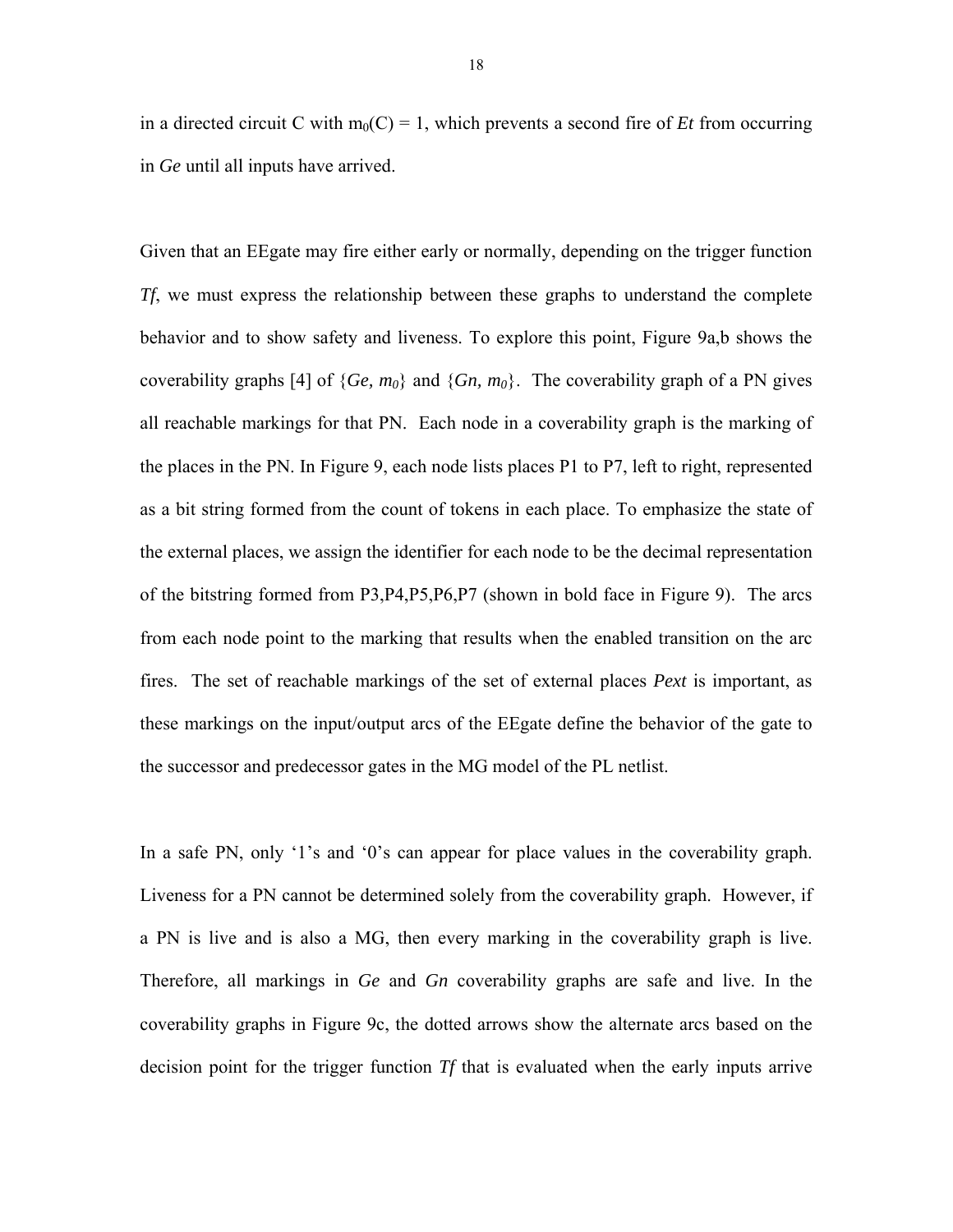in a directed circuit C with $m_0(C) = 1$, which prevents a second fire of *Et* from occurring in *Ge* until all inputs have arrived.

Given that an EEgate may fire either early or normally, depending on the trigger function *Tf*, we must express the relationship between these graphs to understand the complete behavior and to show safety and liveness. To explore this point, Figure 9a,b shows the coverability graphs [4] of $\{Ge, m_0\}$ and $\{Gn, m_0\}$. The coverability graph of a PN gives all reachable markings for that PN. Each node in a coverability graph is the marking of the places in the PN. In Figure 9, each node lists places P1 to P7, left to right, represented as a bit string formed from the count of tokens in each place. To emphasize the state of the external places, we assign the identifier for each node to be the decimal representation of the bitstring formed from P3,P4,P5,P6,P7 (shown in bold face in Figure 9). The arcs from each node point to the marking that results when the enabled transition on the arc fires. The set of reachable markings of the set of external places *Pext* is important, as these markings on the input/output arcs of the EEgate define the behavior of the gate to the successor and predecessor gates in the MG model of the PL netlist.

In a safe PN, only '1's and '0's can appear for place values in the coverability graph. Liveness for a PN cannot be determined solely from the coverability graph. However, if a PN is live and is also a MG, then every marking in the coverability graph is live. Therefore, all markings in *Ge* and *Gn* coverability graphs are safe and live. In the coverability graphs in Figure 9c, the dotted arrows show the alternate arcs based on the decision point for the trigger function *Tf* that is evaluated when the early inputs arrive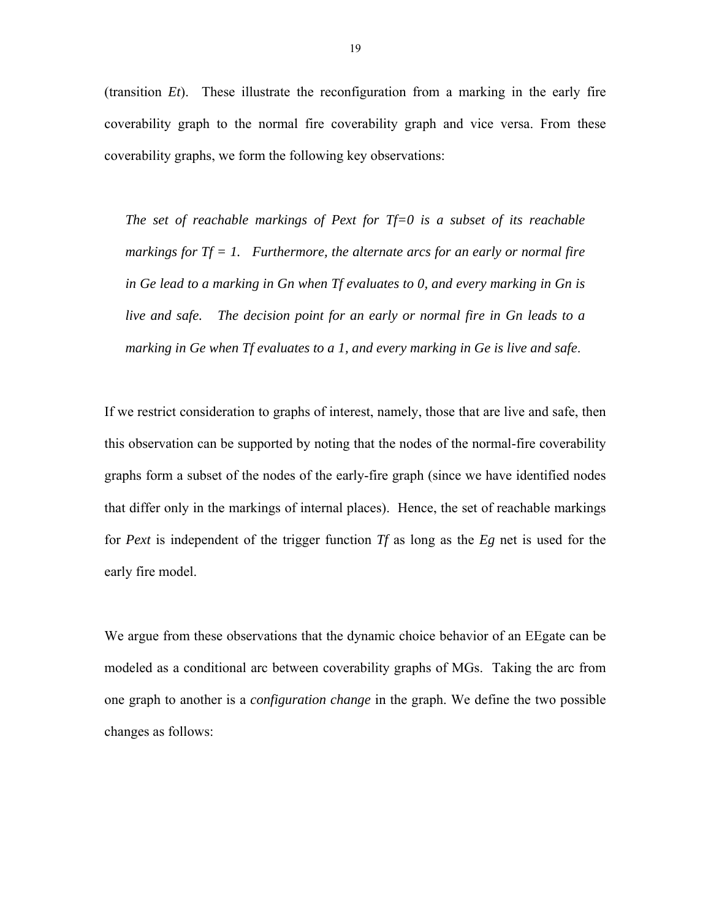(transition *Et*). These illustrate the reconfiguration from a marking in the early fire coverability graph to the normal fire coverability graph and vice versa. From these coverability graphs, we form the following key observations:

> *The set of reachable markings of Pext for Tf=0 is a subset of its reachable markings for Tf = 1. Furthermore, the alternate arcs for an early or normal fire in Ge lead to a marking in Gn when Tf evaluates to 0, and every marking in Gn is live and safe. The decision point for an early or normal fire in Gn leads to a marking in Ge when Tf evaluates to a 1, and every marking in Ge is live and safe.*

If we restrict consideration to graphs of interest, namely, those that are live and safe, then this observation can be supported by noting that the nodes of the normal-fire coverability graphs form a subset of the nodes of the early-fire graph (since we have identified nodes that differ only in the markings of internal places). Hence, the set of reachable markings for *Pext* is independent of the trigger function *Tf* as long as the *Eg* net is used for the early fire model.

We argue from these observations that the dynamic choice behavior of an EEgate can be modeled as a conditional arc between coverability graphs of MGs. Taking the arc from one graph to another is a *configuration change* in the graph. We define the two possible changes as follows: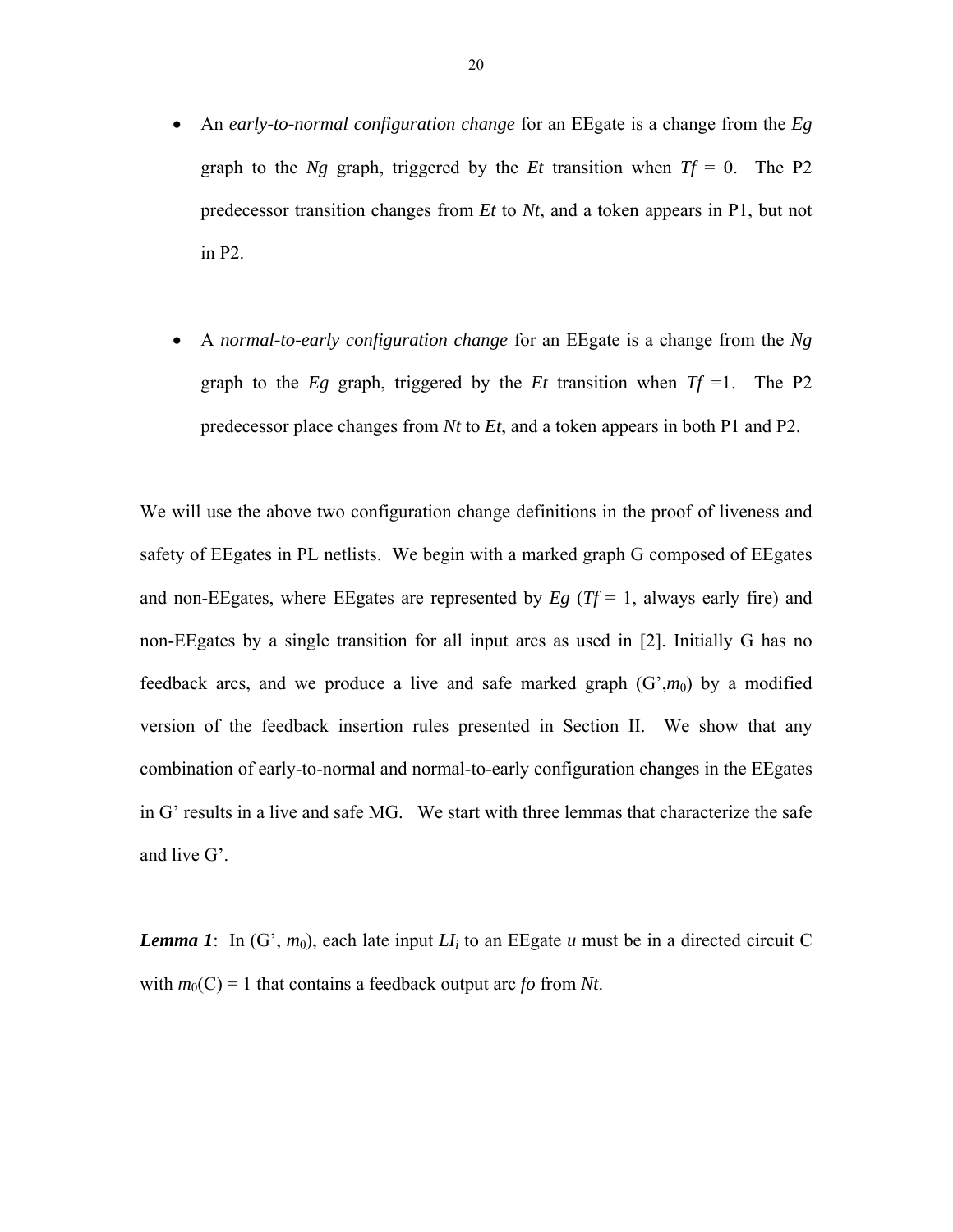- An *early-to-normal configuration change* for an EEgate is a change from the *Eg* graph to the *Ng* graph, triggered by the *Et* transition when $Tf = 0$. The P2 predecessor transition changes from *Et* to *Nt*, and a token appears in P1, but not in P2.

- A *normal-to-early configuration change* for an EEgate is a change from the *Ng* graph to the *Eg* graph, triggered by the *Et* transition when $Tf = 1$. The P2 predecessor place changes from *Nt* to *Et*, and a token appears in both P1 and P2.

We will use the above two configuration change definitions in the proof of liveness and safety of EEgates in PL netlists. We begin with a marked graph G composed of EEgates and non-EEgates, where EEgates are represented by *Eg* ($Tf = 1$, always early fire) and non-EEgates by a single transition for all input arcs as used in [2]. Initially G has no feedback arcs, and we produce a live and safe marked graph (G',$m_0$) by a modified version of the feedback insertion rules presented in Section II. We show that any combination of early-to-normal and normal-to-early configuration changes in the EEgates in G' results in a live and safe MG. We start with three lemmas that characterize the safe and live G'.

***Lemma 1***: In (G', $m_0$), each late input $LI_i$ to an EEgate *u* must be in a directed circuit C with $m_0(C) = 1$ that contains a feedback output arc *fo* from *Nt*.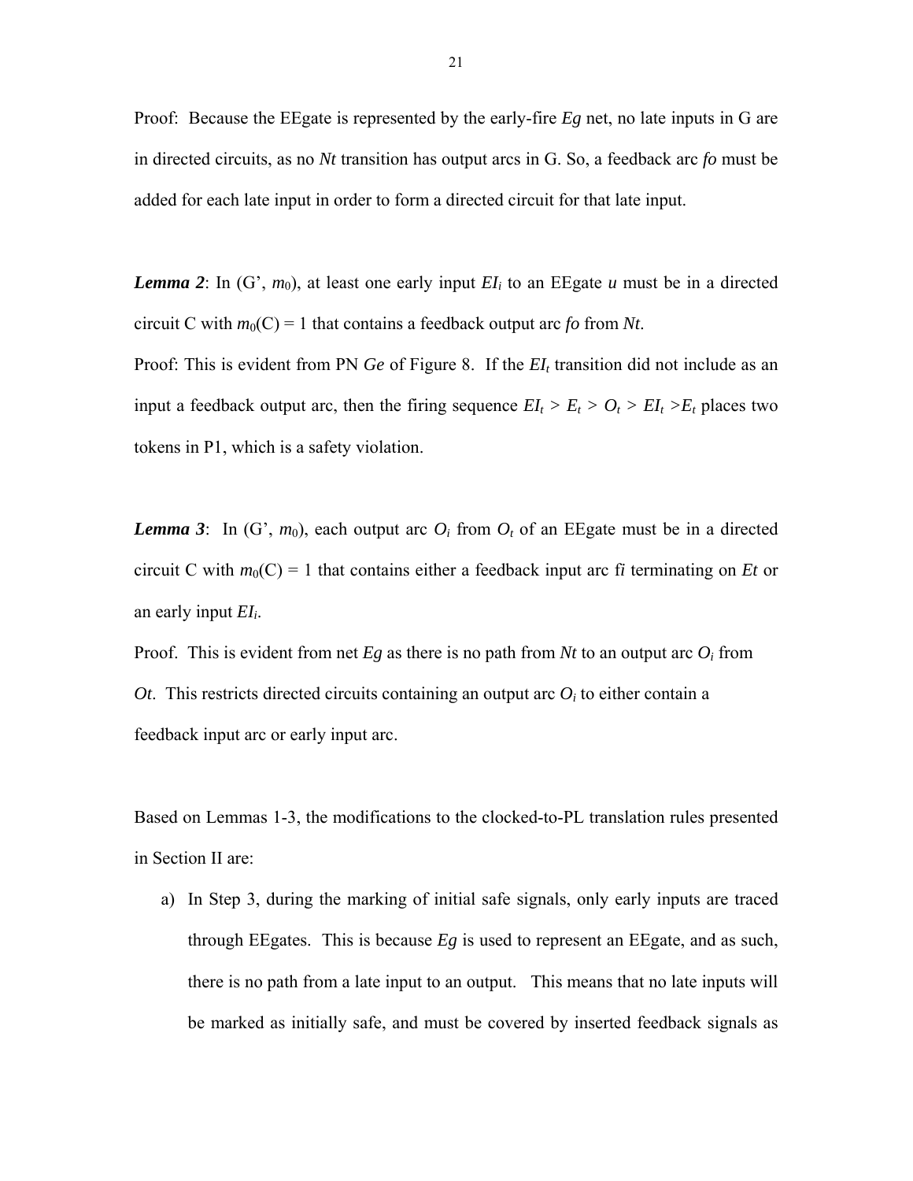Proof: Because the EEgate is represented by the early-fire *Eg* net, no late inputs in G are in directed circuits, as no *Nt* transition has output arcs in G. So, a feedback arc *fo* must be added for each late input in order to form a directed circuit for that late input.

***Lemma 2***: In (G', $m_0$), at least one early input $EI_i$ to an EEgate *u* must be in a directed circuit C with $m_0(C) = 1$ that contains a feedback output arc *fo* from *Nt*.

Proof: This is evident from PN *Ge* of Figure 8. If the $EI_t$ transition did not include as an input a feedback output arc, then the firing sequence $EI_t > E_t > O_t > EI_t > E_t$ places two tokens in P1, which is a safety violation.

***Lemma 3***: In (G', $m_0$), each output arc $O_i$ from $O_t$ of an EEgate must be in a directed circuit C with $m_0(C) = 1$ that contains either a feedback input arc f*i* terminating on *Et* or an early input $EI_i$.

Proof. This is evident from net *Eg* as there is no path from *Nt* to an output arc $O_i$ from *Ot*. This restricts directed circuits containing an output arc $O_i$ to either contain a feedback input arc or early input arc.

Based on Lemmas 1-3, the modifications to the clocked-to-PL translation rules presented in Section II are:

a) In Step 3, during the marking of initial safe signals, only early inputs are traced through EEgates. This is because *Eg* is used to represent an EEgate, and as such, there is no path from a late input to an output. This means that no late inputs will be marked as initially safe, and must be covered by inserted feedback signals as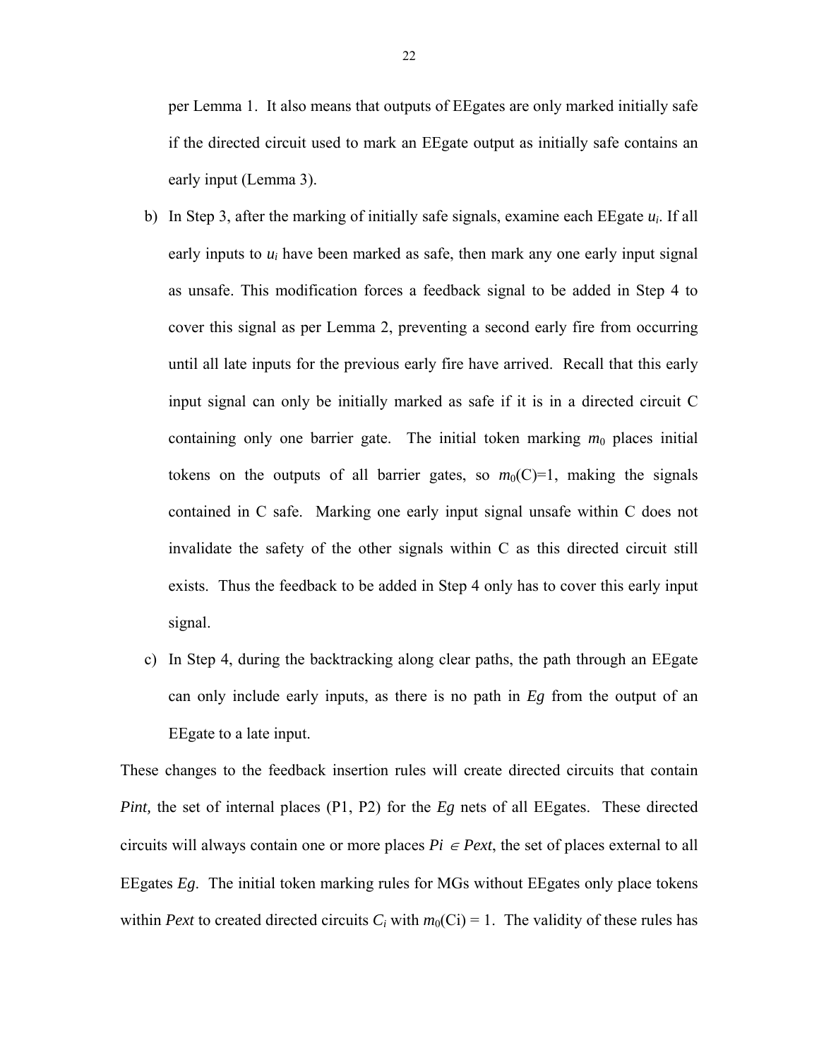per Lemma 1. It also means that outputs of EEgates are only marked initially safe if the directed circuit used to mark an EEgate output as initially safe contains an early input (Lemma 3).

b) In Step 3, after the marking of initially safe signals, examine each EEgate $u_i$. If all early inputs to $u_i$ have been marked as safe, then mark any one early input signal as unsafe. This modification forces a feedback signal to be added in Step 4 to cover this signal as per Lemma 2, preventing a second early fire from occurring until all late inputs for the previous early fire have arrived. Recall that this early input signal can only be initially marked as safe if it is in a directed circuit C containing only one barrier gate. The initial token marking $m_0$ places initial tokens on the outputs of all barrier gates, so $m_0(C)=1$, making the signals contained in C safe. Marking one early input signal unsafe within C does not invalidate the safety of the other signals within C as this directed circuit still exists. Thus the feedback to be added in Step 4 only has to cover this early input signal.

c) In Step 4, during the backtracking along clear paths, the path through an EEgate can only include early inputs, as there is no path in *Eg* from the output of an EEgate to a late input.

These changes to the feedback insertion rules will create directed circuits that contain *Pint,* the set of internal places (P1, P2) for the *Eg* nets of all EEgates. These directed circuits will always contain one or more places $Pi \in Pext$, the set of places external to all EEgates *Eg*. The initial token marking rules for MGs without EEgates only place tokens within *Pext* to created directed circuits $C_i$ with $m_0(Ci) = 1$. The validity of these rules has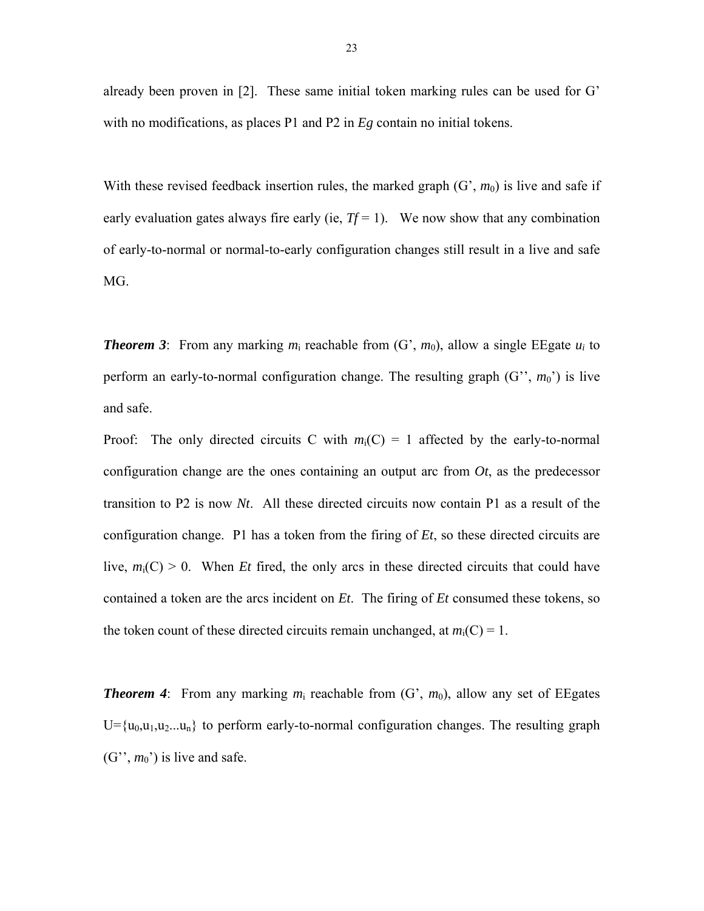already been proven in [2]. These same initial token marking rules can be used for G' with no modifications, as places P1 and P2 in *Eg* contain no initial tokens.

With these revised feedback insertion rules, the marked graph (G', $m_0$) is live and safe if early evaluation gates always fire early (ie, $Tf = 1$). We now show that any combination of early-to-normal or normal-to-early configuration changes still result in a live and safe MG.

***Theorem 3***: From any marking $m_i$ reachable from (G', $m_0$), allow a single EEgate $u_i$ to perform an early-to-normal configuration change. The resulting graph (G'', $m_0$') is live and safe.

Proof: The only directed circuits C with $m_i(C) = 1$ affected by the early-to-normal configuration change are the ones containing an output arc from *Ot*, as the predecessor transition to P2 is now *Nt*. All these directed circuits now contain P1 as a result of the configuration change. P1 has a token from the firing of *Et*, so these directed circuits are live, $m_i(C) > 0$. When *Et* fired, the only arcs in these directed circuits that could have contained a token are the arcs incident on *Et*. The firing of *Et* consumed these tokens, so the token count of these directed circuits remain unchanged, at $m_i(C) = 1$.

***Theorem 4***: From any marking $m_i$ reachable from (G', $m_0$), allow any set of EEgates $U=\{u_0,u_1,u_2...u_n\}$ to perform early-to-normal configuration changes. The resulting graph (G'', $m_0$') is live and safe.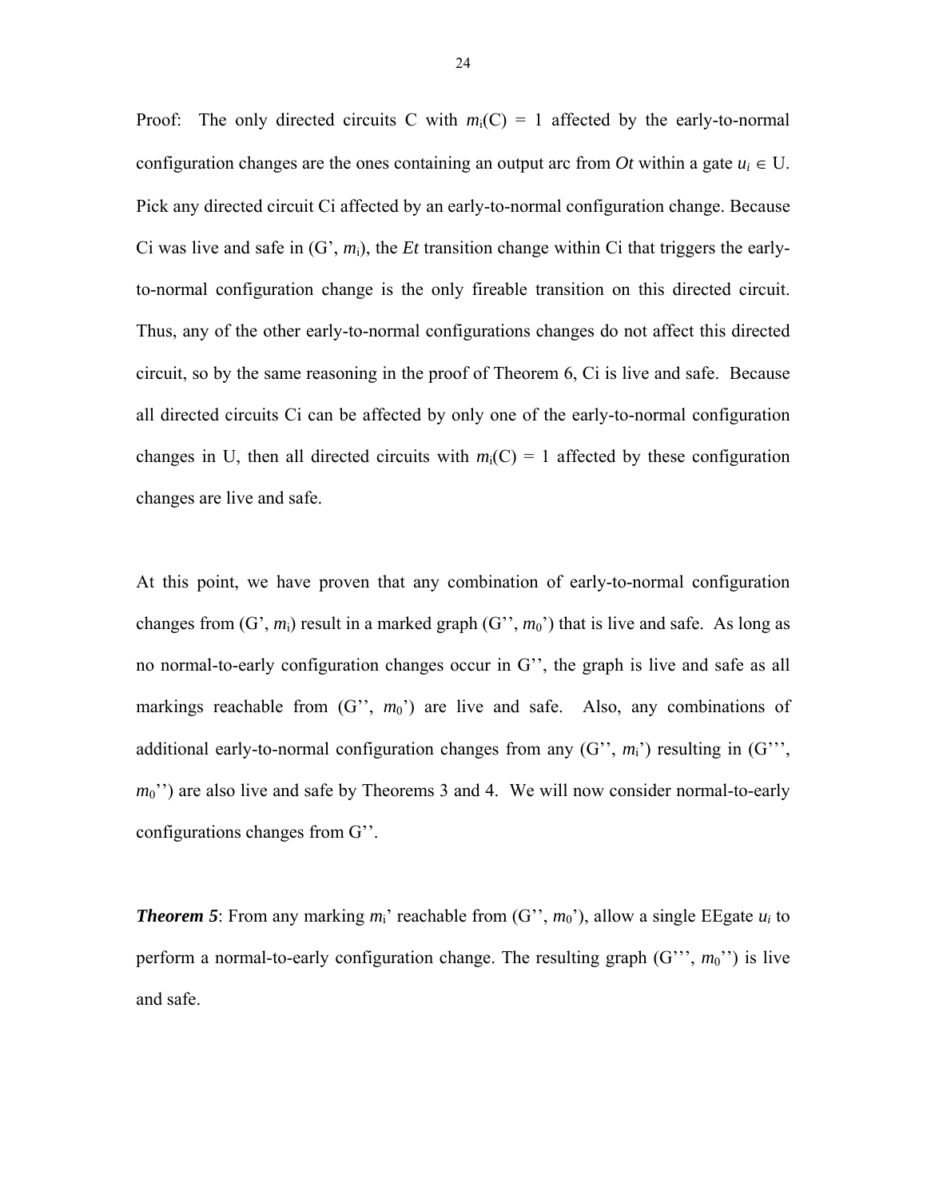Proof: The only directed circuits C with $m_i(C) = 1$ affected by the early-to-normal configuration changes are the ones containing an output arc from *Ot* within a gate $u_i \in U$. Pick any directed circuit Ci affected by an early-to-normal configuration change. Because Ci was live and safe in (G', $m_i$), the *Et* transition change within Ci that triggers the early-to-normal configuration change is the only fireable transition on this directed circuit. Thus, any of the other early-to-normal configurations changes do not affect this directed circuit, so by the same reasoning in the proof of Theorem 6, Ci is live and safe. Because all directed circuits Ci can be affected by only one of the early-to-normal configuration changes in U, then all directed circuits with $m_i(C) = 1$ affected by these configuration changes are live and safe.

At this point, we have proven that any combination of early-to-normal configuration changes from (G', $m_i$) result in a marked graph (G'', $m_0$') that is live and safe. As long as no normal-to-early configuration changes occur in G'', the graph is live and safe as all markings reachable from (G'', $m_0$') are live and safe. Also, any combinations of additional early-to-normal configuration changes from any (G'', $m_i$') resulting in (G''', $m_0$'') are also live and safe by Theorems 3 and 4. We will now consider normal-to-early configurations changes from G''.

***Theorem 5***: From any marking $m_i$' reachable from (G'', $m_0$'), allow a single EEgate $u_i$ to perform a normal-to-early configuration change. The resulting graph (G''', $m_0$'') is live and safe.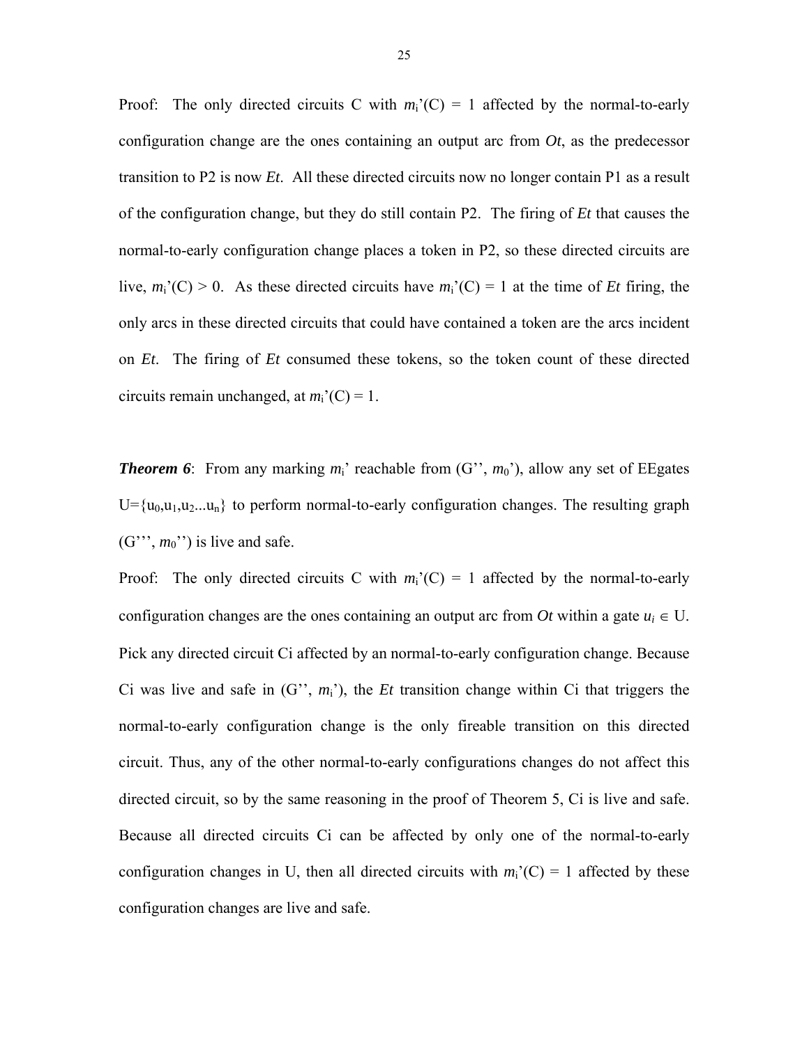Proof: The only directed circuits C with $m_i$'(C) = 1 affected by the normal-to-early configuration change are the ones containing an output arc from *Ot*, as the predecessor transition to P2 is now *Et*. All these directed circuits now no longer contain P1 as a result of the configuration change, but they do still contain P2. The firing of *Et* that causes the normal-to-early configuration change places a token in P2, so these directed circuits are live, $m_i$'(C) > 0. As these directed circuits have $m_i$'(C) = 1 at the time of *Et* firing, the only arcs in these directed circuits that could have contained a token are the arcs incident on *Et*. The firing of *Et* consumed these tokens, so the token count of these directed circuits remain unchanged, at $m_i$'(C) = 1.

***Theorem 6***: From any marking $m_i$' reachable from (G'', $m_0$'), allow any set of EEgates U={$u_0$,$u_1$,$u_2$...$u_n$} to perform normal-to-early configuration changes. The resulting graph (G''', $m_0$'') is live and safe.

Proof: The only directed circuits C with $m_i$'(C) = 1 affected by the normal-to-early configuration changes are the ones containing an output arc from *Ot* within a gate $u_i \in$ U. Pick any directed circuit Ci affected by an normal-to-early configuration change. Because Ci was live and safe in (G'', $m_i$'), the *Et* transition change within Ci that triggers the normal-to-early configuration change is the only fireable transition on this directed circuit. Thus, any of the other normal-to-early configurations changes do not affect this directed circuit, so by the same reasoning in the proof of Theorem 5, Ci is live and safe. Because all directed circuits Ci can be affected by only one of the normal-to-early configuration changes in U, then all directed circuits with $m_i$'(C) = 1 affected by these configuration changes are live and safe.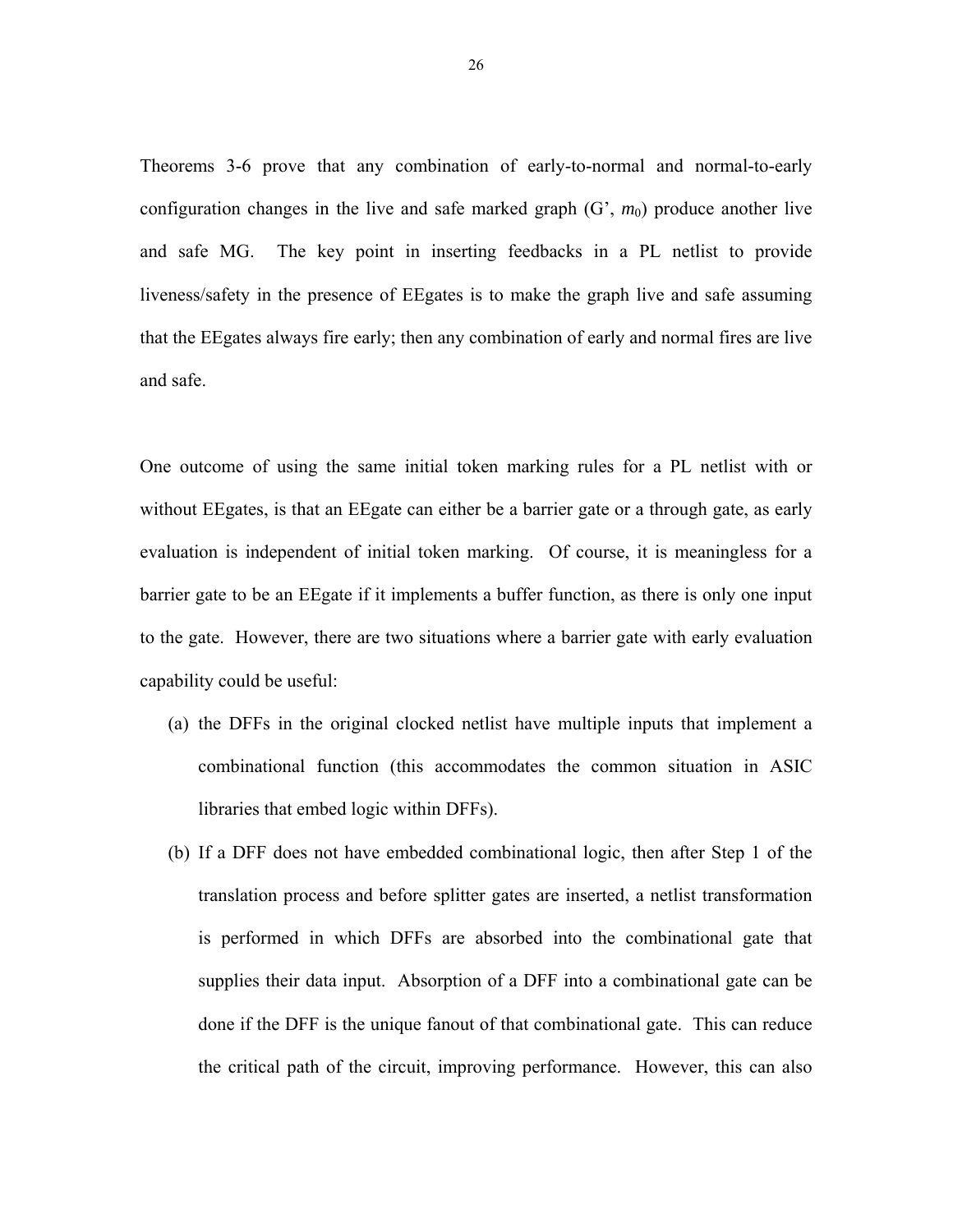Theorems 3-6 prove that any combination of early-to-normal and normal-to-early configuration changes in the live and safe marked graph (G', $m_0$) produce another live and safe MG. The key point in inserting feedbacks in a PL netlist to provide liveness/safety in the presence of EEgates is to make the graph live and safe assuming that the EEgates always fire early; then any combination of early and normal fires are live and safe.

One outcome of using the same initial token marking rules for a PL netlist with or without EEgates, is that an EEgate can either be a barrier gate or a through gate, as early evaluation is independent of initial token marking. Of course, it is meaningless for a barrier gate to be an EEgate if it implements a buffer function, as there is only one input to the gate. However, there are two situations where a barrier gate with early evaluation capability could be useful:

(a) the DFFs in the original clocked netlist have multiple inputs that implement a combinational function (this accommodates the common situation in ASIC libraries that embed logic within DFFs).

(b) If a DFF does not have embedded combinational logic, then after Step 1 of the translation process and before splitter gates are inserted, a netlist transformation is performed in which DFFs are absorbed into the combinational gate that supplies their data input. Absorption of a DFF into a combinational gate can be done if the DFF is the unique fanout of that combinational gate. This can reduce the critical path of the circuit, improving performance. However, this can also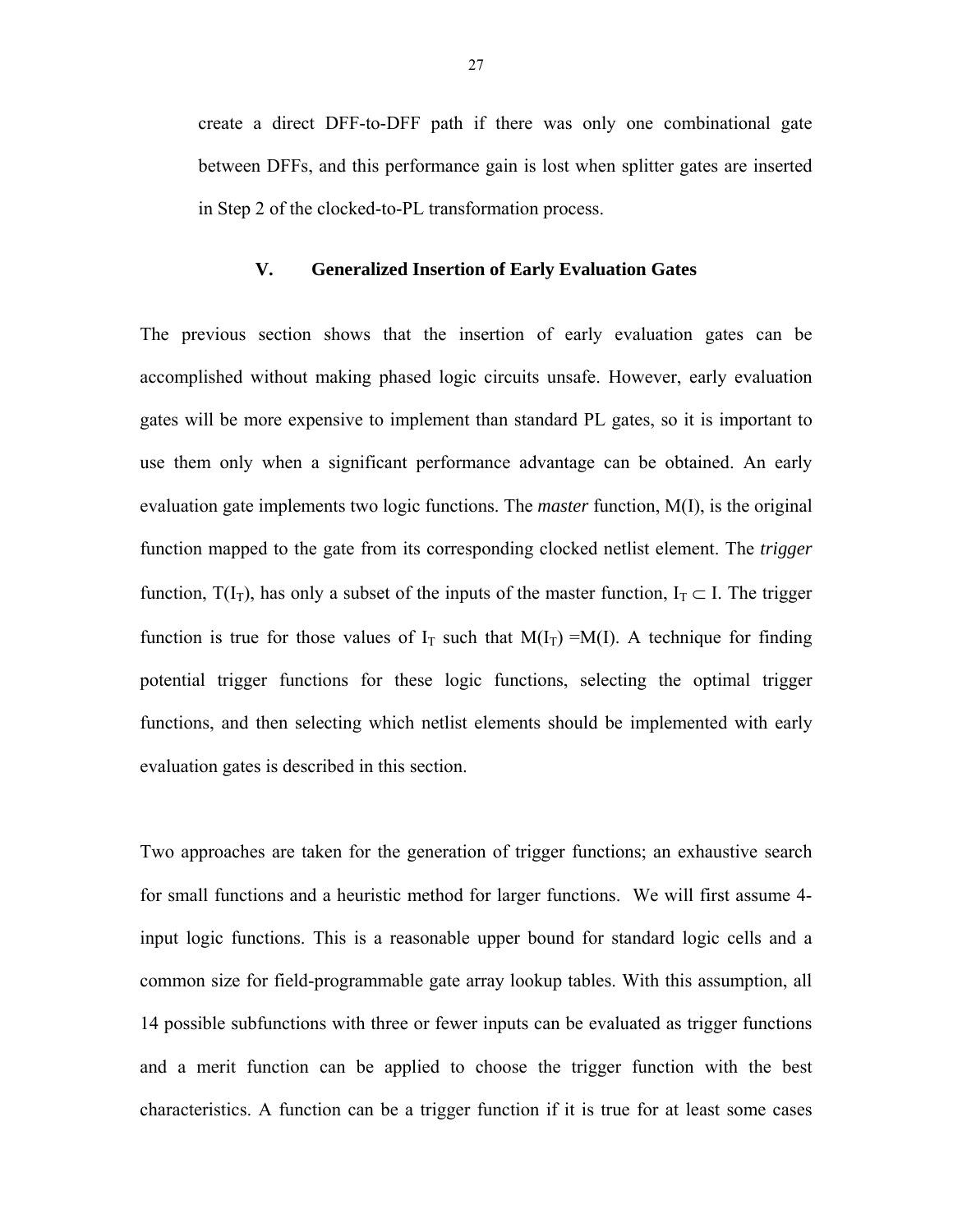create a direct DFF-to-DFF path if there was only one combinational gate between DFFs, and this performance gain is lost when splitter gates are inserted in Step 2 of the clocked-to-PL transformation process.

## V. Generalized Insertion of Early Evaluation Gates

The previous section shows that the insertion of early evaluation gates can be accomplished without making phased logic circuits unsafe. However, early evaluation gates will be more expensive to implement than standard PL gates, so it is important to use them only when a significant performance advantage can be obtained. An early evaluation gate implements two logic functions. The *master* function, M(I), is the original function mapped to the gate from its corresponding clocked netlist element. The *trigger* function, $T(I_T)$, has only a subset of the inputs of the master function, $I_T \subset I$. The trigger function is true for those values of $I_T$ such that $M(I_T) = M(I)$. A technique for finding potential trigger functions for these logic functions, selecting the optimal trigger functions, and then selecting which netlist elements should be implemented with early evaluation gates is described in this section.

Two approaches are taken for the generation of trigger functions; an exhaustive search for small functions and a heuristic method for larger functions. We will first assume 4-input logic functions. This is a reasonable upper bound for standard logic cells and a common size for field-programmable gate array lookup tables. With this assumption, all 14 possible subfunctions with three or fewer inputs can be evaluated as trigger functions and a merit function can be applied to choose the trigger function with the best characteristics. A function can be a trigger function if it is true for at least some cases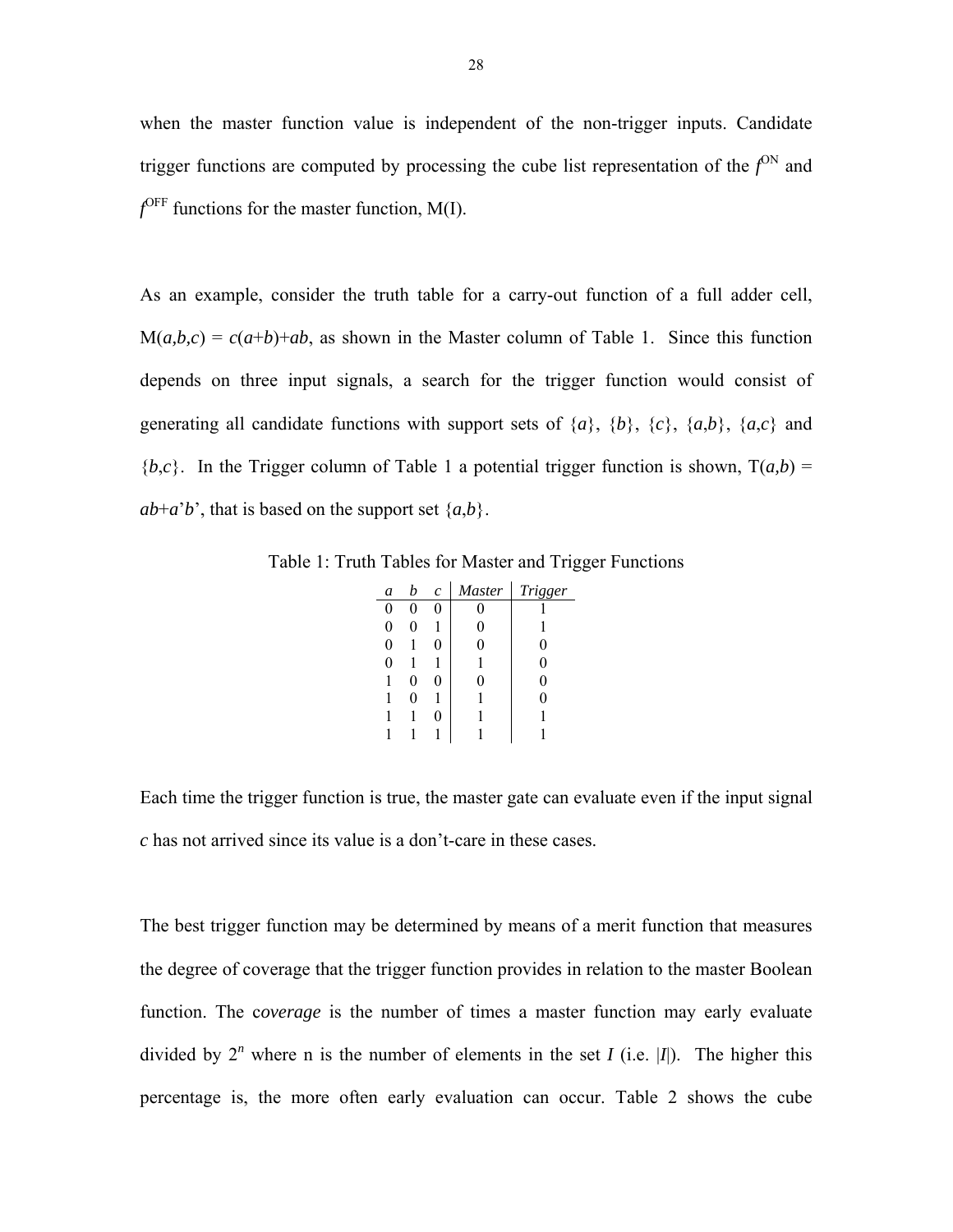when the master function value is independent of the non-trigger inputs. Candidate trigger functions are computed by processing the cube list representation of the $f^{ON}$ and $f^{OFF}$ functions for the master function, M(I).

As an example, consider the truth table for a carry-out function of a full adder cell, $M(a,b,c) = c(a+b)+ab$, as shown in the Master column of Table 1. Since this function depends on three input signals, a search for the trigger function would consist of generating all candidate functions with support sets of $\{a\}$, $\{b\}$, $\{c\}$, $\{a,b\}$, $\{a,c\}$ and $\{b,c\}$. In the Trigger column of Table 1 a potential trigger function is shown, $T(a,b) = ab+a'b'$, that is based on the support set $\{a,b\}$.

Table 1: Truth Tables for Master and Trigger Functions

| *a* | *b* | *c* | *Master* | *Trigger* |
|---|---|---|---|---|
| 0 | 0 | 0 | 0 | 1 |
| 0 | 0 | 1 | 0 | 1 |
| 0 | 1 | 0 | 0 | 0 |
| 0 | 1 | 1 | 1 | 0 |
| 1 | 0 | 0 | 0 | 0 |
| 1 | 0 | 1 | 1 | 0 |
| 1 | 1 | 0 | 1 | 1 |
| 1 | 1 | 1 | 1 | 1 |

Each time the trigger function is true, the master gate can evaluate even if the input signal *c* has not arrived since its value is a don't-care in these cases.

The best trigger function may be determined by means of a merit function that measures the degree of coverage that the trigger function provides in relation to the master Boolean function. The c*overage* is the number of times a master function may early evaluate divided by $2^n$ where n is the number of elements in the set $I$ (i.e. $|I|$). The higher this percentage is, the more often early evaluation can occur. Table 2 shows the cube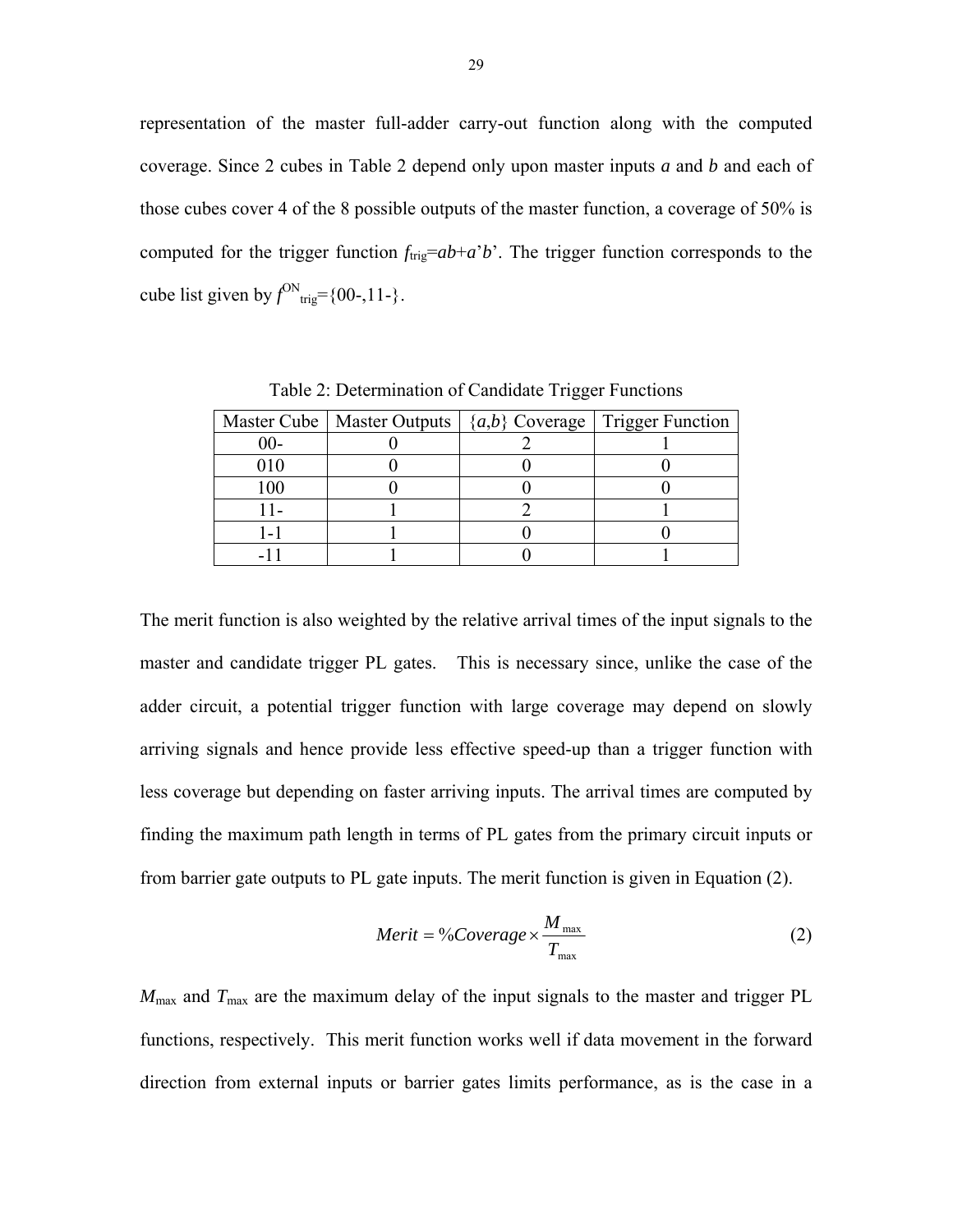representation of the master full-adder carry-out function along with the computed coverage. Since 2 cubes in Table 2 depend only upon master inputs *a* and *b* and each of those cubes cover 4 of the 8 possible outputs of the master function, a coverage of 50% is computed for the trigger function $f_{trig}=ab+a'b'$. The trigger function corresponds to the cube list given by $f^{ON}_{trig}=\{00\text{-},11\text{-}\}$.

Table 2: Determination of Candidate Trigger Functions

| Master Cube | Master Outputs | {*a*,*b*} Coverage | Trigger Function |
|---|---|---|---|
| 00- | 0 | 2 | 1 |
| 010 | 0 | 0 | 0 |
| 100 | 0 | 0 | 0 |
| 11- | 1 | 2 | 1 |
| 1-1 | 1 | 0 | 0 |
| -11 | 1 | 0 | 1 |

The merit function is also weighted by the relative arrival times of the input signals to the master and candidate trigger PL gates. This is necessary since, unlike the case of the adder circuit, a potential trigger function with large coverage may depend on slowly arriving signals and hence provide less effective speed-up than a trigger function with less coverage but depending on faster arriving inputs. The arrival times are computed by finding the maximum path length in terms of PL gates from the primary circuit inputs or from barrier gate outputs to PL gate inputs. The merit function is given in Equation (2).

$$Merit = \%Coverage \times \frac{M_{max}}{T_{max}} \quad (2)$$

$M_{max}$ and $T_{max}$ are the maximum delay of the input signals to the master and trigger PL functions, respectively. This merit function works well if data movement in the forward direction from external inputs or barrier gates limits performance, as is the case in a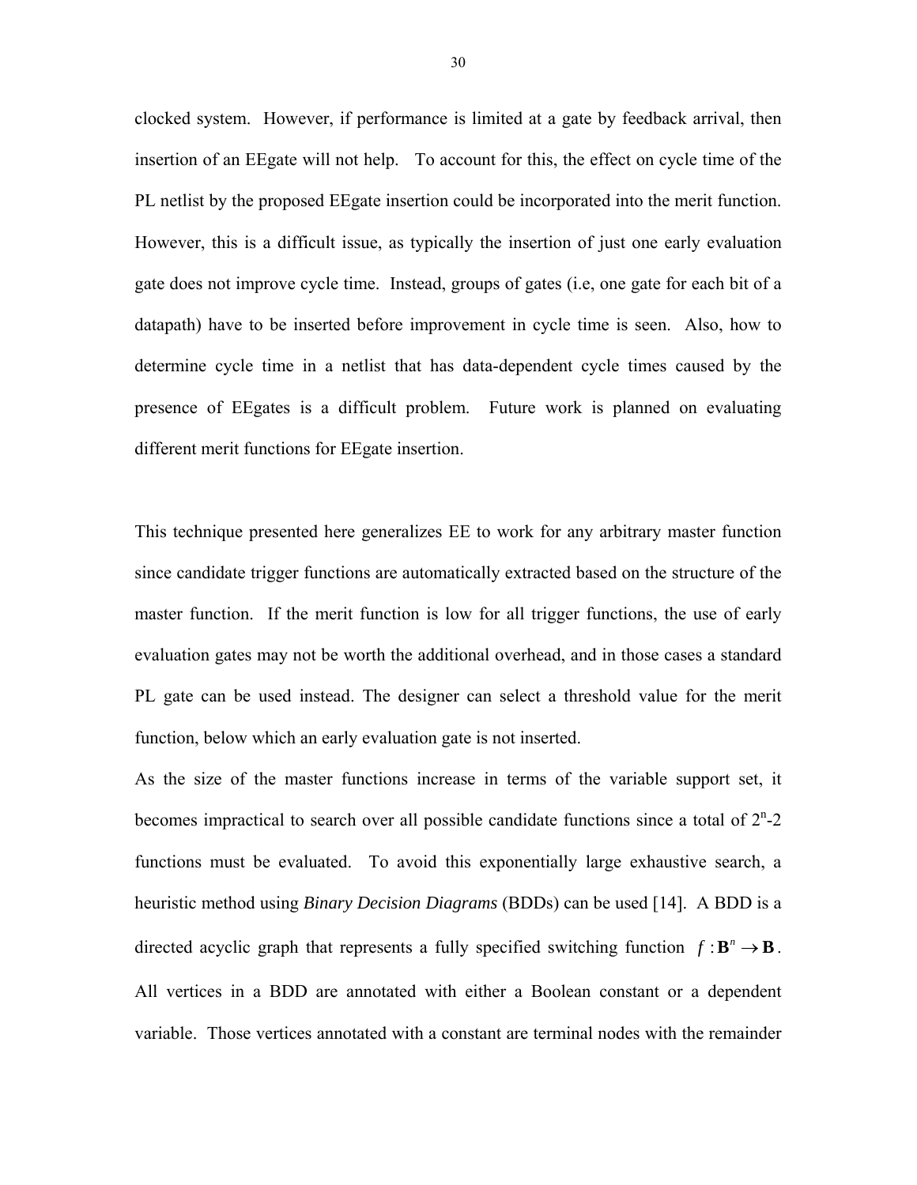clocked system. However, if performance is limited at a gate by feedback arrival, then insertion of an EEgate will not help. To account for this, the effect on cycle time of the PL netlist by the proposed EEgate insertion could be incorporated into the merit function. However, this is a difficult issue, as typically the insertion of just one early evaluation gate does not improve cycle time. Instead, groups of gates (i.e, one gate for each bit of a datapath) have to be inserted before improvement in cycle time is seen. Also, how to determine cycle time in a netlist that has data-dependent cycle times caused by the presence of EEgates is a difficult problem. Future work is planned on evaluating different merit functions for EEgate insertion.

This technique presented here generalizes EE to work for any arbitrary master function since candidate trigger functions are automatically extracted based on the structure of the master function. If the merit function is low for all trigger functions, the use of early evaluation gates may not be worth the additional overhead, and in those cases a standard PL gate can be used instead. The designer can select a threshold value for the merit function, below which an early evaluation gate is not inserted.

As the size of the master functions increase in terms of the variable support set, it becomes impractical to search over all possible candidate functions since a total of $2^n$-2 functions must be evaluated. To avoid this exponentially large exhaustive search, a heuristic method using *Binary Decision Diagrams* (BDDs) can be used [14]. A BDD is a directed acyclic graph that represents a fully specified switching function $f : \mathbf{B}^n \rightarrow \mathbf{B}$. All vertices in a BDD are annotated with either a Boolean constant or a dependent variable. Those vertices annotated with a constant are terminal nodes with the remainder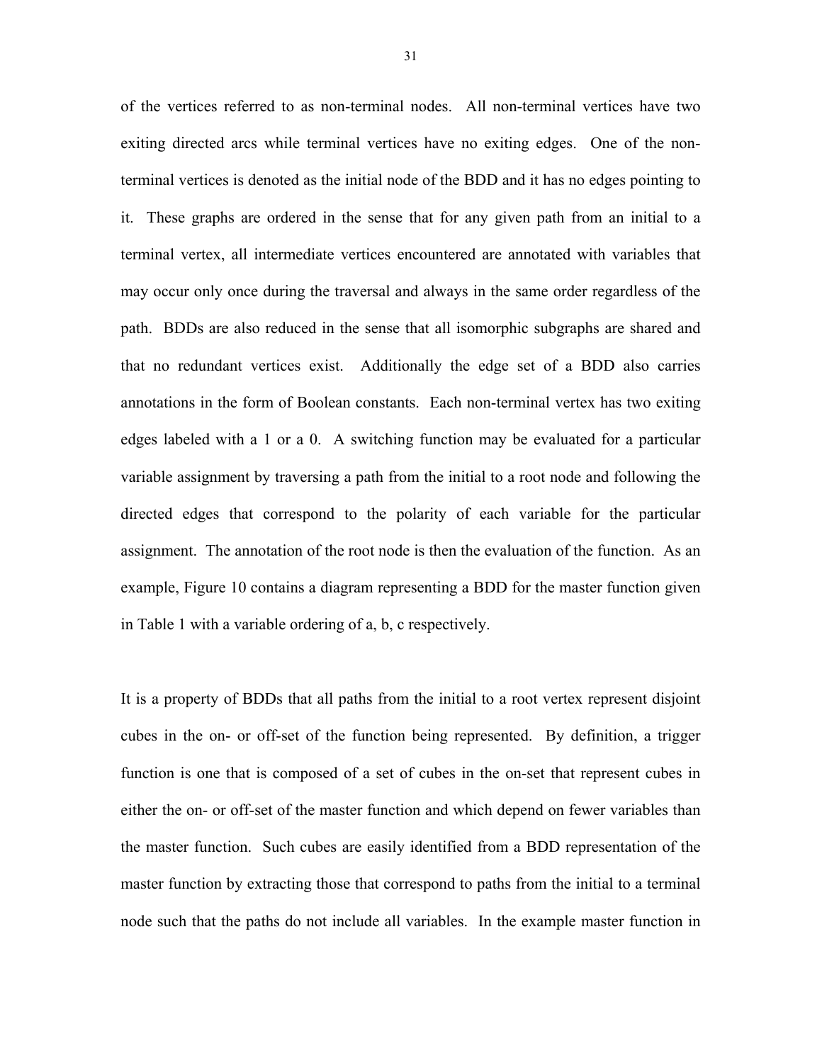of the vertices referred to as non-terminal nodes. All non-terminal vertices have two exiting directed arcs while terminal vertices have no exiting edges. One of the non-terminal vertices is denoted as the initial node of the BDD and it has no edges pointing to it. These graphs are ordered in the sense that for any given path from an initial to a terminal vertex, all intermediate vertices encountered are annotated with variables that may occur only once during the traversal and always in the same order regardless of the path. BDDs are also reduced in the sense that all isomorphic subgraphs are shared and that no redundant vertices exist. Additionally the edge set of a BDD also carries annotations in the form of Boolean constants. Each non-terminal vertex has two exiting edges labeled with a 1 or a 0. A switching function may be evaluated for a particular variable assignment by traversing a path from the initial to a root node and following the directed edges that correspond to the polarity of each variable for the particular assignment. The annotation of the root node is then the evaluation of the function. As an example, Figure 10 contains a diagram representing a BDD for the master function given in Table 1 with a variable ordering of a, b, c respectively.

It is a property of BDDs that all paths from the initial to a root vertex represent disjoint cubes in the on- or off-set of the function being represented. By definition, a trigger function is one that is composed of a set of cubes in the on-set that represent cubes in either the on- or off-set of the master function and which depend on fewer variables than the master function. Such cubes are easily identified from a BDD representation of the master function by extracting those that correspond to paths from the initial to a terminal node such that the paths do not include all variables. In the example master function in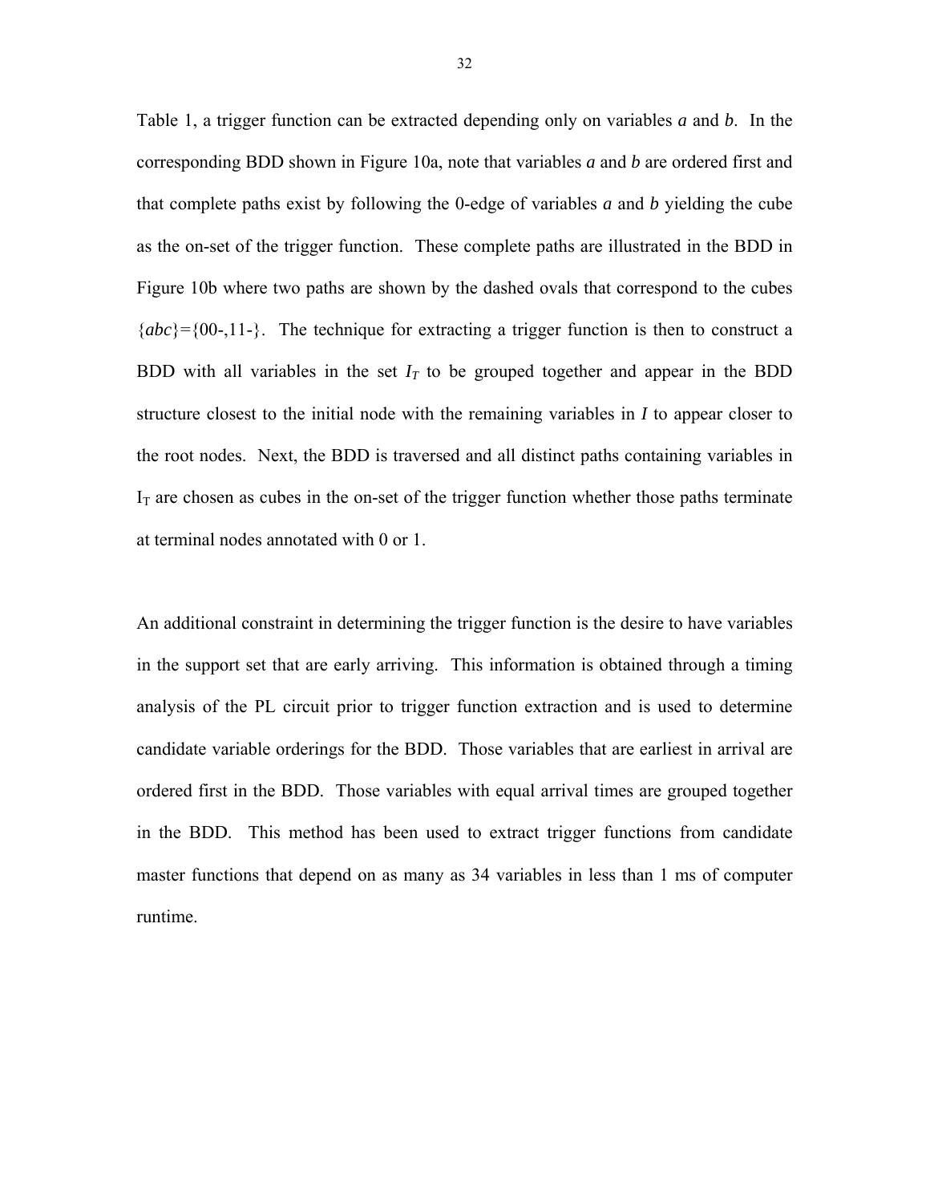Table 1, a trigger function can be extracted depending only on variables *a* and *b*. In the corresponding BDD shown in Figure 10a, note that variables *a* and *b* are ordered first and that complete paths exist by following the 0-edge of variables *a* and *b* yielding the cube as the on-set of the trigger function. These complete paths are illustrated in the BDD in Figure 10b where two paths are shown by the dashed ovals that correspond to the cubes {*abc*}={00-,11-}. The technique for extracting a trigger function is then to construct a BDD with all variables in the set $I_T$ to be grouped together and appear in the BDD structure closest to the initial node with the remaining variables in *I* to appear closer to the root nodes. Next, the BDD is traversed and all distinct paths containing variables in $I_T$ are chosen as cubes in the on-set of the trigger function whether those paths terminate at terminal nodes annotated with 0 or 1.

An additional constraint in determining the trigger function is the desire to have variables in the support set that are early arriving. This information is obtained through a timing analysis of the PL circuit prior to trigger function extraction and is used to determine candidate variable orderings for the BDD. Those variables that are earliest in arrival are ordered first in the BDD. Those variables with equal arrival times are grouped together in the BDD. This method has been used to extract trigger functions from candidate master functions that depend on as many as 34 variables in less than 1 ms of computer runtime.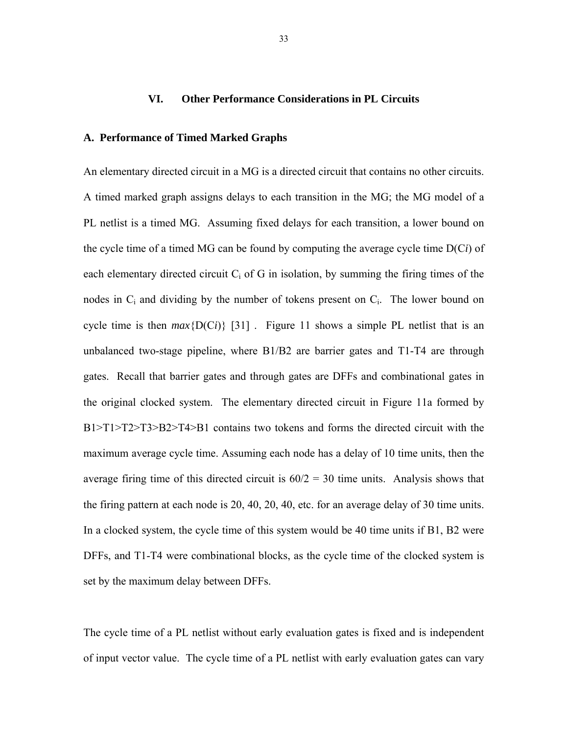## VI. Other Performance Considerations in PL Circuits

### A. Performance of Timed Marked Graphs

An elementary directed circuit in a MG is a directed circuit that contains no other circuits. A timed marked graph assigns delays to each transition in the MG; the MG model of a PL netlist is a timed MG. Assuming fixed delays for each transition, a lower bound on the cycle time of a timed MG can be found by computing the average cycle time D(C*i*) of each elementary directed circuit $C_i$ of G in isolation, by summing the firing times of the nodes in $C_i$ and dividing by the number of tokens present on $C_i$. The lower bound on cycle time is then *max*{D(C*i*)} [31] . Figure 11 shows a simple PL netlist that is an unbalanced two-stage pipeline, where B1/B2 are barrier gates and T1-T4 are through gates. Recall that barrier gates and through gates are DFFs and combinational gates in the original clocked system. The elementary directed circuit in Figure 11a formed by B1>T1>T2>T3>B2>T4>B1 contains two tokens and forms the directed circuit with the maximum average cycle time. Assuming each node has a delay of 10 time units, then the average firing time of this directed circuit is 60/2 = 30 time units. Analysis shows that the firing pattern at each node is 20, 40, 20, 40, etc. for an average delay of 30 time units. In a clocked system, the cycle time of this system would be 40 time units if B1, B2 were DFFs, and T1-T4 were combinational blocks, as the cycle time of the clocked system is set by the maximum delay between DFFs.

The cycle time of a PL netlist without early evaluation gates is fixed and is independent of input vector value. The cycle time of a PL netlist with early evaluation gates can vary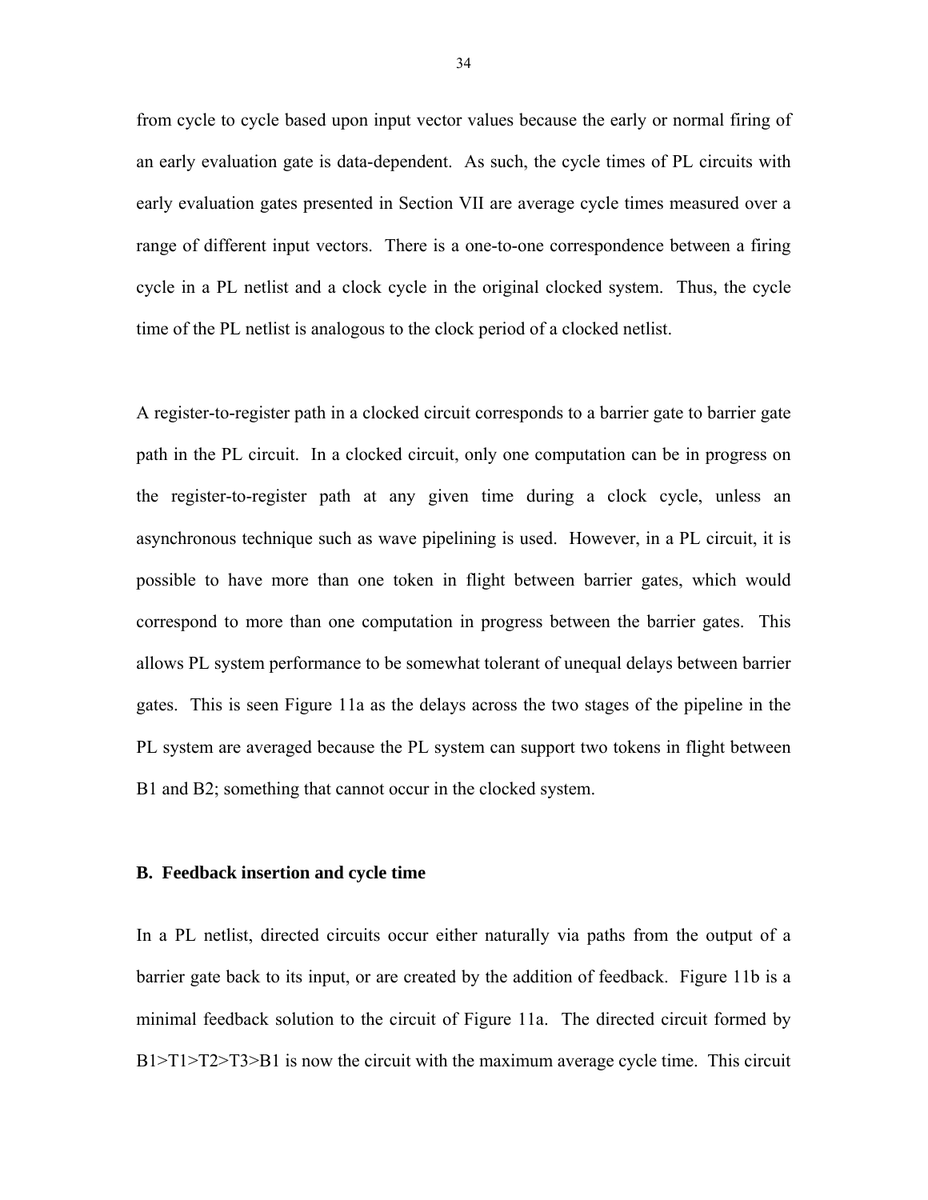from cycle to cycle based upon input vector values because the early or normal firing of an early evaluation gate is data-dependent. As such, the cycle times of PL circuits with early evaluation gates presented in Section VII are average cycle times measured over a range of different input vectors. There is a one-to-one correspondence between a firing cycle in a PL netlist and a clock cycle in the original clocked system. Thus, the cycle time of the PL netlist is analogous to the clock period of a clocked netlist.

A register-to-register path in a clocked circuit corresponds to a barrier gate to barrier gate path in the PL circuit. In a clocked circuit, only one computation can be in progress on the register-to-register path at any given time during a clock cycle, unless an asynchronous technique such as wave pipelining is used. However, in a PL circuit, it is possible to have more than one token in flight between barrier gates, which would correspond to more than one computation in progress between the barrier gates. This allows PL system performance to be somewhat tolerant of unequal delays between barrier gates. This is seen Figure 11a as the delays across the two stages of the pipeline in the PL system are averaged because the PL system can support two tokens in flight between B1 and B2; something that cannot occur in the clocked system.

### B. Feedback insertion and cycle time

In a PL netlist, directed circuits occur either naturally via paths from the output of a barrier gate back to its input, or are created by the addition of feedback. Figure 11b is a minimal feedback solution to the circuit of Figure 11a. The directed circuit formed by B1>T1>T2>T3>B1 is now the circuit with the maximum average cycle time. This circuit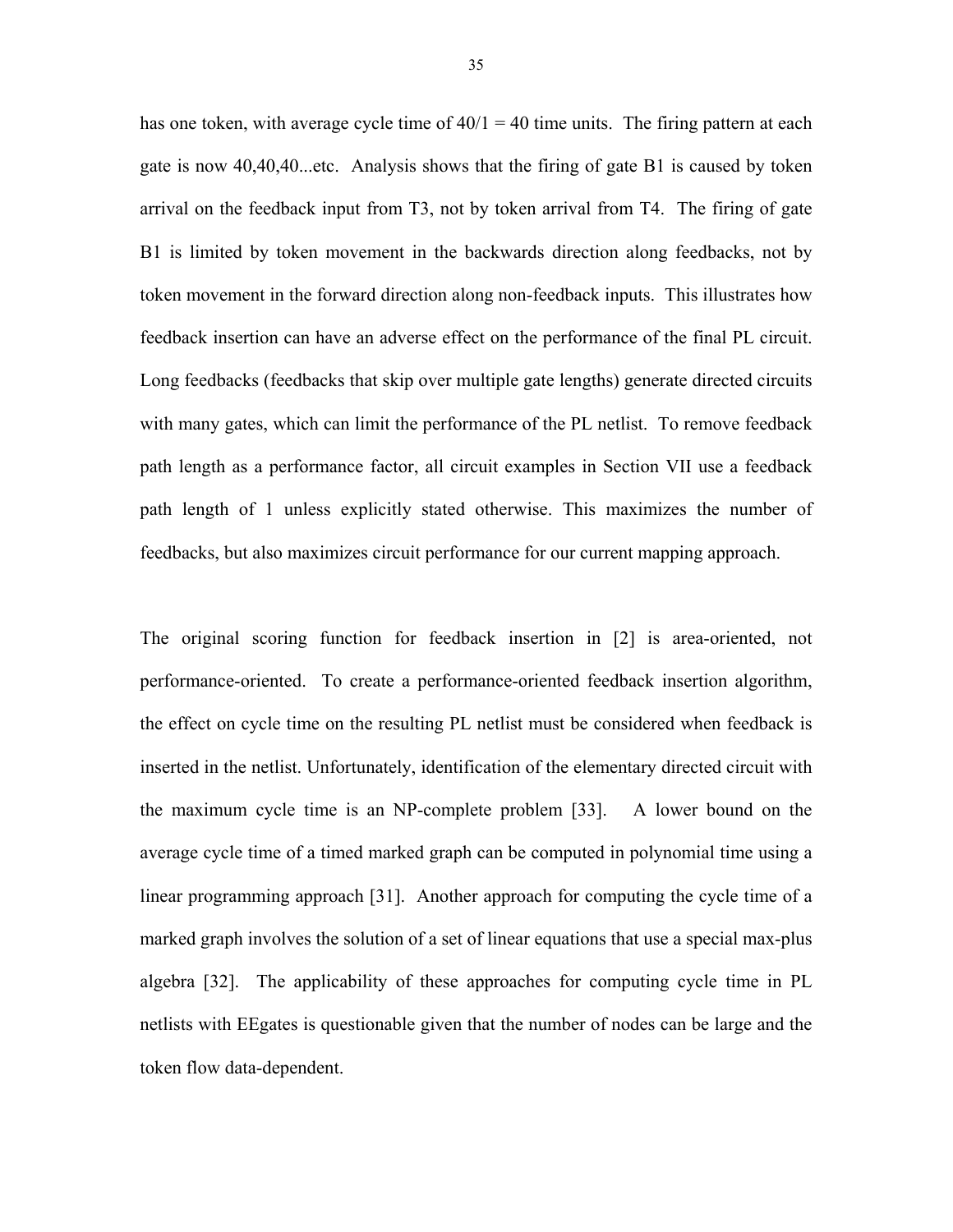has one token, with average cycle time of $40/1 = 40$ time units. The firing pattern at each gate is now 40,40,40...etc. Analysis shows that the firing of gate B1 is caused by token arrival on the feedback input from T3, not by token arrival from T4. The firing of gate B1 is limited by token movement in the backwards direction along feedbacks, not by token movement in the forward direction along non-feedback inputs. This illustrates how feedback insertion can have an adverse effect on the performance of the final PL circuit. Long feedbacks (feedbacks that skip over multiple gate lengths) generate directed circuits with many gates, which can limit the performance of the PL netlist. To remove feedback path length as a performance factor, all circuit examples in Section VII use a feedback path length of 1 unless explicitly stated otherwise. This maximizes the number of feedbacks, but also maximizes circuit performance for our current mapping approach.

The original scoring function for feedback insertion in [2] is area-oriented, not performance-oriented. To create a performance-oriented feedback insertion algorithm, the effect on cycle time on the resulting PL netlist must be considered when feedback is inserted in the netlist. Unfortunately, identification of the elementary directed circuit with the maximum cycle time is an NP-complete problem [33]. A lower bound on the average cycle time of a timed marked graph can be computed in polynomial time using a linear programming approach [31]. Another approach for computing the cycle time of a marked graph involves the solution of a set of linear equations that use a special max-plus algebra [32]. The applicability of these approaches for computing cycle time in PL netlists with EEgates is questionable given that the number of nodes can be large and the token flow data-dependent.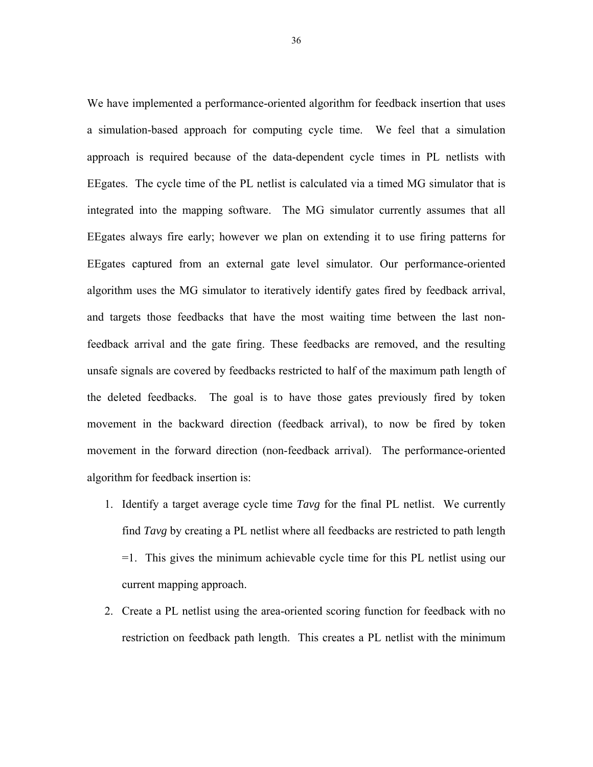We have implemented a performance-oriented algorithm for feedback insertion that uses a simulation-based approach for computing cycle time. We feel that a simulation approach is required because of the data-dependent cycle times in PL netlists with EEgates. The cycle time of the PL netlist is calculated via a timed MG simulator that is integrated into the mapping software. The MG simulator currently assumes that all EEgates always fire early; however we plan on extending it to use firing patterns for EEgates captured from an external gate level simulator. Our performance-oriented algorithm uses the MG simulator to iteratively identify gates fired by feedback arrival, and targets those feedbacks that have the most waiting time between the last non-feedback arrival and the gate firing. These feedbacks are removed, and the resulting unsafe signals are covered by feedbacks restricted to half of the maximum path length of the deleted feedbacks. The goal is to have those gates previously fired by token movement in the backward direction (feedback arrival), to now be fired by token movement in the forward direction (non-feedback arrival). The performance-oriented algorithm for feedback insertion is:

1. Identify a target average cycle time *Tavg* for the final PL netlist. We currently find *Tavg* by creating a PL netlist where all feedbacks are restricted to path length =1. This gives the minimum achievable cycle time for this PL netlist using our current mapping approach.
2. Create a PL netlist using the area-oriented scoring function for feedback with no restriction on feedback path length. This creates a PL netlist with the minimum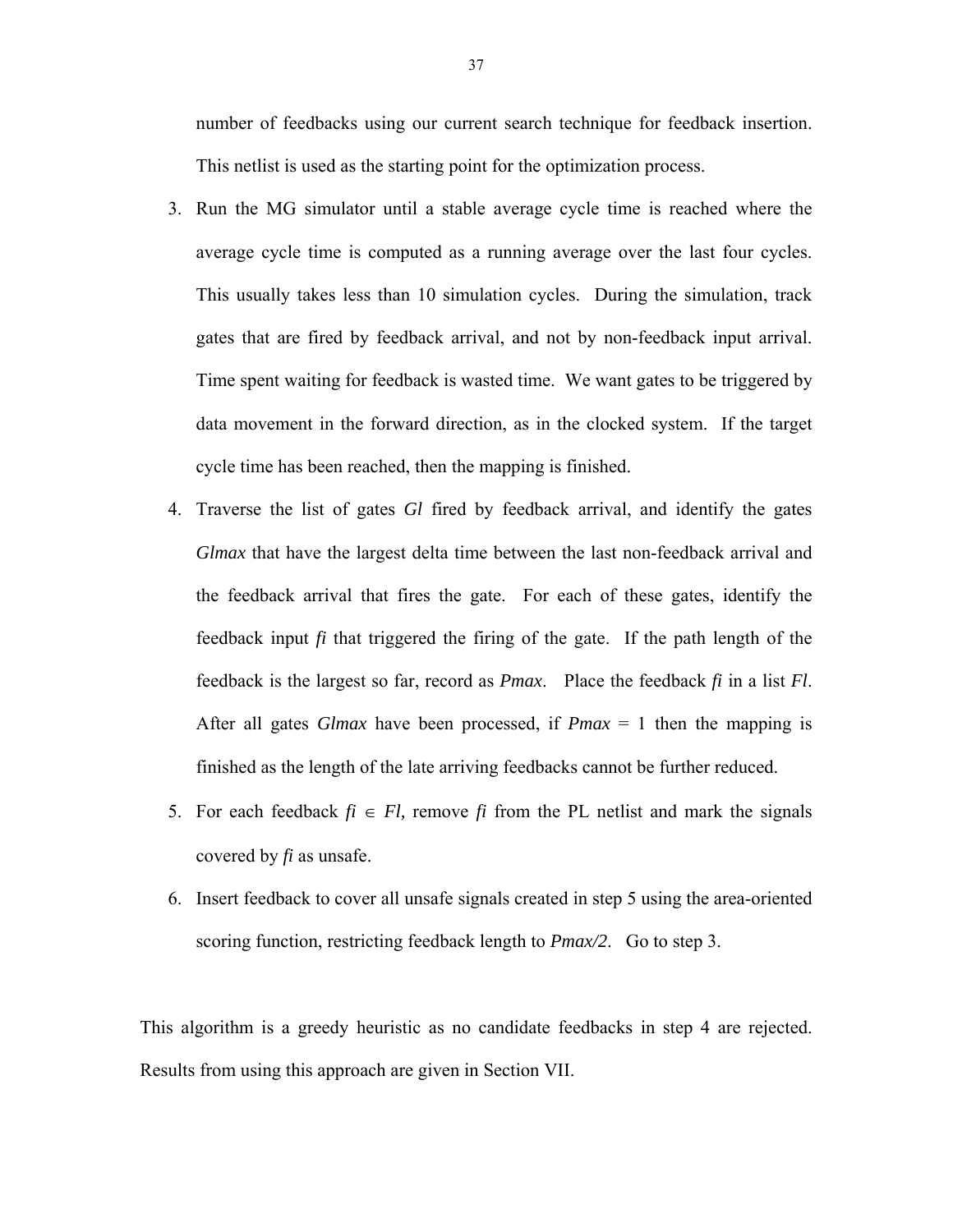number of feedbacks using our current search technique for feedback insertion. This netlist is used as the starting point for the optimization process.

3. Run the MG simulator until a stable average cycle time is reached where the average cycle time is computed as a running average over the last four cycles. This usually takes less than 10 simulation cycles. During the simulation, track gates that are fired by feedback arrival, and not by non-feedback input arrival. Time spent waiting for feedback is wasted time. We want gates to be triggered by data movement in the forward direction, as in the clocked system. If the target cycle time has been reached, then the mapping is finished.
4. Traverse the list of gates *Gl* fired by feedback arrival, and identify the gates *Glmax* that have the largest delta time between the last non-feedback arrival and the feedback arrival that fires the gate. For each of these gates, identify the feedback input *fi* that triggered the firing of the gate. If the path length of the feedback is the largest so far, record as *Pmax*. Place the feedback *fi* in a list *Fl*. After all gates *Glmax* have been processed, if *Pmax* = 1 then the mapping is finished as the length of the late arriving feedbacks cannot be further reduced.
5. For each feedback $fi \in Fl$, remove *fi* from the PL netlist and mark the signals covered by *fi* as unsafe.
6. Insert feedback to cover all unsafe signals created in step 5 using the area-oriented scoring function, restricting feedback length to *Pmax/2*. Go to step 3.

This algorithm is a greedy heuristic as no candidate feedbacks in step 4 are rejected. Results from using this approach are given in Section VII.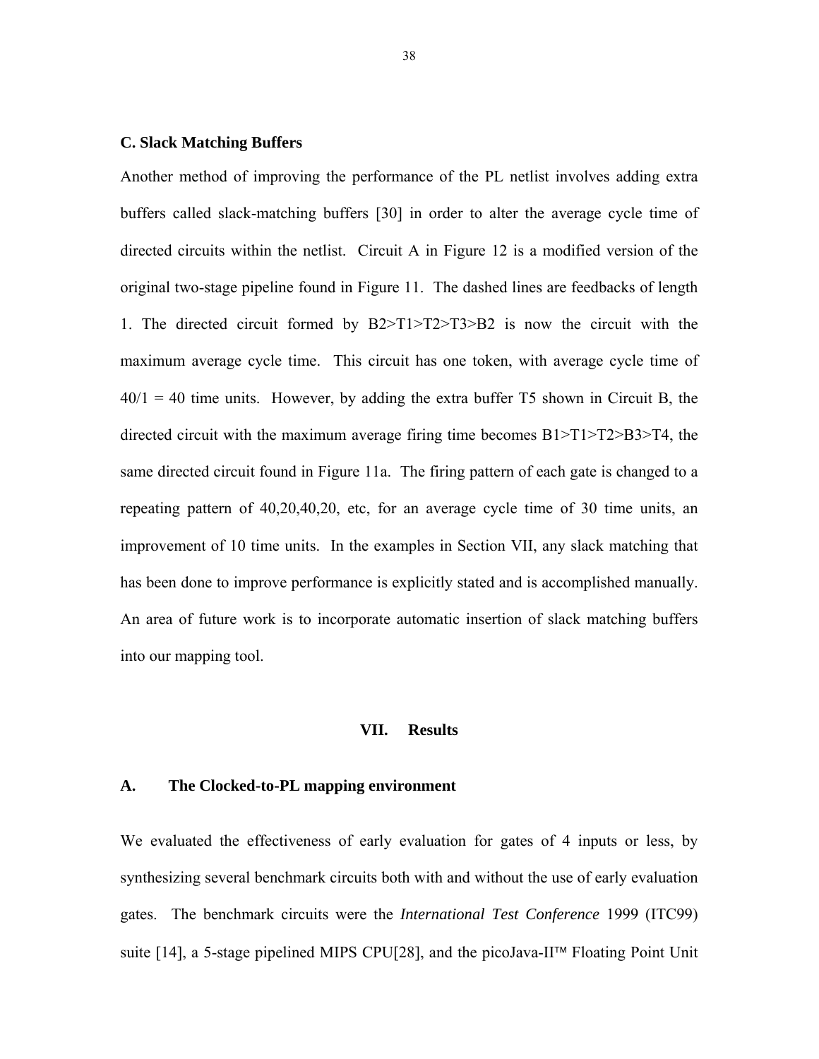### C. Slack Matching Buffers

Another method of improving the performance of the PL netlist involves adding extra buffers called slack-matching buffers [30] in order to alter the average cycle time of directed circuits within the netlist. Circuit A in Figure 12 is a modified version of the original two-stage pipeline found in Figure 11. The dashed lines are feedbacks of length 1. The directed circuit formed by B2>T1>T2>T3>B2 is now the circuit with the maximum average cycle time. This circuit has one token, with average cycle time of 40/1 = 40 time units. However, by adding the extra buffer T5 shown in Circuit B, the directed circuit with the maximum average firing time becomes B1>T1>T2>B3>T4, the same directed circuit found in Figure 11a. The firing pattern of each gate is changed to a repeating pattern of 40,20,40,20, etc, for an average cycle time of 30 time units, an improvement of 10 time units. In the examples in Section VII, any slack matching that has been done to improve performance is explicitly stated and is accomplished manually. An area of future work is to incorporate automatic insertion of slack matching buffers into our mapping tool.

## VII. Results

### A. The Clocked-to-PL mapping environment

We evaluated the effectiveness of early evaluation for gates of 4 inputs or less, by synthesizing several benchmark circuits both with and without the use of early evaluation gates. The benchmark circuits were the *International Test Conference* 1999 (ITC99) suite [14], a 5-stage pipelined MIPS CPU[28], and the picoJava-II™ Floating Point Unit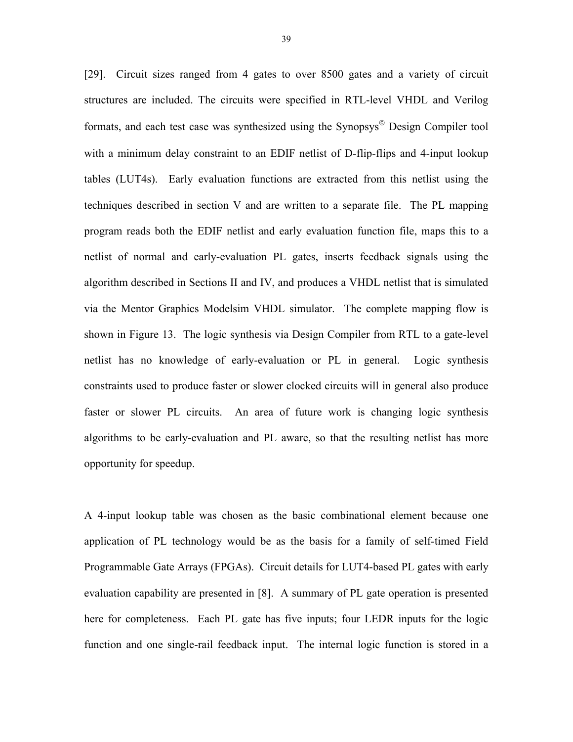[29]. Circuit sizes ranged from 4 gates to over 8500 gates and a variety of circuit structures are included. The circuits were specified in RTL-level VHDL and Verilog formats, and each test case was synthesized using the Synopsys© Design Compiler tool with a minimum delay constraint to an EDIF netlist of D-flip-flips and 4-input lookup tables (LUT4s). Early evaluation functions are extracted from this netlist using the techniques described in section V and are written to a separate file. The PL mapping program reads both the EDIF netlist and early evaluation function file, maps this to a netlist of normal and early-evaluation PL gates, inserts feedback signals using the algorithm described in Sections II and IV, and produces a VHDL netlist that is simulated via the Mentor Graphics Modelsim VHDL simulator. The complete mapping flow is shown in Figure 13. The logic synthesis via Design Compiler from RTL to a gate-level netlist has no knowledge of early-evaluation or PL in general. Logic synthesis constraints used to produce faster or slower clocked circuits will in general also produce faster or slower PL circuits. An area of future work is changing logic synthesis algorithms to be early-evaluation and PL aware, so that the resulting netlist has more opportunity for speedup.

A 4-input lookup table was chosen as the basic combinational element because one application of PL technology would be as the basis for a family of self-timed Field Programmable Gate Arrays (FPGAs). Circuit details for LUT4-based PL gates with early evaluation capability are presented in [8]. A summary of PL gate operation is presented here for completeness. Each PL gate has five inputs; four LEDR inputs for the logic function and one single-rail feedback input. The internal logic function is stored in a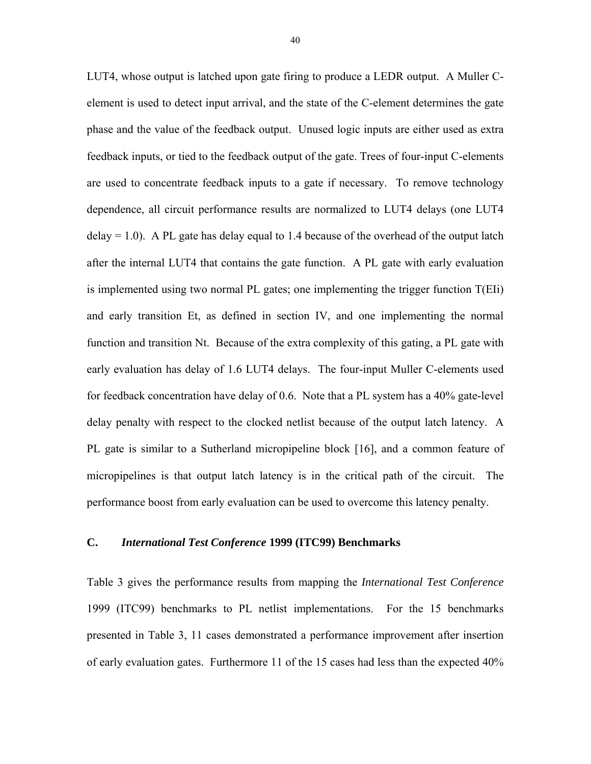LUT4, whose output is latched upon gate firing to produce a LEDR output. A Muller C-element is used to detect input arrival, and the state of the C-element determines the gate phase and the value of the feedback output. Unused logic inputs are either used as extra feedback inputs, or tied to the feedback output of the gate. Trees of four-input C-elements are used to concentrate feedback inputs to a gate if necessary. To remove technology dependence, all circuit performance results are normalized to LUT4 delays (one LUT4 delay = 1.0). A PL gate has delay equal to 1.4 because of the overhead of the output latch after the internal LUT4 that contains the gate function. A PL gate with early evaluation is implemented using two normal PL gates; one implementing the trigger function T(EIi) and early transition Et, as defined in section IV, and one implementing the normal function and transition Nt. Because of the extra complexity of this gating, a PL gate with early evaluation has delay of 1.6 LUT4 delays. The four-input Muller C-elements used for feedback concentration have delay of 0.6. Note that a PL system has a 40% gate-level delay penalty with respect to the clocked netlist because of the output latch latency. A PL gate is similar to a Sutherland micropipeline block [16], and a common feature of micropipelines is that output latch latency is in the critical path of the circuit. The performance boost from early evaluation can be used to overcome this latency penalty.

### C. *International Test Conference* 1999 (ITC99) Benchmarks

Table 3 gives the performance results from mapping the *International Test Conference* 1999 (ITC99) benchmarks to PL netlist implementations. For the 15 benchmarks presented in Table 3, 11 cases demonstrated a performance improvement after insertion of early evaluation gates. Furthermore 11 of the 15 cases had less than the expected 40%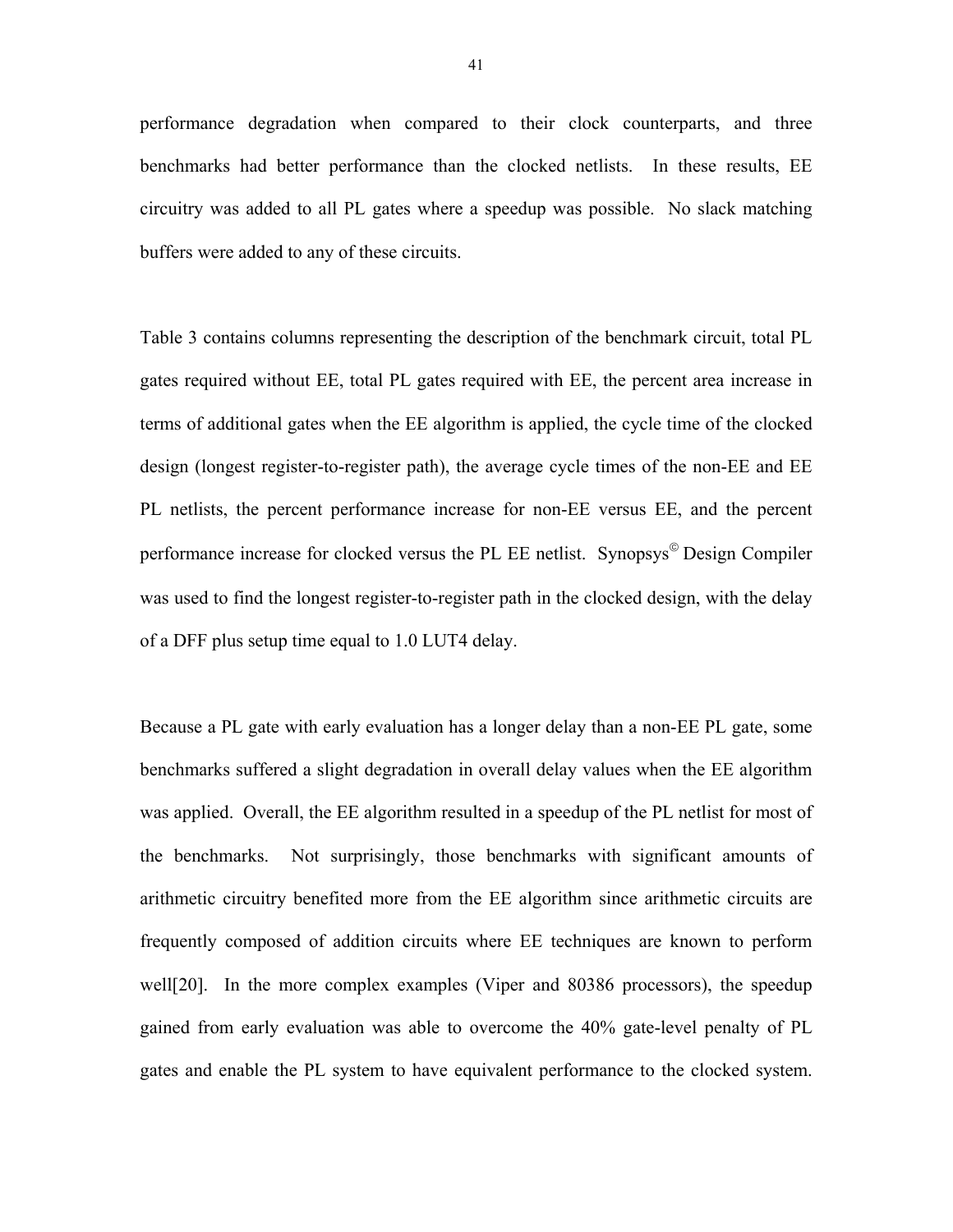performance degradation when compared to their clock counterparts, and three benchmarks had better performance than the clocked netlists. In these results, EE circuitry was added to all PL gates where a speedup was possible. No slack matching buffers were added to any of these circuits.

Table 3 contains columns representing the description of the benchmark circuit, total PL gates required without EE, total PL gates required with EE, the percent area increase in terms of additional gates when the EE algorithm is applied, the cycle time of the clocked design (longest register-to-register path), the average cycle times of the non-EE and EE PL netlists, the percent performance increase for non-EE versus EE, and the percent performance increase for clocked versus the PL EE netlist. Synopsys© Design Compiler was used to find the longest register-to-register path in the clocked design, with the delay of a DFF plus setup time equal to 1.0 LUT4 delay.

Because a PL gate with early evaluation has a longer delay than a non-EE PL gate, some benchmarks suffered a slight degradation in overall delay values when the EE algorithm was applied. Overall, the EE algorithm resulted in a speedup of the PL netlist for most of the benchmarks. Not surprisingly, those benchmarks with significant amounts of arithmetic circuitry benefited more from the EE algorithm since arithmetic circuits are frequently composed of addition circuits where EE techniques are known to perform well[20]. In the more complex examples (Viper and 80386 processors), the speedup gained from early evaluation was able to overcome the 40% gate-level penalty of PL gates and enable the PL system to have equivalent performance to the clocked system.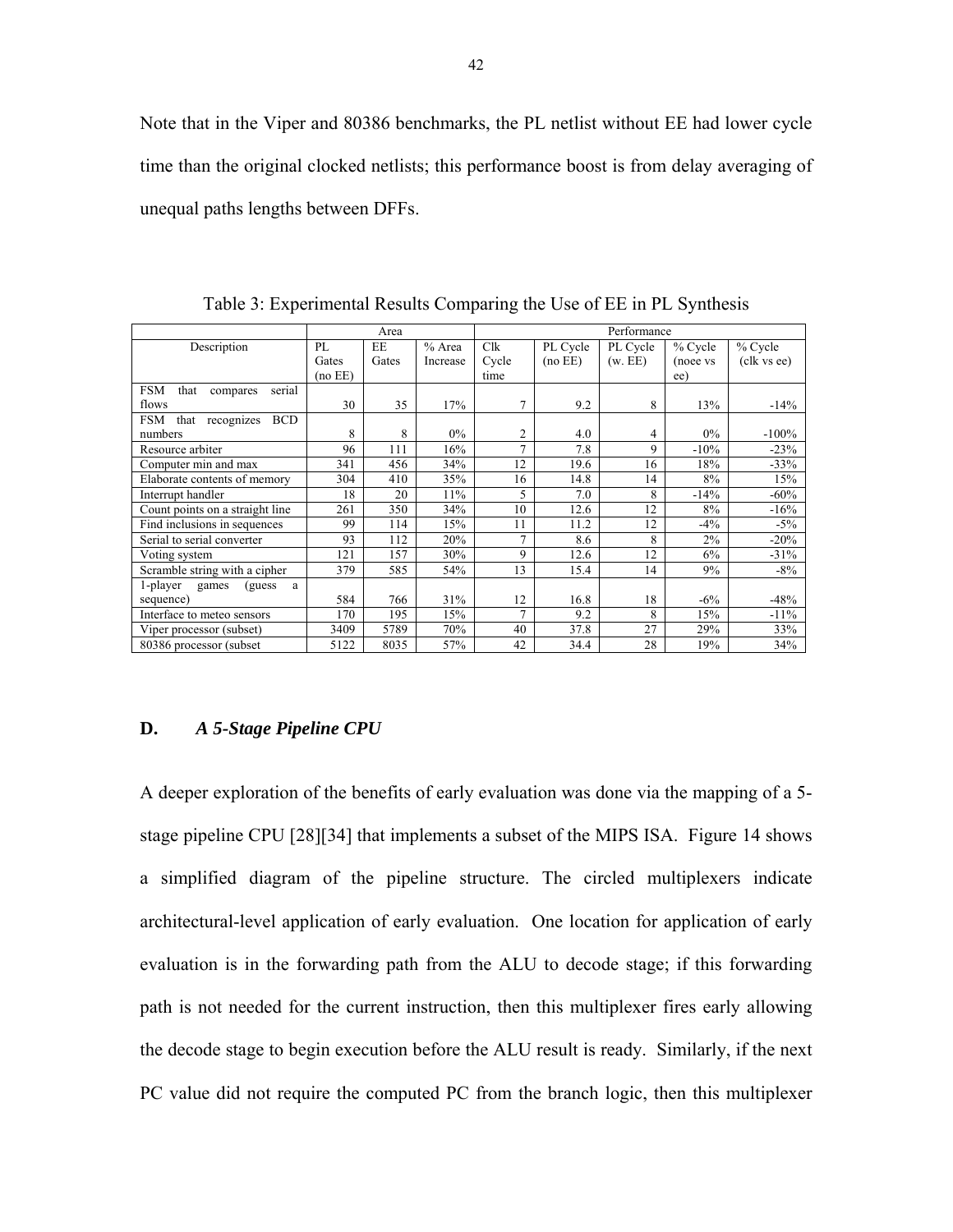Note that in the Viper and 80386 benchmarks, the PL netlist without EE had lower cycle time than the original clocked netlists; this performance boost is from delay averaging of unequal paths lengths between DFFs.

Table 3: Experimental Results Comparing the Use of EE in PL Synthesis

| | Area | | | Performance | | | | |
|---|---|---|---|---|---|---|---|---|
| Description | PL Gates (no EE) | EE Gates | % Area Increase | Clk Cycle time | PL Cycle (no EE) | PL Cycle (w. EE) | % Cycle (noee vs ee) | % Cycle (clk vs ee) |
| FSM that compares serial flows | 30 | 35 | 17% | 7 | 9.2 | 8 | 13% | -14% |
| FSM that recognizes BCD numbers | 8 | 8 | 0% | 2 | 4.0 | 4 | 0% | -100% |
| Resource arbiter | 96 | 111 | 16% | 7 | 7.8 | 9 | -10% | -23% |
| Computer min and max | 341 | 456 | 34% | 12 | 19.6 | 16 | 18% | -33% |
| Elaborate contents of memory | 304 | 410 | 35% | 16 | 14.8 | 14 | 8% | 15% |
| Interrupt handler | 18 | 20 | 11% | 5 | 7.0 | 8 | -14% | -60% |
| Count points on a straight line | 261 | 350 | 34% | 10 | 12.6 | 12 | 8% | -16% |
| Find inclusions in sequences | 99 | 114 | 15% | 11 | 11.2 | 12 | -4% | -5% |
| Serial to serial converter | 93 | 112 | 20% | 7 | 8.6 | 8 | 2% | -20% |
| Voting system | 121 | 157 | 30% | 9 | 12.6 | 12 | 6% | -31% |
| Scramble string with a cipher | 379 | 585 | 54% | 13 | 15.4 | 14 | 9% | -8% |
| 1-player games (guess a sequence) | 584 | 766 | 31% | 12 | 16.8 | 18 | -6% | -48% |
| Interface to meteo sensors | 170 | 195 | 15% | 7 | 9.2 | 8 | 15% | -11% |
| Viper processor (subset) | 3409 | 5789 | 70% | 40 | 37.8 | 27 | 29% | 33% |
| 80386 processor (subset | 5122 | 8035 | 57% | 42 | 34.4 | 28 | 19% | 34% |

### D. *A 5-Stage Pipeline CPU*

A deeper exploration of the benefits of early evaluation was done via the mapping of a 5-stage pipeline CPU [28][34] that implements a subset of the MIPS ISA. Figure 14 shows a simplified diagram of the pipeline structure. The circled multiplexers indicate architectural-level application of early evaluation. One location for application of early evaluation is in the forwarding path from the ALU to decode stage; if this forwarding path is not needed for the current instruction, then this multiplexer fires early allowing the decode stage to begin execution before the ALU result is ready. Similarly, if the next PC value did not require the computed PC from the branch logic, then this multiplexer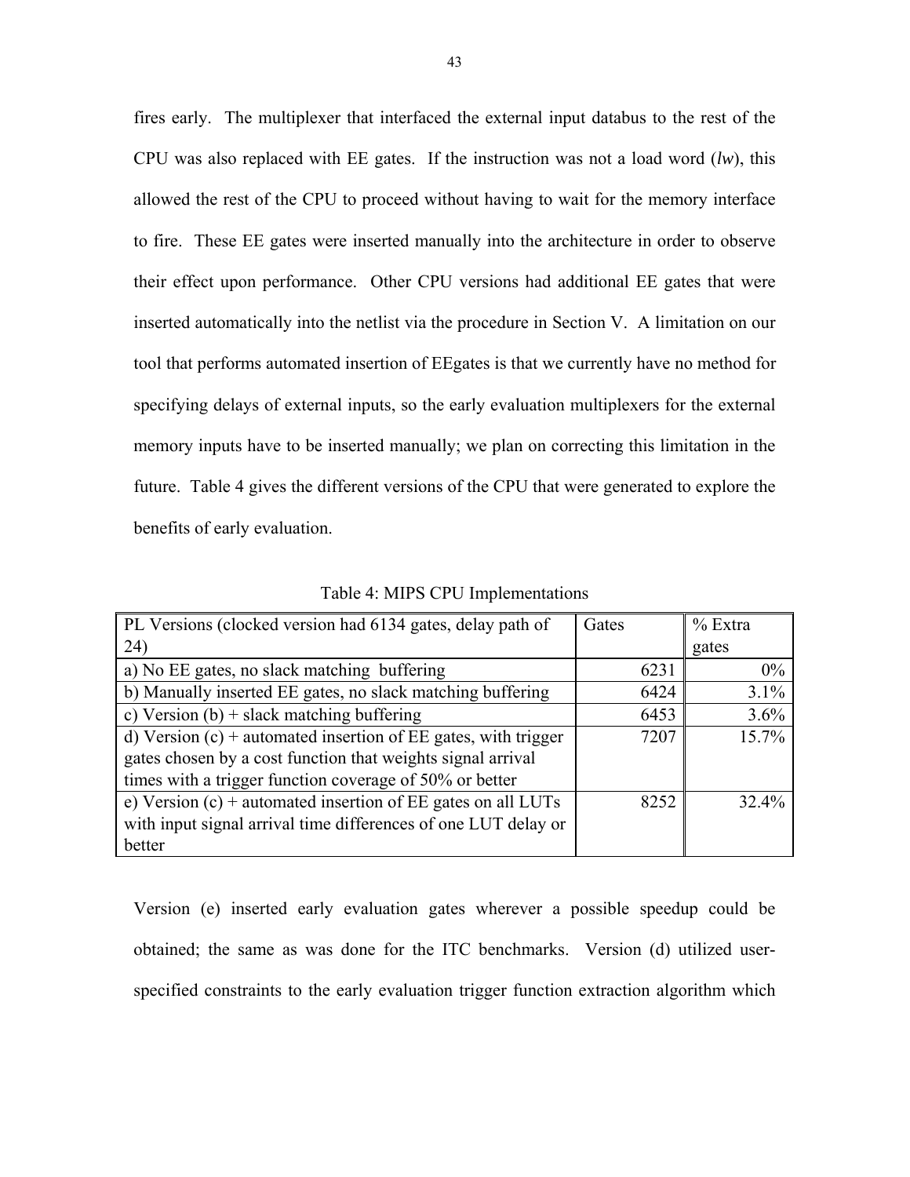fires early. The multiplexer that interfaced the external input databus to the rest of the CPU was also replaced with EE gates. If the instruction was not a load word (*lw*), this allowed the rest of the CPU to proceed without having to wait for the memory interface to fire. These EE gates were inserted manually into the architecture in order to observe their effect upon performance. Other CPU versions had additional EE gates that were inserted automatically into the netlist via the procedure in Section V. A limitation on our tool that performs automated insertion of EEgates is that we currently have no method for specifying delays of external inputs, so the early evaluation multiplexers for the external memory inputs have to be inserted manually; we plan on correcting this limitation in the future. Table 4 gives the different versions of the CPU that were generated to explore the benefits of early evaluation.

Table 4: MIPS CPU Implementations

| PL Versions (clocked version had 6134 gates, delay path of 24) | Gates | % Extra gates |
|---|---|---|
| a) No EE gates, no slack matching buffering | 6231 | 0% |
| b) Manually inserted EE gates, no slack matching buffering | 6424 | 3.1% |
| c) Version (b) + slack matching buffering | 6453 | 3.6% |
| d) Version (c) + automated insertion of EE gates, with trigger gates chosen by a cost function that weights signal arrival times with a trigger function coverage of 50% or better | 7207 | 15.7% |
| e) Version (c) + automated insertion of EE gates on all LUTs with input signal arrival time differences of one LUT delay or better | 8252 | 32.4% |

Version (e) inserted early evaluation gates wherever a possible speedup could be obtained; the same as was done for the ITC benchmarks. Version (d) utilized user-specified constraints to the early evaluation trigger function extraction algorithm which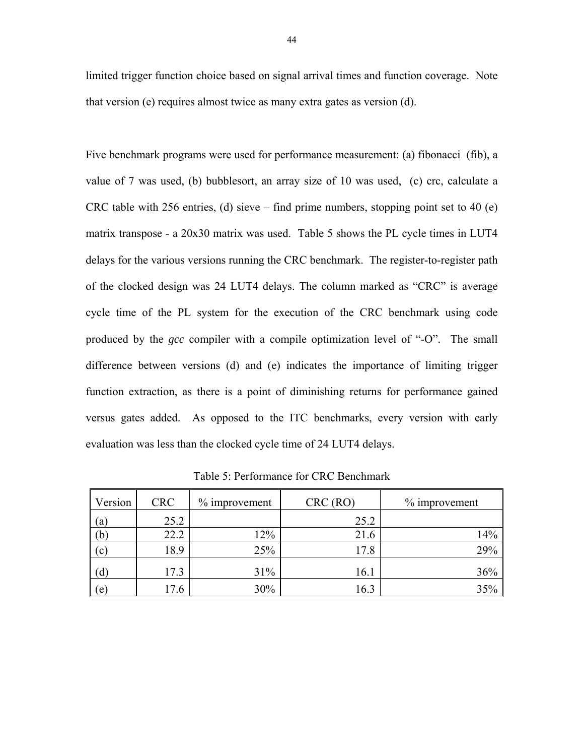limited trigger function choice based on signal arrival times and function coverage. Note that version (e) requires almost twice as many extra gates as version (d).

Five benchmark programs were used for performance measurement: (a) fibonacci (fib), a value of 7 was used, (b) bubblesort, an array size of 10 was used, (c) crc, calculate a CRC table with 256 entries, (d) sieve – find prime numbers, stopping point set to 40 (e) matrix transpose - a 20x30 matrix was used. Table 5 shows the PL cycle times in LUT4 delays for the various versions running the CRC benchmark. The register-to-register path of the clocked design was 24 LUT4 delays. The column marked as "CRC" is average cycle time of the PL system for the execution of the CRC benchmark using code produced by the *gcc* compiler with a compile optimization level of "-O". The small difference between versions (d) and (e) indicates the importance of limiting trigger function extraction, as there is a point of diminishing returns for performance gained versus gates added. As opposed to the ITC benchmarks, every version with early evaluation was less than the clocked cycle time of 24 LUT4 delays.

Table 5: Performance for CRC Benchmark

| Version | CRC | % improvement | CRC (RO) | % improvement |
|---|---|---|---|---|
| (a) | 25.2 | | 25.2 | |
| (b) | 22.2 | 12% | 21.6 | 14% |
| (c) | 18.9 | 25% | 17.8 | 29% |
| (d) | 17.3 | 31% | 16.1 | 36% |
| (e) | 17.6 | 30% | 16.3 | 35% |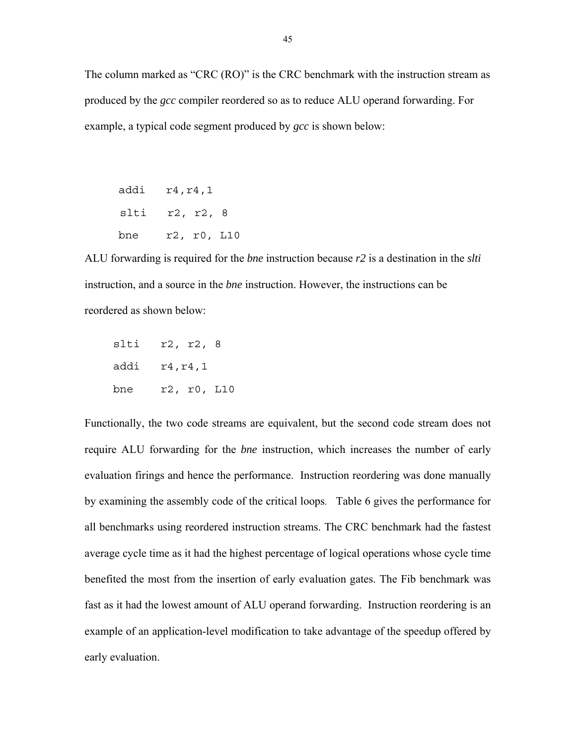The column marked as "CRC (RO)" is the CRC benchmark with the instruction stream as produced by the *gcc* compiler reordered so as to reduce ALU operand forwarding. For example, a typical code segment produced by *gcc* is shown below:

```
addi   r4,r4,1
slti   r2, r2, 8
bne    r2, r0, L10
```

ALU forwarding is required for the *bne* instruction because *r2* is a destination in the *slti* instruction, and a source in the *bne* instruction. However, the instructions can be reordered as shown below:

```
slti   r2, r2, 8
addi   r4,r4,1
bne    r2, r0, L10
```

Functionally, the two code streams are equivalent, but the second code stream does not require ALU forwarding for the *bne* instruction, which increases the number of early evaluation firings and hence the performance. Instruction reordering was done manually by examining the assembly code of the critical loops. Table 6 gives the performance for all benchmarks using reordered instruction streams. The CRC benchmark had the fastest average cycle time as it had the highest percentage of logical operations whose cycle time benefited the most from the insertion of early evaluation gates. The Fib benchmark was fast as it had the lowest amount of ALU operand forwarding. Instruction reordering is an example of an application-level modification to take advantage of the speedup offered by early evaluation.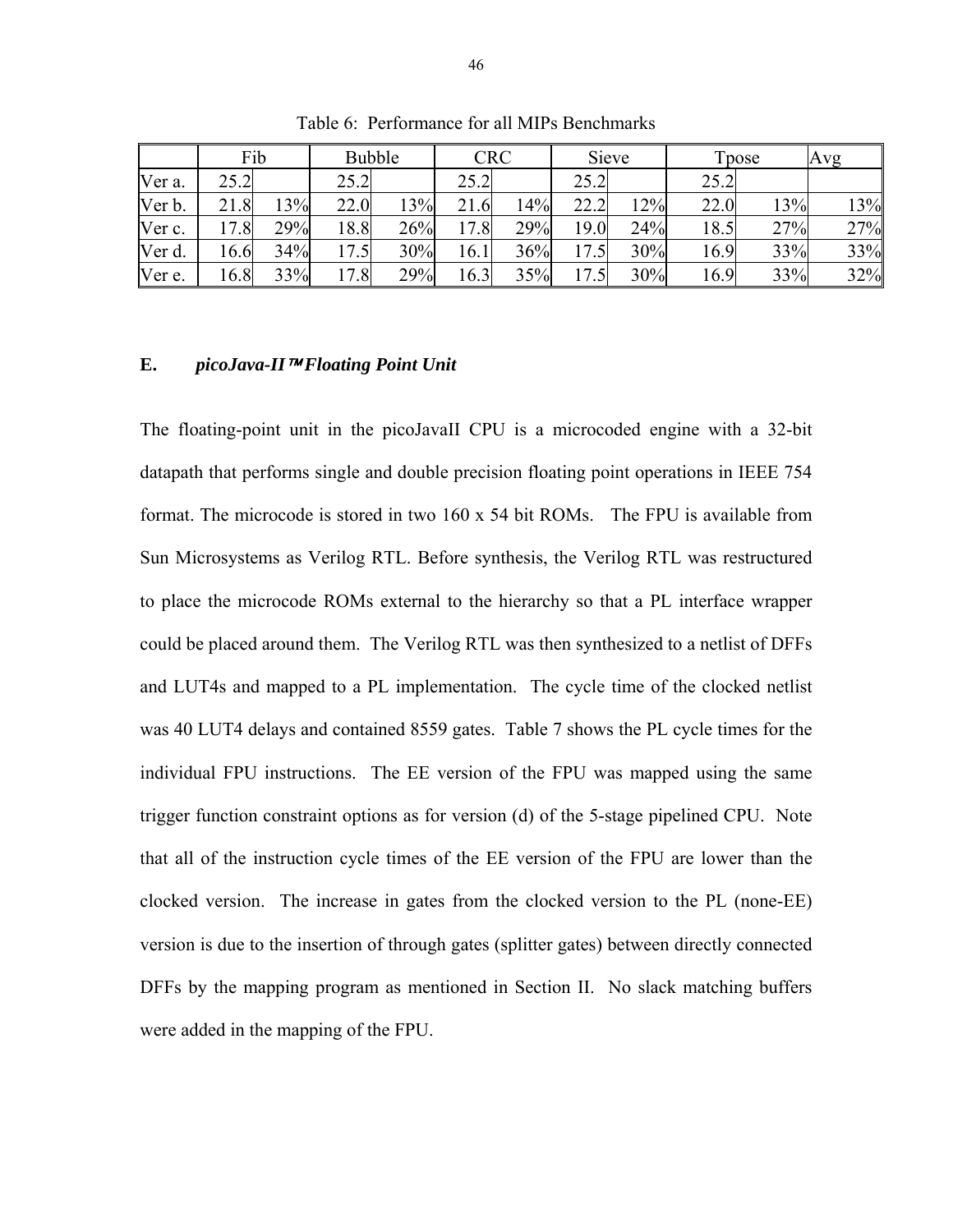Table 6: Performance for all MIPs Benchmarks

| | Fib | | Bubble | | CRC | | Sieve | | Tpose | | Avg |
|---|---|---|---|---|---|---|---|---|---|---|---|
| Ver a. | 25.2 | | 25.2 | | 25.2 | | 25.2 | | 25.2 | | |
| Ver b. | 21.8 | 13% | 22.0 | 13% | 21.6 | 14% | 22.2 | 12% | 22.0 | 13% | 13% |
| Ver c. | 17.8 | 29% | 18.8 | 26% | 17.8 | 29% | 19.0 | 24% | 18.5 | 27% | 27% |
| Ver d. | 16.6 | 34% | 17.5 | 30% | 16.1 | 36% | 17.5 | 30% | 16.9 | 33% | 33% |
| Ver e. | 16.8 | 33% | 17.8 | 29% | 16.3 | 35% | 17.5 | 30% | 16.9 | 33% | 32% |

### E. *picoJava-II™ Floating Point Unit*

The floating-point unit in the picoJavaII CPU is a microcoded engine with a 32-bit datapath that performs single and double precision floating point operations in IEEE 754 format. The microcode is stored in two 160 x 54 bit ROMs. The FPU is available from Sun Microsystems as Verilog RTL. Before synthesis, the Verilog RTL was restructured to place the microcode ROMs external to the hierarchy so that a PL interface wrapper could be placed around them. The Verilog RTL was then synthesized to a netlist of DFFs and LUT4s and mapped to a PL implementation. The cycle time of the clocked netlist was 40 LUT4 delays and contained 8559 gates. Table 7 shows the PL cycle times for the individual FPU instructions. The EE version of the FPU was mapped using the same trigger function constraint options as for version (d) of the 5-stage pipelined CPU. Note that all of the instruction cycle times of the EE version of the FPU are lower than the clocked version. The increase in gates from the clocked version to the PL (none-EE) version is due to the insertion of through gates (splitter gates) between directly connected DFFs by the mapping program as mentioned in Section II. No slack matching buffers were added in the mapping of the FPU.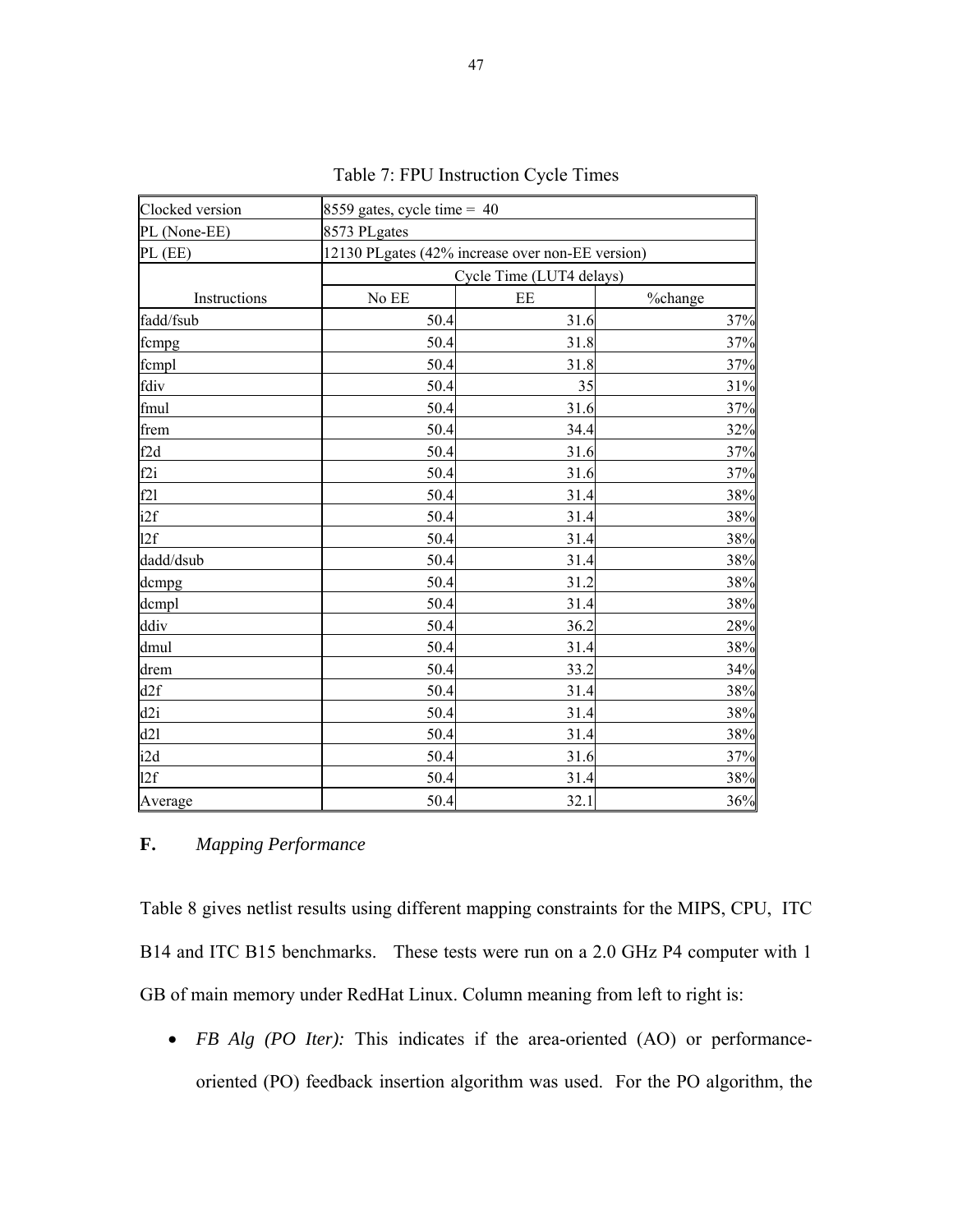Table 7: FPU Instruction Cycle Times

| Clocked version | 8559 gates, cycle time = 40 | | |
|---|---|---|---|
| PL (None-EE) | 8573 PLgates | | |
| PL (EE) | 12130 PLgates (42% increase over non-EE version) | | |
| | Cycle Time (LUT4 delays) | | |
| Instructions | No EE | EE | %change |
| fadd/fsub | 50.4 | 31.6 | 37% |
| fcmpg | 50.4 | 31.8 | 37% |
| fcmpl | 50.4 | 31.8 | 37% |
| fdiv | 50.4 | 35 | 31% |
| fmul | 50.4 | 31.6 | 37% |
| frem | 50.4 | 34.4 | 32% |
| f2d | 50.4 | 31.6 | 37% |
| f2i | 50.4 | 31.6 | 37% |
| f2l | 50.4 | 31.4 | 38% |
| i2f | 50.4 | 31.4 | 38% |
| l2f | 50.4 | 31.4 | 38% |
| dadd/dsub | 50.4 | 31.4 | 38% |
| dcmpg | 50.4 | 31.2 | 38% |
| dcmpl | 50.4 | 31.4 | 38% |
| ddiv | 50.4 | 36.2 | 28% |
| dmul | 50.4 | 31.4 | 38% |
| drem | 50.4 | 33.2 | 34% |
| d2f | 50.4 | 31.4 | 38% |
| d2i | 50.4 | 31.4 | 38% |
| d2l | 50.4 | 31.4 | 38% |
| i2d | 50.4 | 31.6 | 37% |
| l2f | 50.4 | 31.4 | 38% |
| Average | 50.4 | 32.1 | 36% |

### F. *Mapping Performance*

Table 8 gives netlist results using different mapping constraints for the MIPS, CPU, ITC B14 and ITC B15 benchmarks. These tests were run on a 2.0 GHz P4 computer with 1 GB of main memory under RedHat Linux. Column meaning from left to right is:

- *FB Alg (PO Iter):* This indicates if the area-oriented (AO) or performance-oriented (PO) feedback insertion algorithm was used. For the PO algorithm, the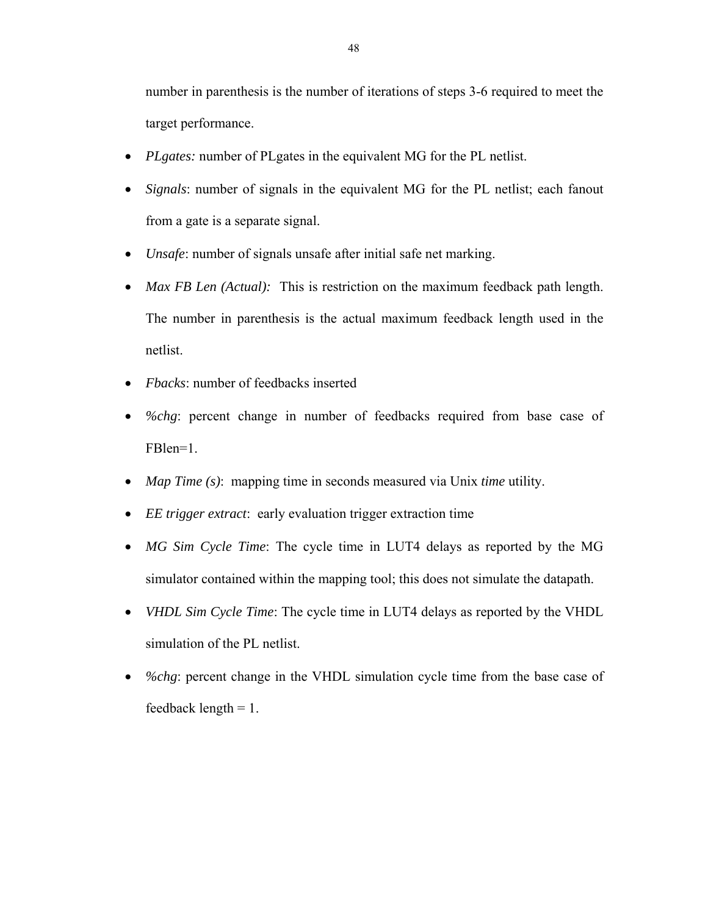number in parenthesis is the number of iterations of steps 3-6 required to meet the target performance.

- *PLgates:* number of PLgates in the equivalent MG for the PL netlist.
- *Signals*: number of signals in the equivalent MG for the PL netlist; each fanout from a gate is a separate signal.
- *Unsafe*: number of signals unsafe after initial safe net marking.
- *Max FB Len (Actual):* This is restriction on the maximum feedback path length. The number in parenthesis is the actual maximum feedback length used in the netlist.
- *Fbacks*: number of feedbacks inserted
- *%chg*: percent change in number of feedbacks required from base case of FBlen=1.
- *Map Time (s)*: mapping time in seconds measured via Unix *time* utility.
- *EE trigger extract*: early evaluation trigger extraction time
- *MG Sim Cycle Time*: The cycle time in LUT4 delays as reported by the MG simulator contained within the mapping tool; this does not simulate the datapath.
- *VHDL Sim Cycle Time*: The cycle time in LUT4 delays as reported by the VHDL simulation of the PL netlist.
- *%chg*: percent change in the VHDL simulation cycle time from the base case of feedback length = 1.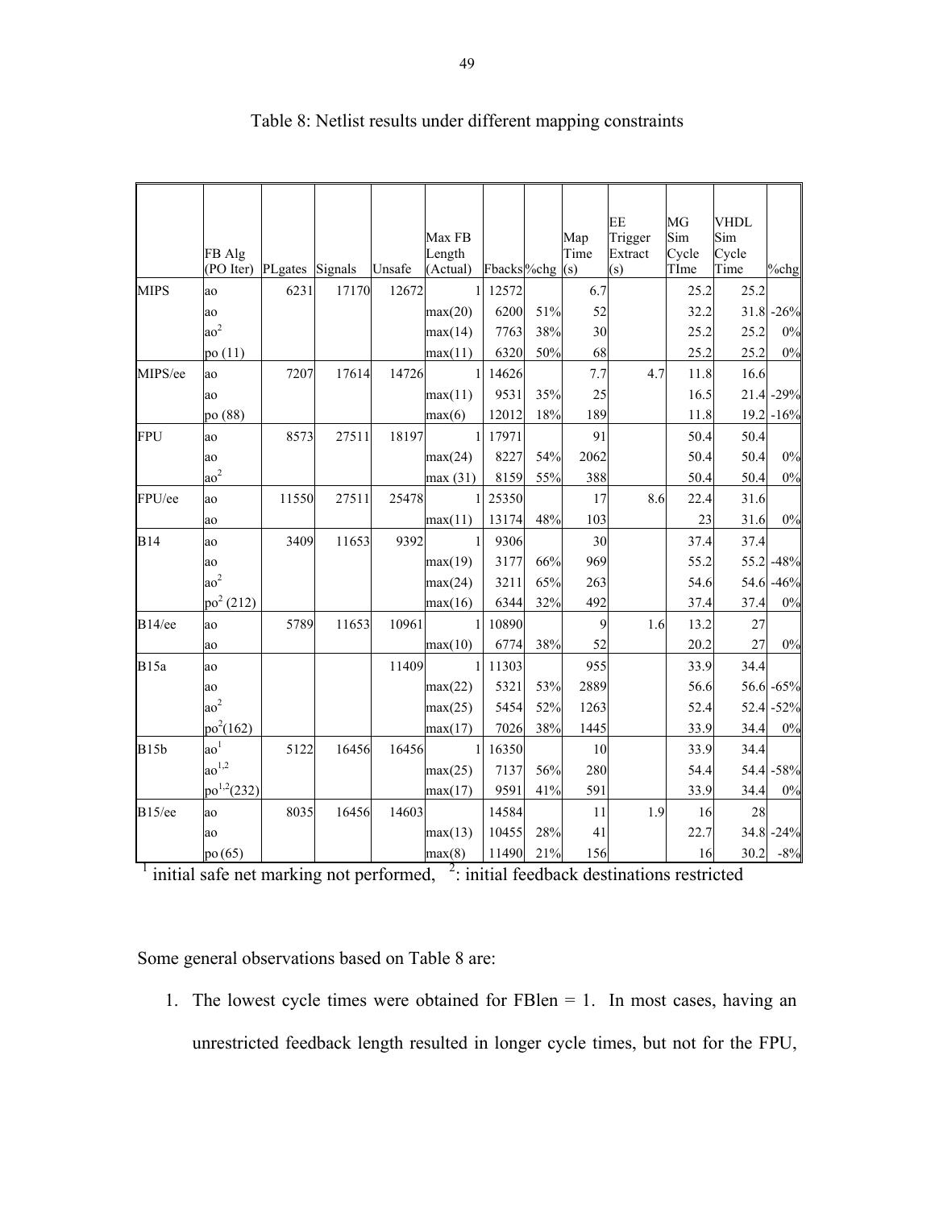Table 8: Netlist results under different mapping constraints

| | FB Alg (PO Iter) | PLgates | Signals | Unsafe | Max FB Length (Actual) | Fbacks | %chg | Map Time (s) | EE Trigger Extract (s) | MG Sim Cycle TIme | VHDL Sim Cycle Time | %chg |
|---|---|---|---|---|---|---|---|---|---|---|---|---|
| MIPS | ao | 6231 | 17170 | 12672 | 1 | 12572 | | 6.7 | | 25.2 | 25.2 | |
| | ao | | | | max(20) | 6200 | 51% | 52 | | 32.2 | 31.8 | -26% |
| | $ao^2$ | | | | max(14) | 7763 | 38% | 30 | | 25.2 | 25.2 | 0% |
| | po (11) | | | | max(11) | 6320 | 50% | 68 | | 25.2 | 25.2 | 0% |
| MIPS/ee | ao | 7207 | 17614 | 14726 | 1 | 14626 | | 7.7 | 4.7 | 11.8 | 16.6 | |
| | ao | | | | max(11) | 9531 | 35% | 25 | | 16.5 | 21.4 | -29% |
| | po (88) | | | | max(6) | 12012 | 18% | 189 | | 11.8 | 19.2 | -16% |
| FPU | ao | 8573 | 27511 | 18197 | 1 | 17971 | | 91 | | 50.4 | 50.4 | |
| | ao | | | | max(24) | 8227 | 54% | 2062 | | 50.4 | 50.4 | 0% |
| | $ao^2$ | | | | max (31) | 8159 | 55% | 388 | | 50.4 | 50.4 | 0% |
| FPU/ee | ao | 11550 | 27511 | 25478 | 1 | 25350 | | 17 | 8.6 | 22.4 | 31.6 | |
| | ao | | | | max(11) | 13174 | 48% | 103 | | 23 | 31.6 | 0% |
| B14 | ao | 3409 | 11653 | 9392 | 1 | 9306 | | 30 | | 37.4 | 37.4 | |
| | ao | | | | max(19) | 3177 | 66% | 969 | | 55.2 | 55.2 | -48% |
| | $ao^2$ | | | | max(24) | 3211 | 65% | 263 | | 54.6 | 54.6 | -46% |
| | $po^2$ (212) | | | | max(16) | 6344 | 32% | 492 | | 37.4 | 37.4 | 0% |
| B14/ee | ao | 5789 | 11653 | 10961 | 1 | 10890 | | 9 | 1.6 | 13.2 | 27 | |
| | ao | | | | max(10) | 6774 | 38% | 52 | | 20.2 | 27 | 0% |
| B15a | ao | | | 11409 | 1 | 11303 | | 955 | | 33.9 | 34.4 | |
| | ao | | | | max(22) | 5321 | 53% | 2889 | | 56.6 | 56.6 | -65% |
| | $ao^2$ | | | | max(25) | 5454 | 52% | 1263 | | 52.4 | 52.4 | -52% |
| | $po^2$(162) | | | | max(17) | 7026 | 38% | 1445 | | 33.9 | 34.4 | 0% |
| B15b | $ao^1$ | 5122 | 16456 | 16456 | 1 | 16350 | | 10 | | 33.9 | 34.4 | |
| | $ao^{1,2}$ | | | | max(25) | 7137 | 56% | 280 | | 54.4 | 54.4 | -58% |
| | $po^{1,2}$(232) | | | | max(17) | 9591 | 41% | 591 | | 33.9 | 34.4 | 0% |
| B15/ee | ao | 8035 | 16456 | 14603 | | 14584 | | 11 | 1.9 | 16 | 28 | |
| | ao | | | | max(13) | 10455 | 28% | 41 | | 22.7 | 34.8 | -24% |
| | po (65) | | | | max(8) | 11490 | 21% | 156 | | 16 | 30.2 | -8% |

[1] initial safe net marking not performed, [2]: initial feedback destinations restricted

Some general observations based on Table 8 are:

1. The lowest cycle times were obtained for FBlen = 1. In most cases, having an unrestricted feedback length resulted in longer cycle times, but not for the FPU,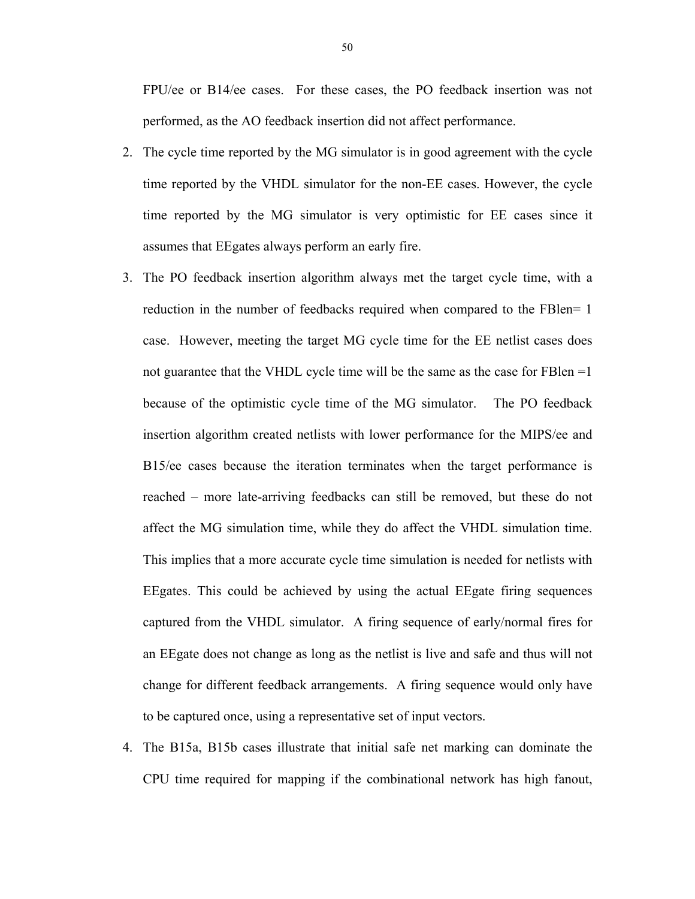FPU/ee or B14/ee cases. For these cases, the PO feedback insertion was not performed, as the AO feedback insertion did not affect performance.

2. The cycle time reported by the MG simulator is in good agreement with the cycle time reported by the VHDL simulator for the non-EE cases. However, the cycle time reported by the MG simulator is very optimistic for EE cases since it assumes that EEgates always perform an early fire.
3. The PO feedback insertion algorithm always met the target cycle time, with a reduction in the number of feedbacks required when compared to the FBlen= 1 case. However, meeting the target MG cycle time for the EE netlist cases does not guarantee that the VHDL cycle time will be the same as the case for FBlen =1 because of the optimistic cycle time of the MG simulator. The PO feedback insertion algorithm created netlists with lower performance for the MIPS/ee and B15/ee cases because the iteration terminates when the target performance is reached – more late-arriving feedbacks can still be removed, but these do not affect the MG simulation time, while they do affect the VHDL simulation time. This implies that a more accurate cycle time simulation is needed for netlists with EEgates. This could be achieved by using the actual EEgate firing sequences captured from the VHDL simulator. A firing sequence of early/normal fires for an EEgate does not change as long as the netlist is live and safe and thus will not change for different feedback arrangements. A firing sequence would only have to be captured once, using a representative set of input vectors.
4. The B15a, B15b cases illustrate that initial safe net marking can dominate the CPU time required for mapping if the combinational network has high fanout,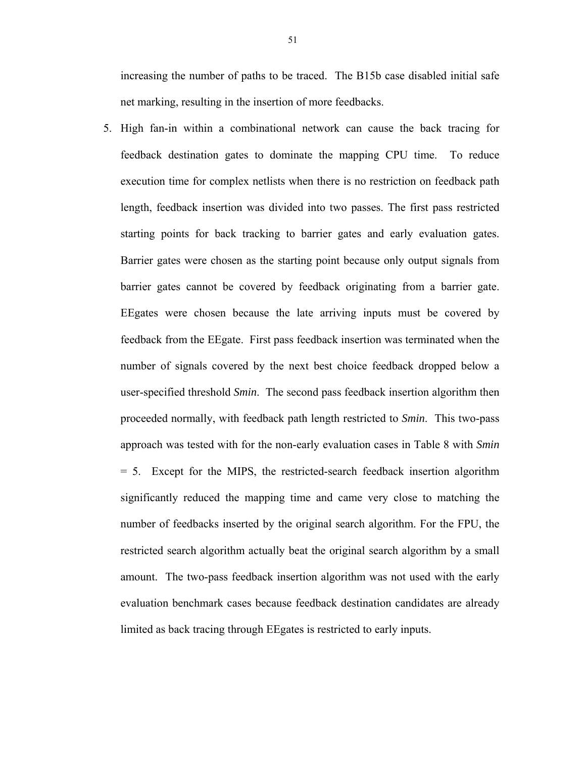increasing the number of paths to be traced. The B15b case disabled initial safe net marking, resulting in the insertion of more feedbacks.

5. High fan-in within a combinational network can cause the back tracing for feedback destination gates to dominate the mapping CPU time. To reduce execution time for complex netlists when there is no restriction on feedback path length, feedback insertion was divided into two passes. The first pass restricted starting points for back tracking to barrier gates and early evaluation gates. Barrier gates were chosen as the starting point because only output signals from barrier gates cannot be covered by feedback originating from a barrier gate. EEgates were chosen because the late arriving inputs must be covered by feedback from the EEgate. First pass feedback insertion was terminated when the number of signals covered by the next best choice feedback dropped below a user-specified threshold *Smin*. The second pass feedback insertion algorithm then proceeded normally, with feedback path length restricted to *Smin*. This two-pass approach was tested with for the non-early evaluation cases in Table 8 with *Smin* = 5. Except for the MIPS, the restricted-search feedback insertion algorithm significantly reduced the mapping time and came very close to matching the number of feedbacks inserted by the original search algorithm. For the FPU, the restricted search algorithm actually beat the original search algorithm by a small amount. The two-pass feedback insertion algorithm was not used with the early evaluation benchmark cases because feedback destination candidates are already limited as back tracing through EEgates is restricted to early inputs.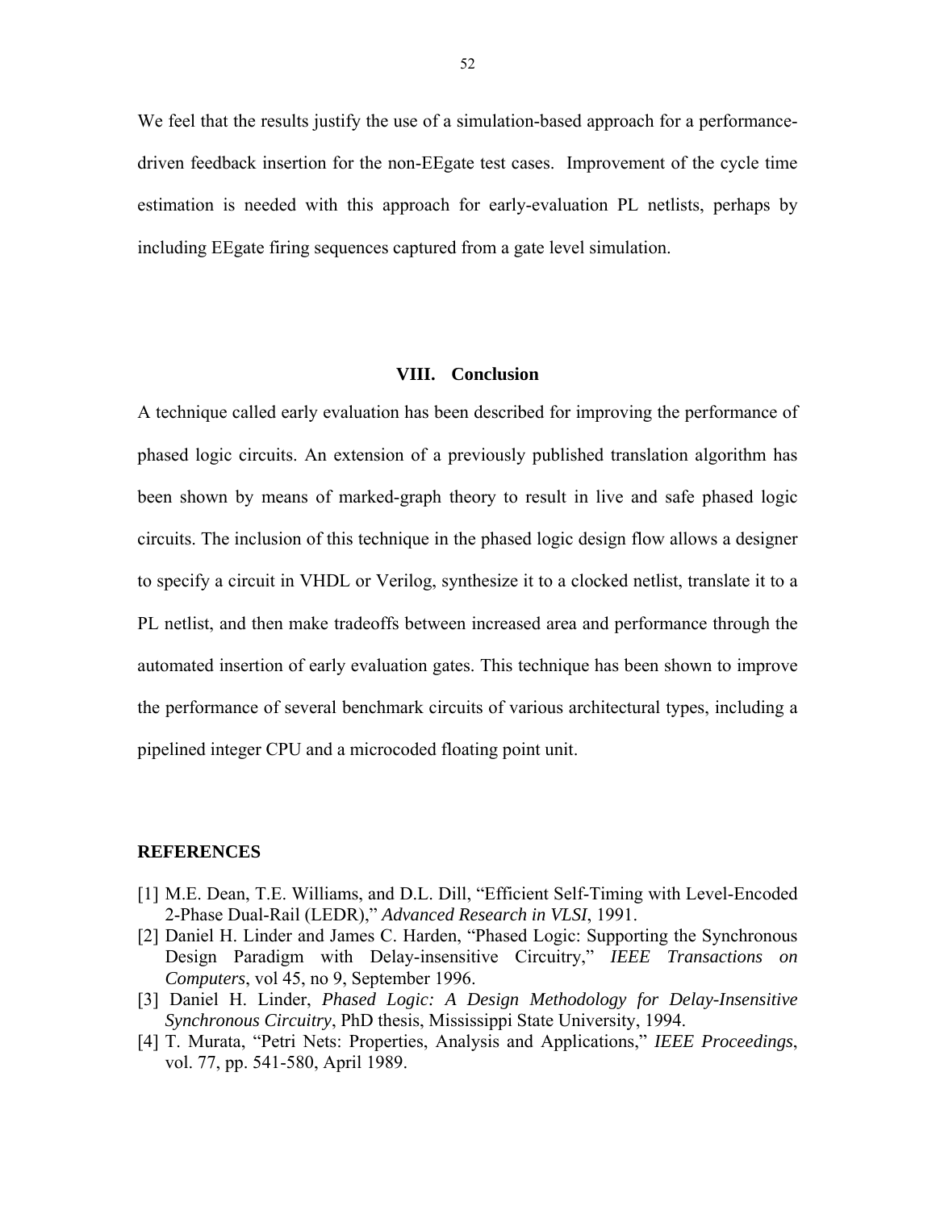We feel that the results justify the use of a simulation-based approach for a performance-driven feedback insertion for the non-EEgate test cases. Improvement of the cycle time estimation is needed with this approach for early-evaluation PL netlists, perhaps by including EEgate firing sequences captured from a gate level simulation.

## VIII. Conclusion

A technique called early evaluation has been described for improving the performance of phased logic circuits. An extension of a previously published translation algorithm has been shown by means of marked-graph theory to result in live and safe phased logic circuits. The inclusion of this technique in the phased logic design flow allows a designer to specify a circuit in VHDL or Verilog, synthesize it to a clocked netlist, translate it to a PL netlist, and then make tradeoffs between increased area and performance through the automated insertion of early evaluation gates. This technique has been shown to improve the performance of several benchmark circuits of various architectural types, including a pipelined integer CPU and a microcoded floating point unit.

## REFERENCES

[1] M.E. Dean, T.E. Williams, and D.L. Dill, "Efficient Self-Timing with Level-Encoded 2-Phase Dual-Rail (LEDR)," *Advanced Research in VLSI*, 1991.

[2] Daniel H. Linder and James C. Harden, "Phased Logic: Supporting the Synchronous Design Paradigm with Delay-insensitive Circuitry," *IEEE Transactions on Computers*, vol 45, no 9, September 1996.

[3] Daniel H. Linder, *Phased Logic: A Design Methodology for Delay-Insensitive Synchronous Circuitry*, PhD thesis, Mississippi State University, 1994.

[4] T. Murata, "Petri Nets: Properties, Analysis and Applications," *IEEE Proceedings*, vol. 77, pp. 541-580, April 1989.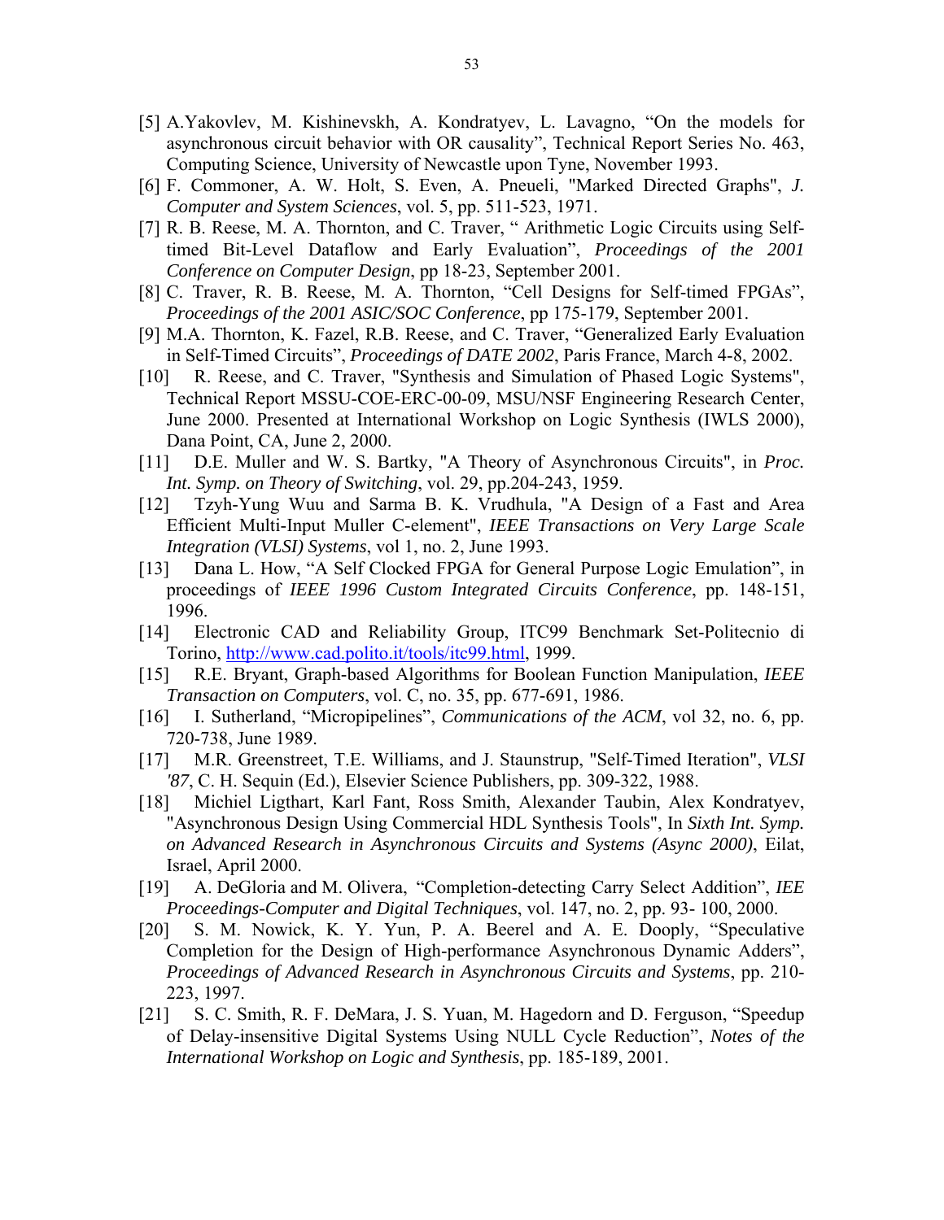[5] A.Yakovlev, M. Kishinevskh, A. Kondratyev, L. Lavagno, "On the models for asynchronous circuit behavior with OR causality", Technical Report Series No. 463, Computing Science, University of Newcastle upon Tyne, November 1993.

[6] F. Commoner, A. W. Holt, S. Even, A. Pneueli, "Marked Directed Graphs", *J. Computer and System Sciences*, vol. 5, pp. 511-523, 1971.

[7] R. B. Reese, M. A. Thornton, and C. Traver, " Arithmetic Logic Circuits using Self-timed Bit-Level Dataflow and Early Evaluation", *Proceedings of the 2001 Conference on Computer Design*, pp 18-23, September 2001.

[8] C. Traver, R. B. Reese, M. A. Thornton, "Cell Designs for Self-timed FPGAs", *Proceedings of the 2001 ASIC/SOC Conference*, pp 175-179, September 2001.

[9] M.A. Thornton, K. Fazel, R.B. Reese, and C. Traver, "Generalized Early Evaluation in Self-Timed Circuits", *Proceedings of DATE 2002*, Paris France, March 4-8, 2002.

[10] R. Reese, and C. Traver, "Synthesis and Simulation of Phased Logic Systems", Technical Report MSSU-COE-ERC-00-09, MSU/NSF Engineering Research Center, June 2000. Presented at International Workshop on Logic Synthesis (IWLS 2000), Dana Point, CA, June 2, 2000.

[11] D.E. Muller and W. S. Bartky, "A Theory of Asynchronous Circuits", in *Proc. Int. Symp. on Theory of Switching*, vol. 29, pp.204-243, 1959.

[12] Tzyh-Yung Wuu and Sarma B. K. Vrudhula, "A Design of a Fast and Area Efficient Multi-Input Muller C-element", *IEEE Transactions on Very Large Scale Integration (VLSI) Systems*, vol 1, no. 2, June 1993.

[13] Dana L. How, "A Self Clocked FPGA for General Purpose Logic Emulation", in proceedings of *IEEE 1996 Custom Integrated Circuits Conference*, pp. 148-151, 1996.

[14] Electronic CAD and Reliability Group, ITC99 Benchmark Set-Politecnio di Torino, http://www.cad.polito.it/tools/itc99.html, 1999.

[15] R.E. Bryant, Graph-based Algorithms for Boolean Function Manipulation, *IEEE Transaction on Computers*, vol. C, no. 35, pp. 677-691, 1986.

[16] I. Sutherland, "Micropipelines", *Communications of the ACM*, vol 32, no. 6, pp. 720-738, June 1989.

[17] M.R. Greenstreet, T.E. Williams, and J. Staunstrup, "Self-Timed Iteration", *VLSI '87*, C. H. Sequin (Ed.), Elsevier Science Publishers, pp. 309-322, 1988.

[18] Michiel Ligthart, Karl Fant, Ross Smith, Alexander Taubin, Alex Kondratyev, "Asynchronous Design Using Commercial HDL Synthesis Tools", In *Sixth Int. Symp. on Advanced Research in Asynchronous Circuits and Systems (Async 2000)*, Eilat, Israel, April 2000.

[19] A. DeGloria and M. Olivera, "Completion-detecting Carry Select Addition", *IEE Proceedings-Computer and Digital Techniques*, vol. 147, no. 2, pp. 93- 100, 2000.

[20] S. M. Nowick, K. Y. Yun, P. A. Beerel and A. E. Dooply, "Speculative Completion for the Design of High-performance Asynchronous Dynamic Adders", *Proceedings of Advanced Research in Asynchronous Circuits and Systems*, pp. 210-223, 1997.

[21] S. C. Smith, R. F. DeMara, J. S. Yuan, M. Hagedorn and D. Ferguson, "Speedup of Delay-insensitive Digital Systems Using NULL Cycle Reduction", *Notes of the International Workshop on Logic and Synthesis*, pp. 185-189, 2001.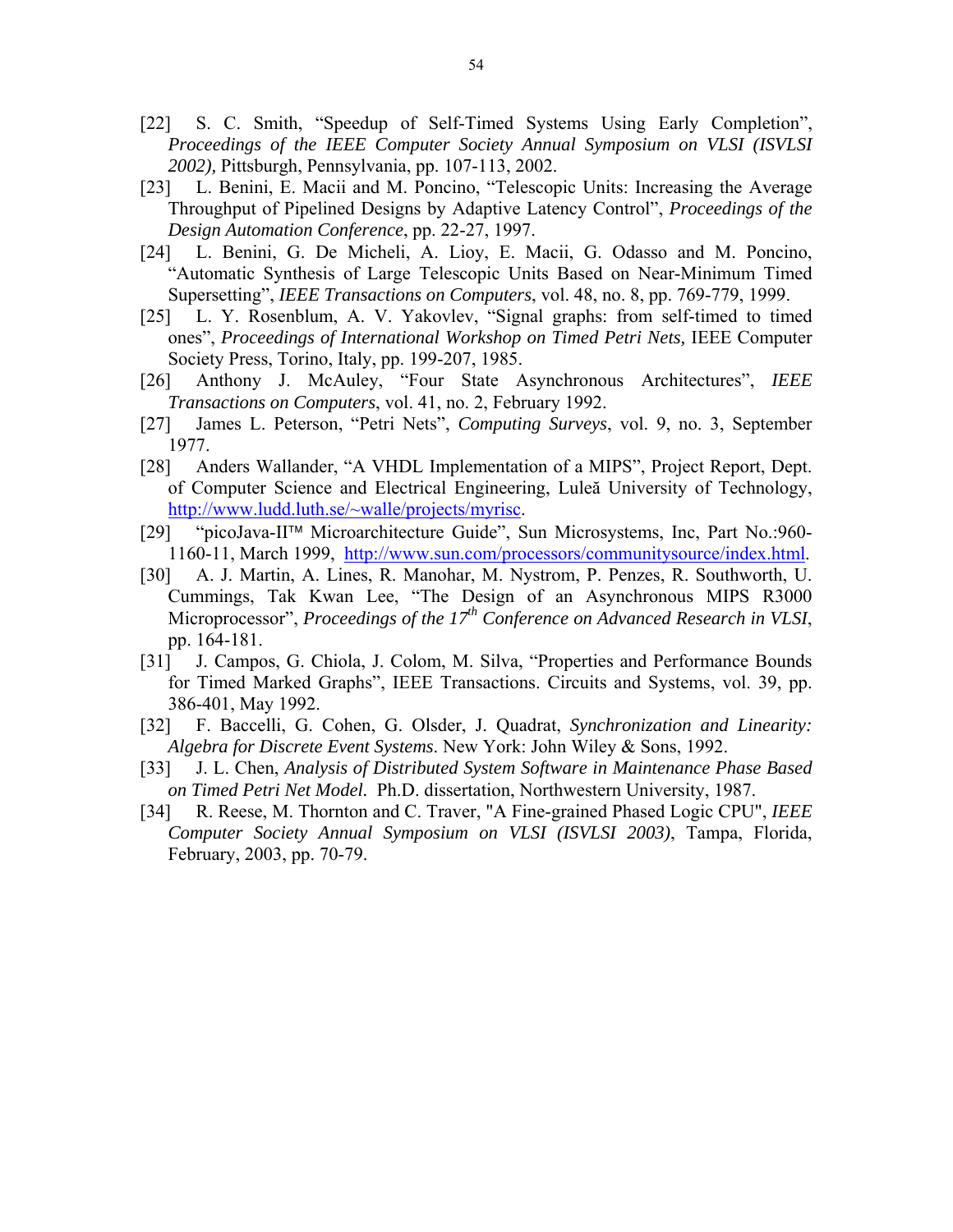[22] S. C. Smith, "Speedup of Self-Timed Systems Using Early Completion", *Proceedings of the IEEE Computer Society Annual Symposium on VLSI (ISVLSI 2002),* Pittsburgh, Pennsylvania, pp. 107-113, 2002.

[23] L. Benini, E. Macii and M. Poncino, "Telescopic Units: Increasing the Average Throughput of Pipelined Designs by Adaptive Latency Control", *Proceedings of the Design Automation Conference*, pp. 22-27, 1997.

[24] L. Benini, G. De Micheli, A. Lioy, E. Macii, G. Odasso and M. Poncino, "Automatic Synthesis of Large Telescopic Units Based on Near-Minimum Timed Supersetting", *IEEE Transactions on Computers*, vol. 48, no. 8, pp. 769-779, 1999.

[25] L. Y. Rosenblum, A. V. Yakovlev, "Signal graphs: from self-timed to timed ones", *Proceedings of International Workshop on Timed Petri Nets,* IEEE Computer Society Press, Torino, Italy, pp. 199-207, 1985.

[26] Anthony J. McAuley, "Four State Asynchronous Architectures", *IEEE Transactions on Computers*, vol. 41, no. 2, February 1992.

[27] James L. Peterson, "Petri Nets", *Computing Surveys*, vol. 9, no. 3, September 1977.

[28] Anders Wallander, "A VHDL Implementation of a MIPS", Project Report, Dept. of Computer Science and Electrical Engineering, Luleă University of Technology, http://www.ludd.luth.se/~walle/projects/myrisc.

[29] "picoJava-II™ Microarchitecture Guide", Sun Microsystems, Inc, Part No.:960-1160-11, March 1999, http://www.sun.com/processors/communitysource/index.html.

[30] A. J. Martin, A. Lines, R. Manohar, M. Nystrom, P. Penzes, R. Southworth, U. Cummings, Tak Kwan Lee, "The Design of an Asynchronous MIPS R3000 Microprocessor", *Proceedings of the 17th Conference on Advanced Research in VLSI*, pp. 164-181.

[31] J. Campos, G. Chiola, J. Colom, M. Silva, "Properties and Performance Bounds for Timed Marked Graphs", IEEE Transactions. Circuits and Systems, vol. 39, pp. 386-401, May 1992.

[32] F. Baccelli, G. Cohen, G. Olsder, J. Quadrat, *Synchronization and Linearity: Algebra for Discrete Event Systems*. New York: John Wiley & Sons, 1992.

[33] J. L. Chen, *Analysis of Distributed System Software in Maintenance Phase Based on Timed Petri Net Model.* Ph.D. dissertation, Northwestern University, 1987.

[34] R. Reese, M. Thornton and C. Traver, "A Fine-grained Phased Logic CPU", *IEEE Computer Society Annual Symposium on VLSI (ISVLSI 2003)*, Tampa, Florida, February, 2003, pp. 70-79.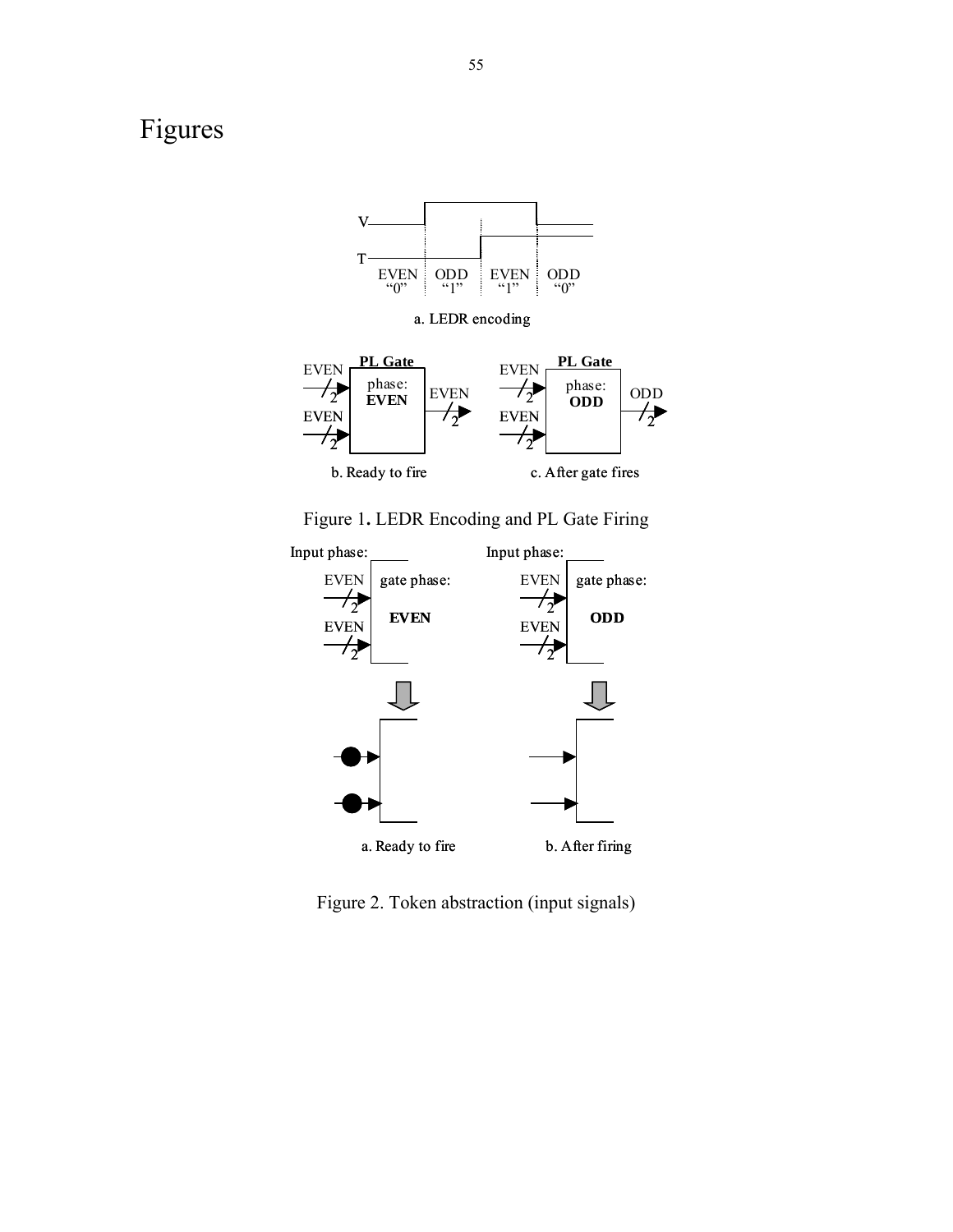# Figures

V

T

EVEN "0" | ODD "1" | EVEN "1" | ODD "0"

a. LEDR encoding

PL Gate

EVEN

2

EVEN

2

phase: **EVEN**

EVEN

2

b. Ready to fire

PL Gate

EVEN

2

EVEN

2

phase: **ODD**

ODD

2

c. After gate fires

Figure 1**.** LEDR Encoding and PL Gate Firing

Input phase:

EVEN

2

EVEN

2

gate phase:

**EVEN**

Input phase:

EVEN

2

EVEN

2

gate phase:

**ODD**

a. Ready to fire

b. After firing

Figure 2. Token abstraction (input signals)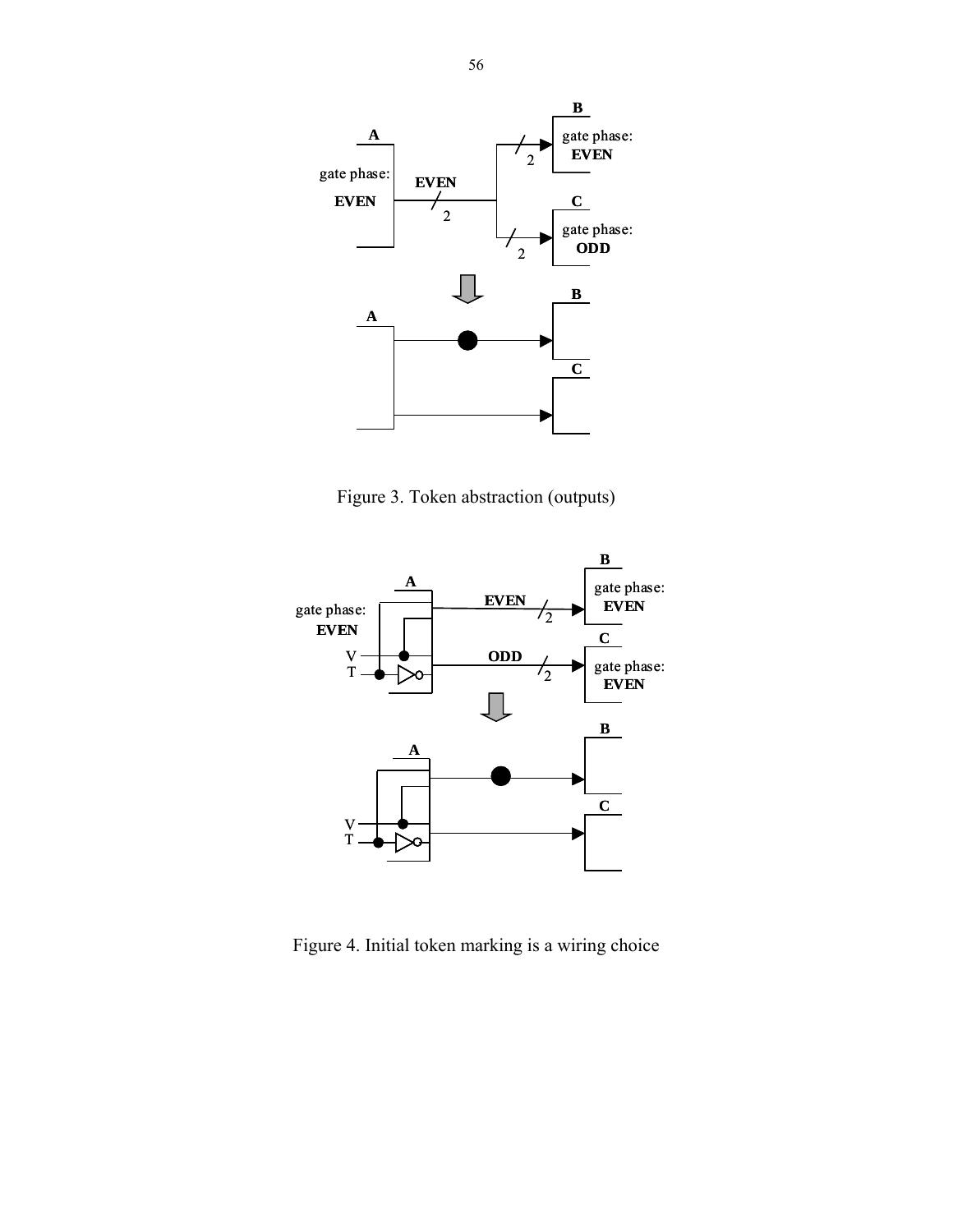Figure 3. Token abstraction (outputs)

Figure 4. Initial token marking is a wiring choice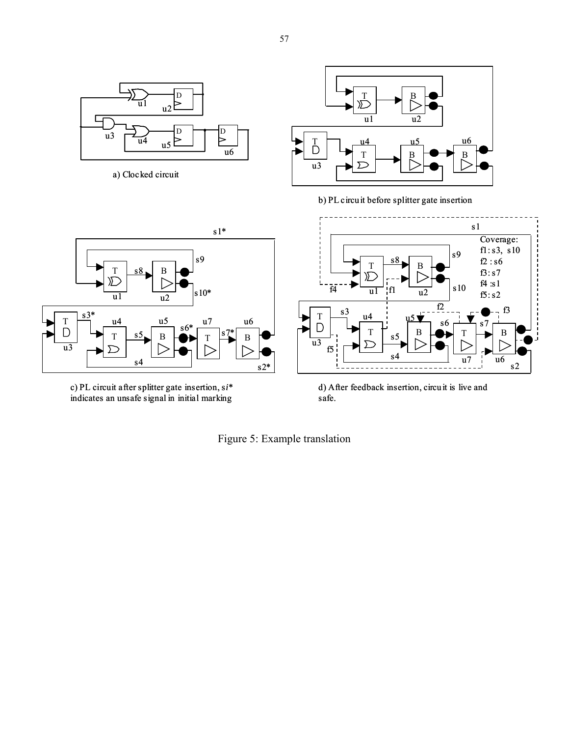a) Clocked circuit

b) PL circuit before splitter gate insertion

c) PL circuit after splitter gate insertion, s*i** indicates an unsafe signal in initial marking

d) After feedback insertion, circuit is live and safe.

Coverage:
f1: s3, s10
f2 : s6
f3: s7
f4 :s1
f5: s2

Figure 5: Example translation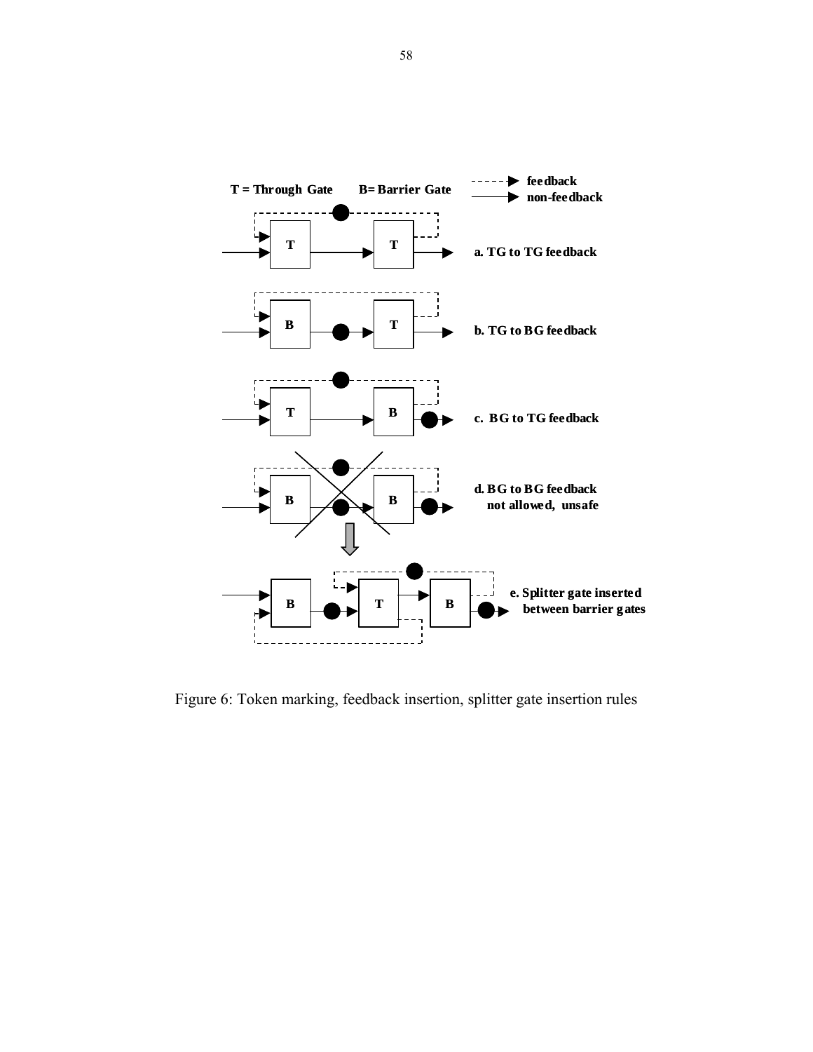T = Through Gate B= Barrier Gate

feedback
non-feedback

a. TG to TG feedback

b. TG to BG feedback

c. BG to TG feedback

d. BG to BG feedback not allowed, unsafe

e. Splitter gate inserted between barrier gates

Figure 6: Token marking, feedback insertion, splitter gate insertion rules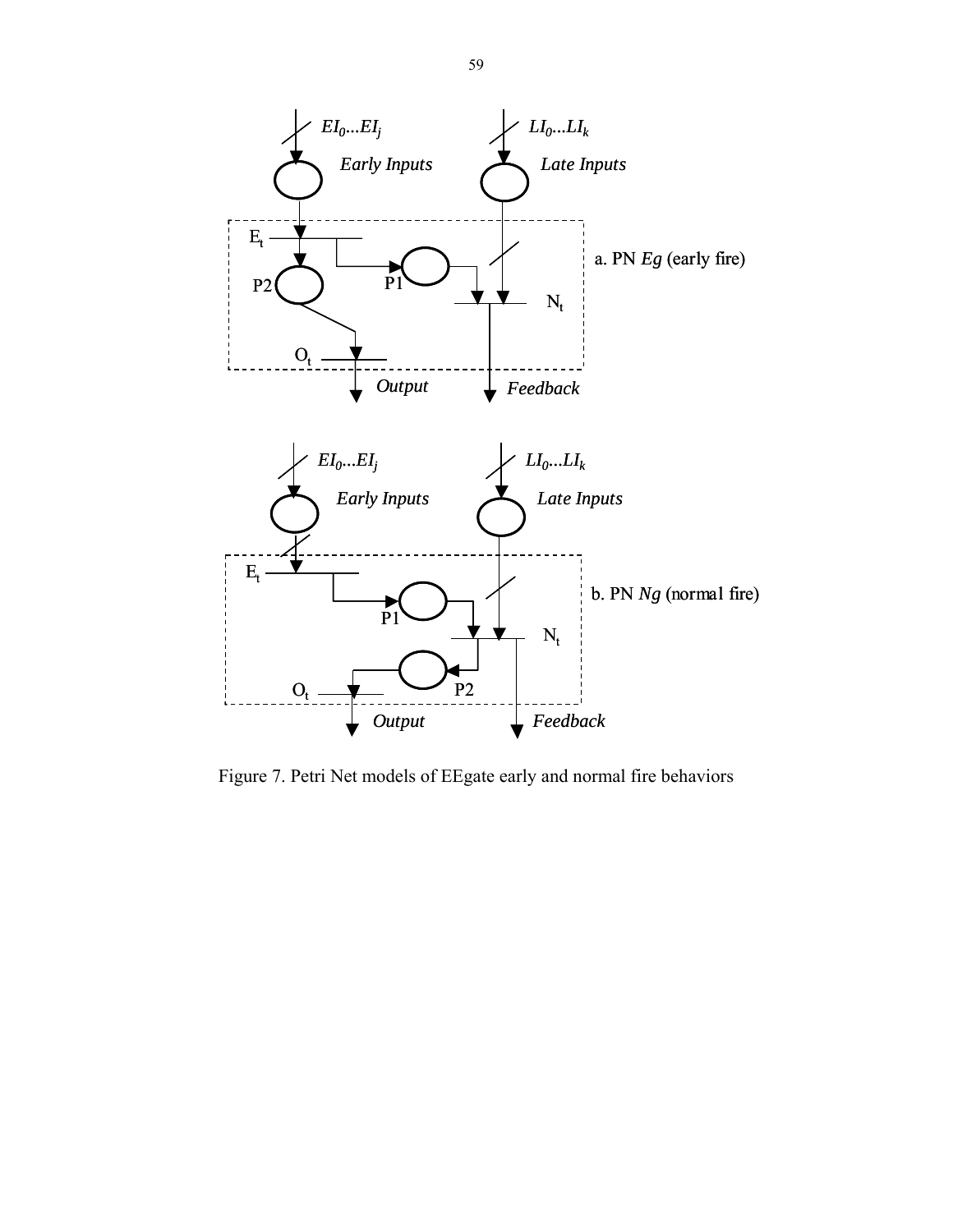Figure 7. Petri Net models of EEgate early and normal fire behaviors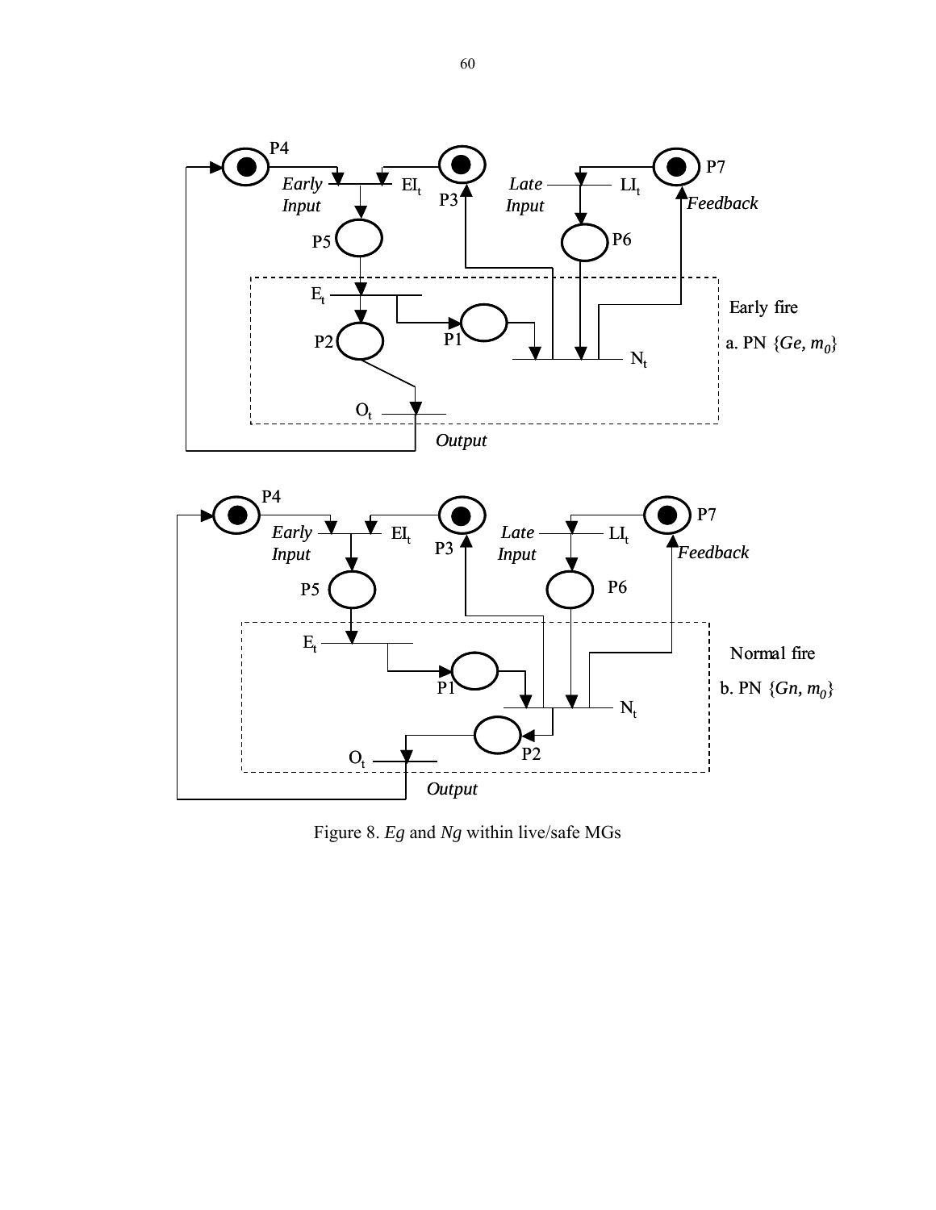Figure 8. *Eg* and *Ng* within live/safe MGs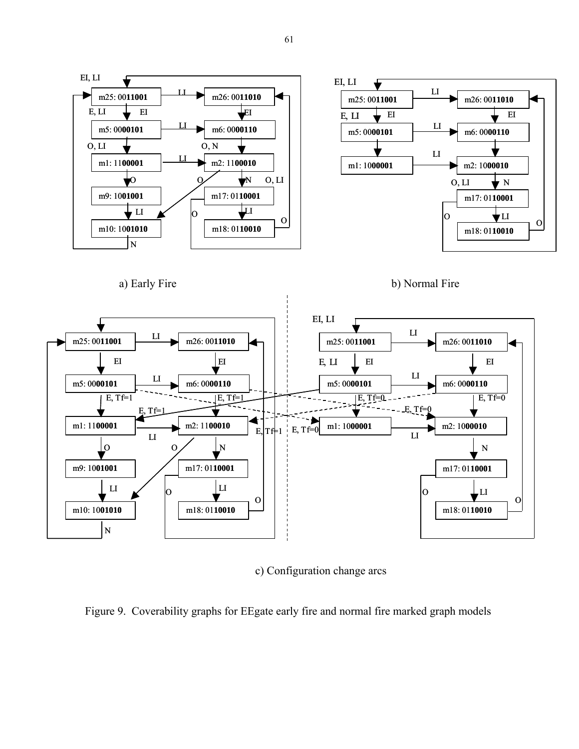a) Early Fire

b) Normal Fire

c) Configuration change arcs

Figure 9. Coverability graphs for EEgate early fire and normal fire marked graph models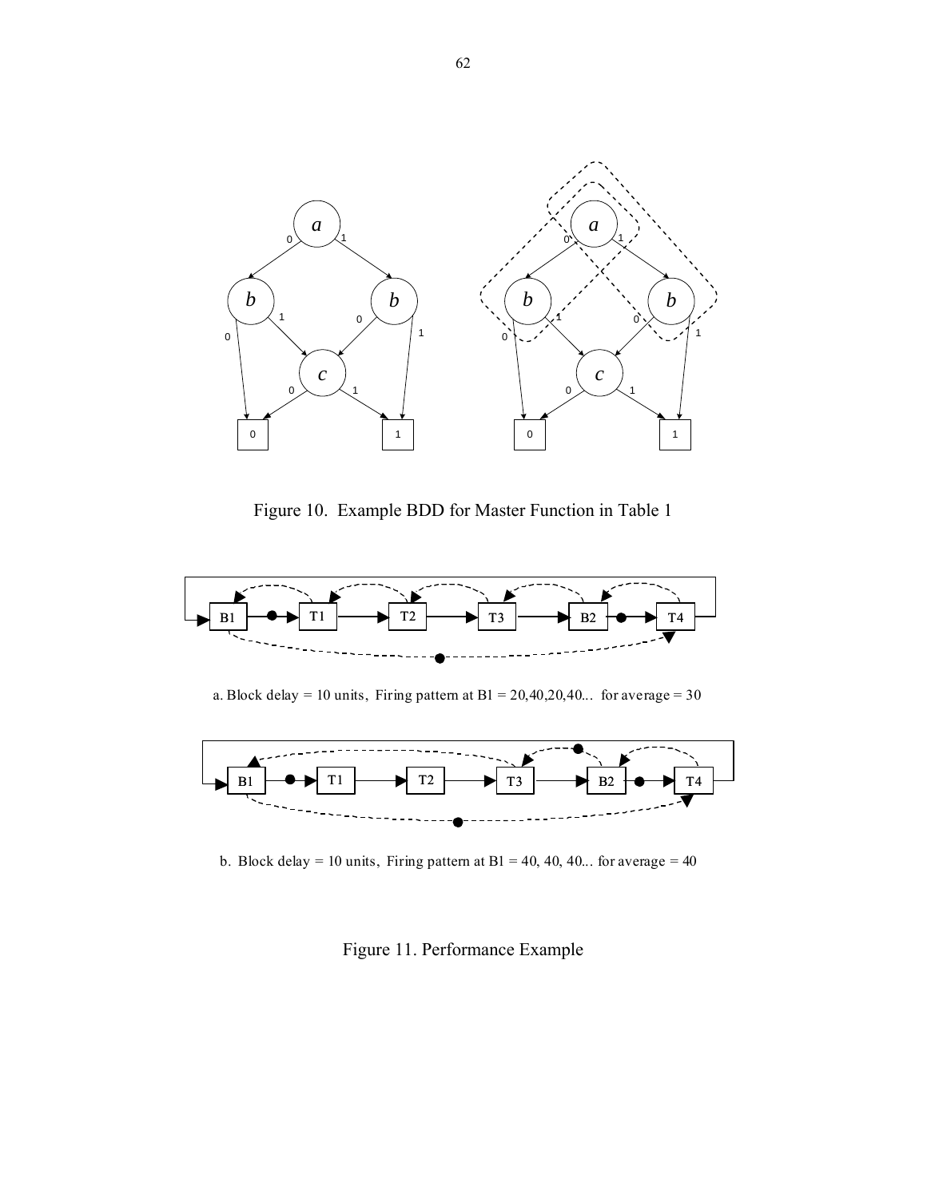Figure 10. Example BDD for Master Function in Table 1

a. Block delay = 10 units, Firing pattern at B1 = 20,40,20,40... for average = 30

b. Block delay = 10 units, Firing pattern at B1 = 40, 40, 40... for average = 40

Figure 11. Performance Example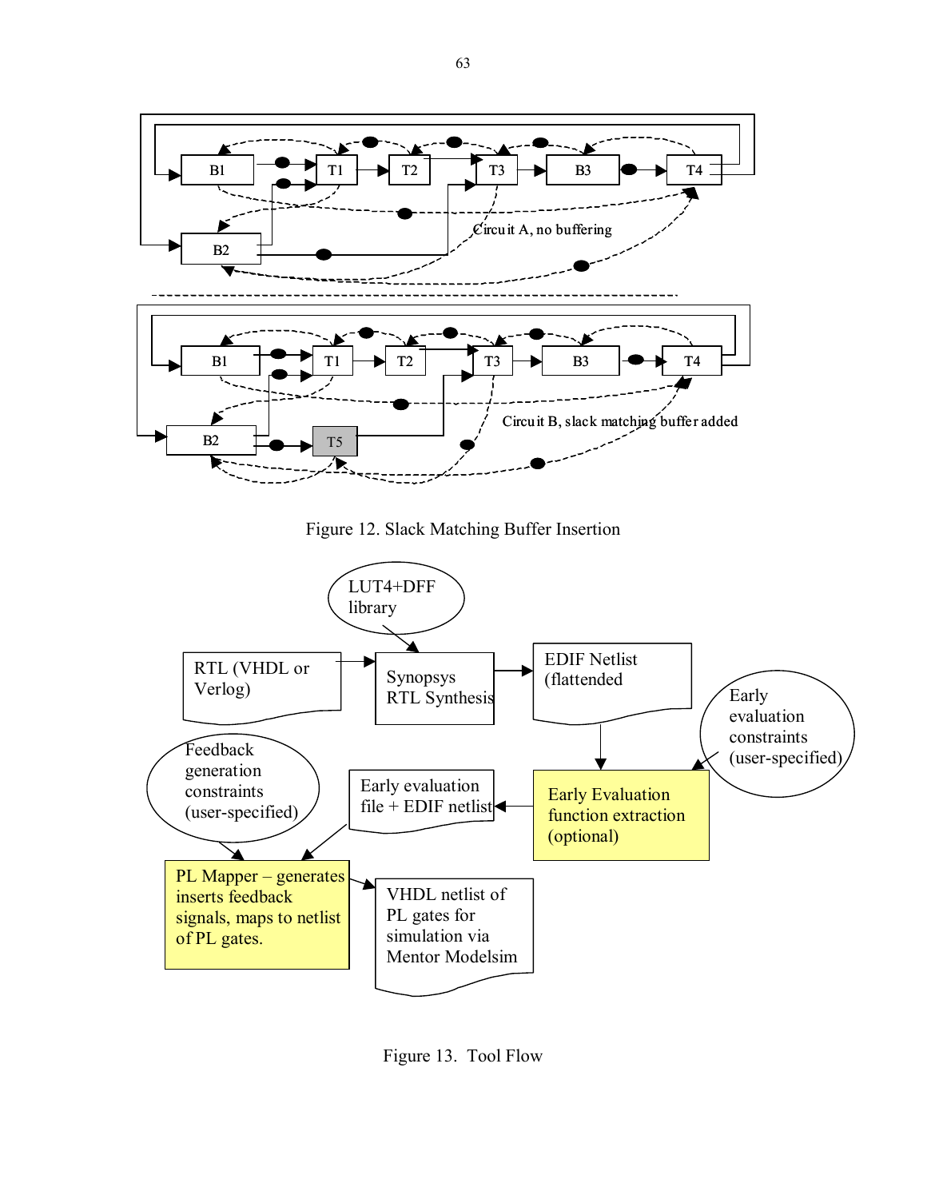Figure 12. Slack Matching Buffer Insertion

Figure 13. Tool Flow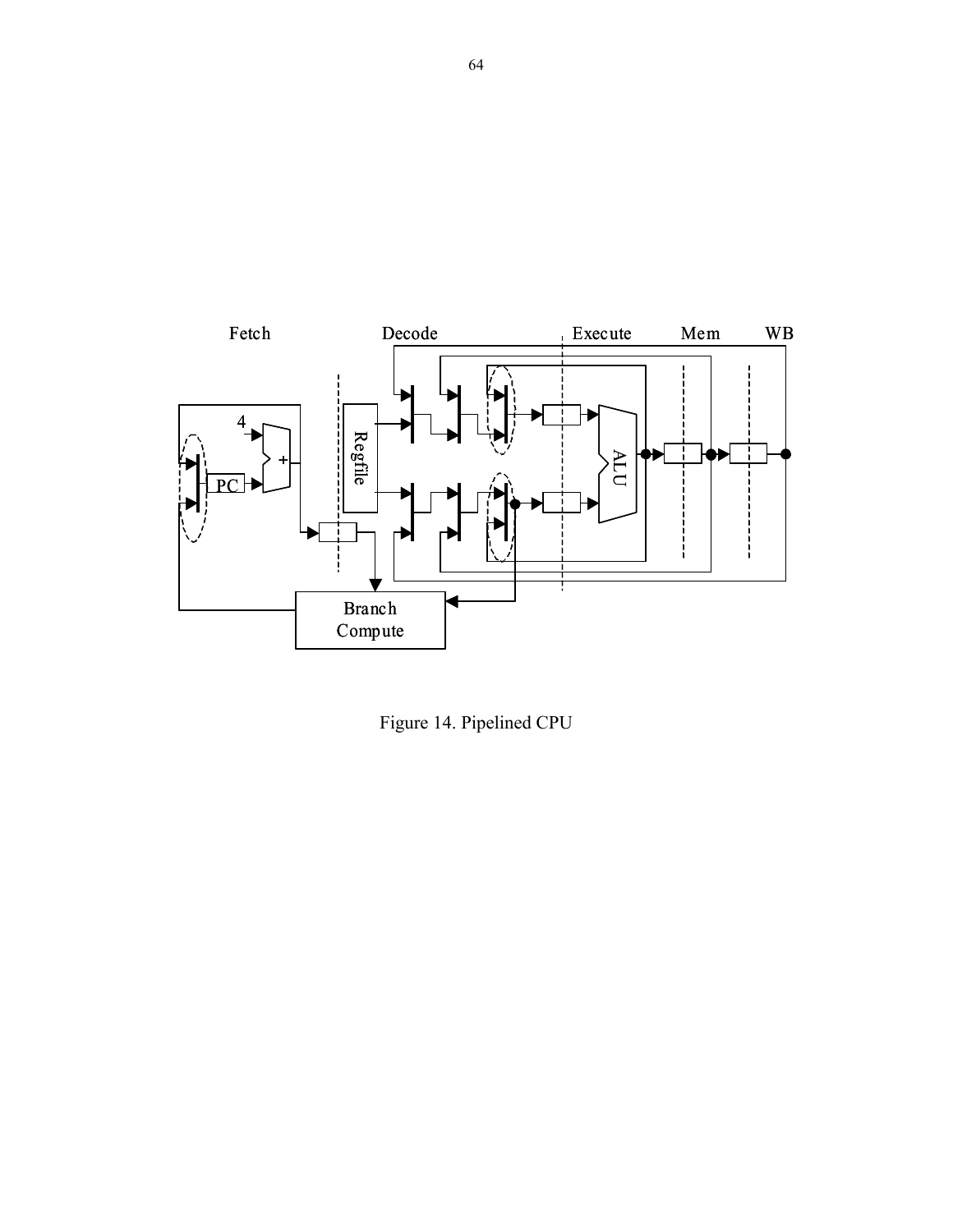Fetch

Decode

Execute

Mem

WB

4

PC

+

Regfile

ALU

Branch Compute

Figure 14. Pipelined CPU